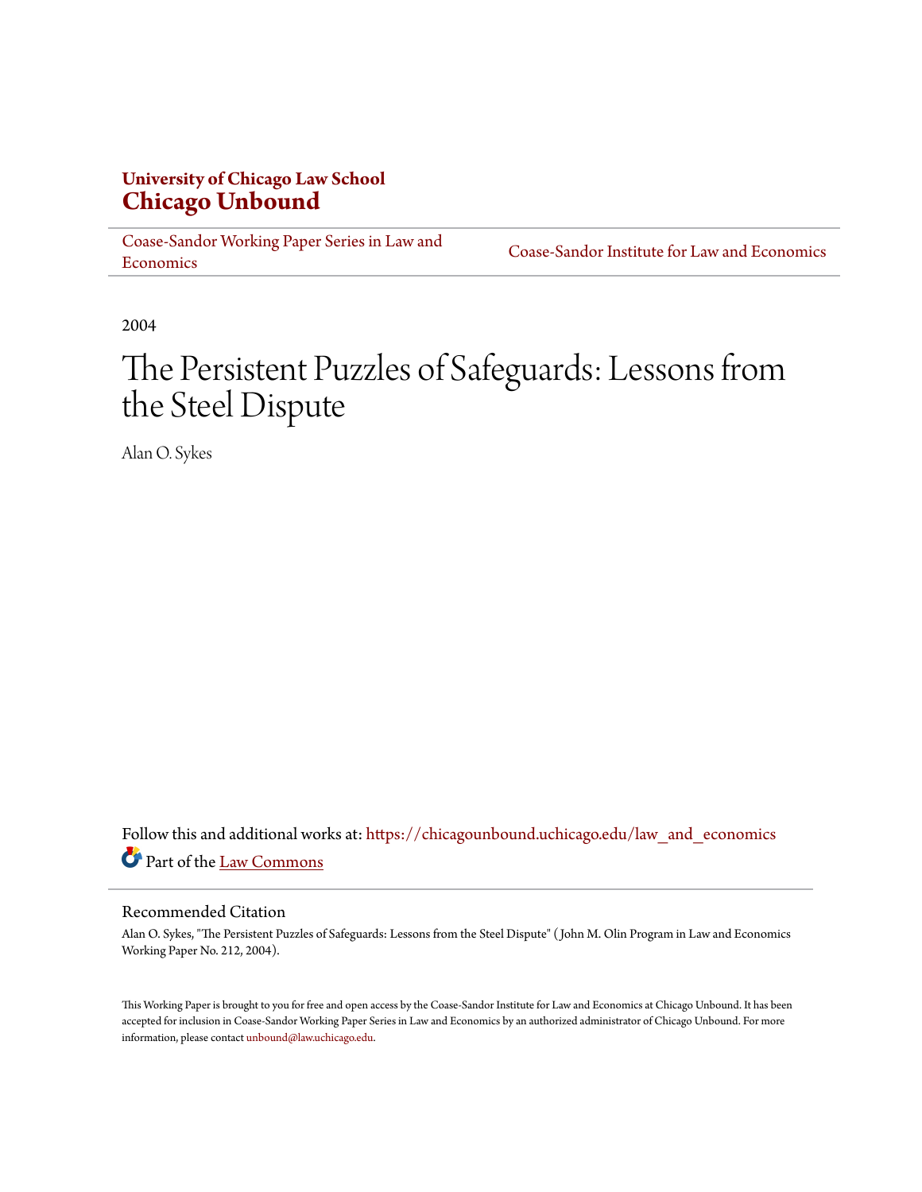**University of Chicago Law School**
**Chicago Unbound**

Coase-Sandor Working Paper Series in Law and Economics | Coase-Sandor Institute for Law and Economics

2004

# The Persistent Puzzles of Safeguards: Lessons from the Steel Dispute

Alan O. Sykes

Follow this and additional works at: https://chicagounbound.uchicago.edu/law_and_economics
Part of the Law Commons

## Recommended Citation

Alan O. Sykes, "The Persistent Puzzles of Safeguards: Lessons from the Steel Dispute" ( John M. Olin Program in Law and Economics Working Paper No. 212, 2004).

This Working Paper is brought to you for free and open access by the Coase-Sandor Institute for Law and Economics at Chicago Unbound. It has been accepted for inclusion in Coase-Sandor Working Paper Series in Law and Economics by an authorized administrator of Chicago Unbound. For more information, please contact unbound@law.uchicago.edu.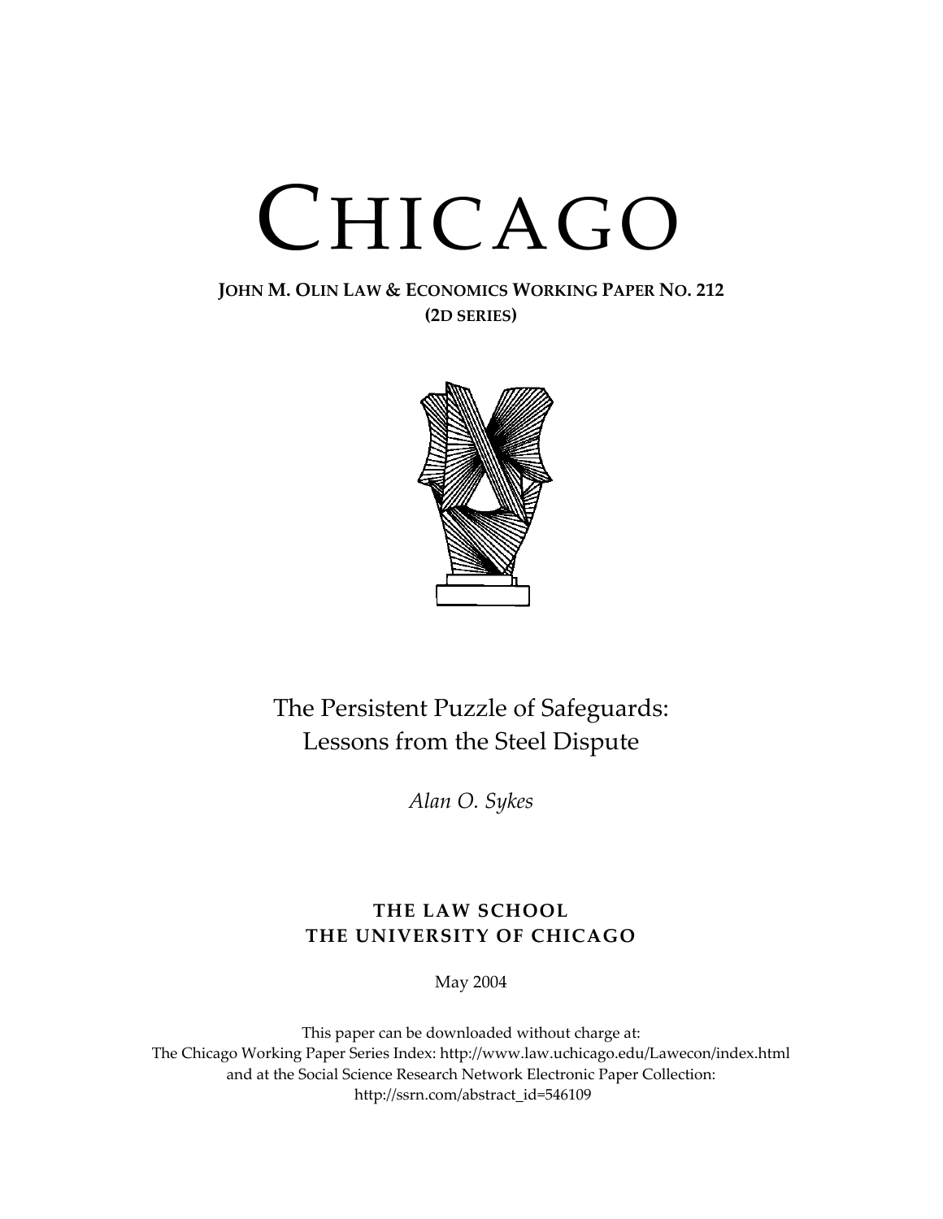# CHICAGO

**JOHN M. OLIN LAW & ECONOMICS WORKING PAPER NO. 212**
**(2D SERIES)**

The Persistent Puzzle of Safeguards:
Lessons from the Steel Dispute

*Alan O. Sykes*

**THE LAW SCHOOL**
**THE UNIVERSITY OF CHICAGO**

May 2004

This paper can be downloaded without charge at:
The Chicago Working Paper Series Index: http://www.law.uchicago.edu/Lawecon/index.html
and at the Social Science Research Network Electronic Paper Collection:
http://ssrn.com/abstract_id=546109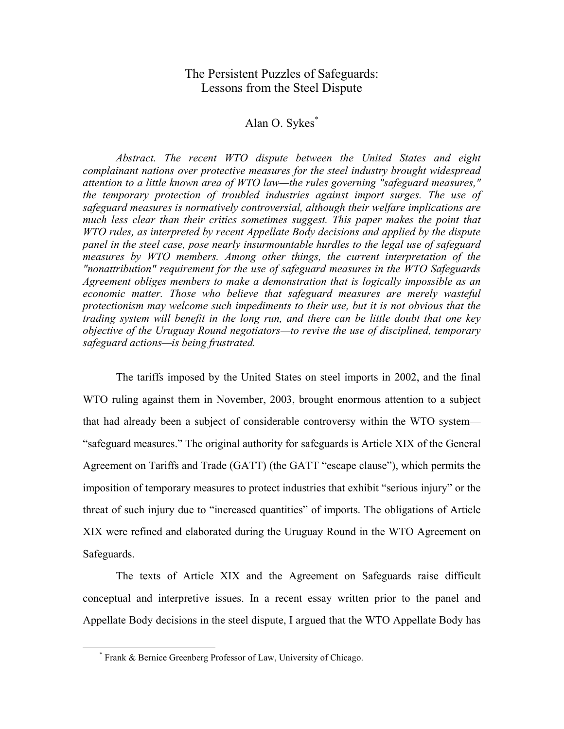# The Persistent Puzzles of Safeguards: Lessons from the Steel Dispute

Alan O. Sykes[*]

*Abstract. The recent WTO dispute between the United States and eight complainant nations over protective measures for the steel industry brought widespread attention to a little known area of WTO law—the rules governing "safeguard measures," the temporary protection of troubled industries against import surges. The use of safeguard measures is normatively controversial, although their welfare implications are much less clear than their critics sometimes suggest. This paper makes the point that WTO rules, as interpreted by recent Appellate Body decisions and applied by the dispute panel in the steel case, pose nearly insurmountable hurdles to the legal use of safeguard measures by WTO members. Among other things, the current interpretation of the "nonattribution" requirement for the use of safeguard measures in the WTO Safeguards Agreement obliges members to make a demonstration that is logically impossible as an economic matter. Those who believe that safeguard measures are merely wasteful protectionism may welcome such impediments to their use, but it is not obvious that the trading system will benefit in the long run, and there can be little doubt that one key objective of the Uruguay Round negotiators—to revive the use of disciplined, temporary safeguard actions—is being frustrated.*

The tariffs imposed by the United States on steel imports in 2002, and the final WTO ruling against them in November, 2003, brought enormous attention to a subject that had already been a subject of considerable controversy within the WTO system—"safeguard measures." The original authority for safeguards is Article XIX of the General Agreement on Tariffs and Trade (GATT) (the GATT "escape clause"), which permits the imposition of temporary measures to protect industries that exhibit "serious injury" or the threat of such injury due to "increased quantities" of imports. The obligations of Article XIX were refined and elaborated during the Uruguay Round in the WTO Agreement on Safeguards.

The texts of Article XIX and the Agreement on Safeguards raise difficult conceptual and interpretive issues. In a recent essay written prior to the panel and Appellate Body decisions in the steel dispute, I argued that the WTO Appellate Body has

[*] Frank & Bernice Greenberg Professor of Law, University of Chicago.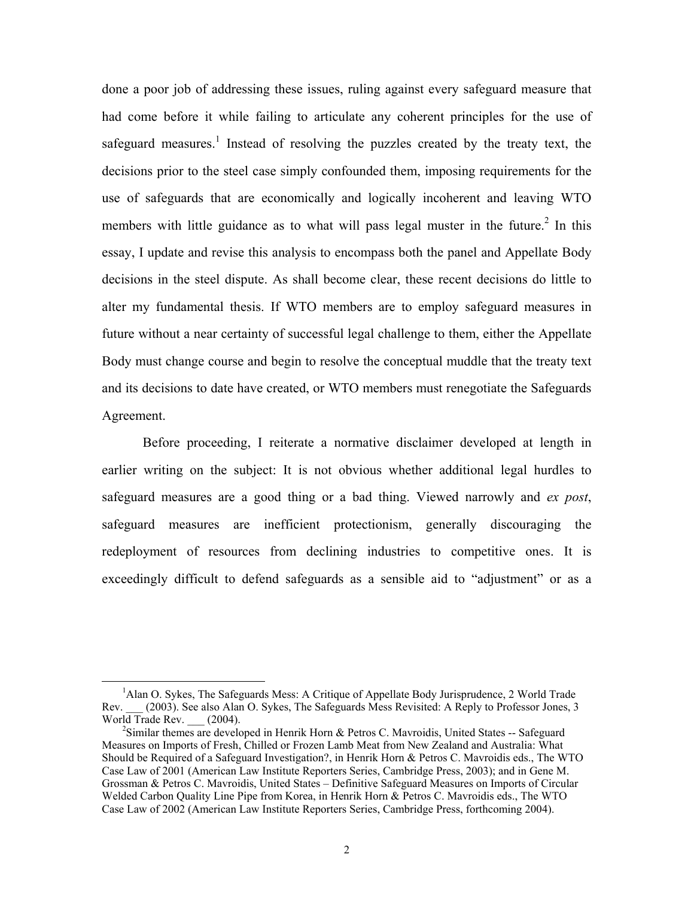done a poor job of addressing these issues, ruling against every safeguard measure that had come before it while failing to articulate any coherent principles for the use of safeguard measures.[1] Instead of resolving the puzzles created by the treaty text, the decisions prior to the steel case simply confounded them, imposing requirements for the use of safeguards that are economically and logically incoherent and leaving WTO members with little guidance as to what will pass legal muster in the future.[2] In this essay, I update and revise this analysis to encompass both the panel and Appellate Body decisions in the steel dispute. As shall become clear, these recent decisions do little to alter my fundamental thesis. If WTO members are to employ safeguard measures in future without a near certainty of successful legal challenge to them, either the Appellate Body must change course and begin to resolve the conceptual muddle that the treaty text and its decisions to date have created, or WTO members must renegotiate the Safeguards Agreement.

Before proceeding, I reiterate a normative disclaimer developed at length in earlier writing on the subject: It is not obvious whether additional legal hurdles to safeguard measures are a good thing or a bad thing. Viewed narrowly and *ex post*, safeguard measures are inefficient protectionism, generally discouraging the redeployment of resources from declining industries to competitive ones. It is exceedingly difficult to defend safeguards as a sensible aid to "adjustment" or as a

---

[1] Alan O. Sykes, The Safeguards Mess: A Critique of Appellate Body Jurisprudence, 2 World Trade Rev. ___ (2003). See also Alan O. Sykes, The Safeguards Mess Revisited: A Reply to Professor Jones, 3 World Trade Rev. ___ (2004).

[2] Similar themes are developed in Henrik Horn & Petros C. Mavroidis, United States -- Safeguard Measures on Imports of Fresh, Chilled or Frozen Lamb Meat from New Zealand and Australia: What Should be Required of a Safeguard Investigation?, in Henrik Horn & Petros C. Mavroidis eds., The WTO Case Law of 2001 (American Law Institute Reporters Series, Cambridge Press, 2003); and in Gene M. Grossman & Petros C. Mavroidis, United States – Definitive Safeguard Measures on Imports of Circular Welded Carbon Quality Line Pipe from Korea, in Henrik Horn & Petros C. Mavroidis eds., The WTO Case Law of 2002 (American Law Institute Reporters Series, Cambridge Press, forthcoming 2004).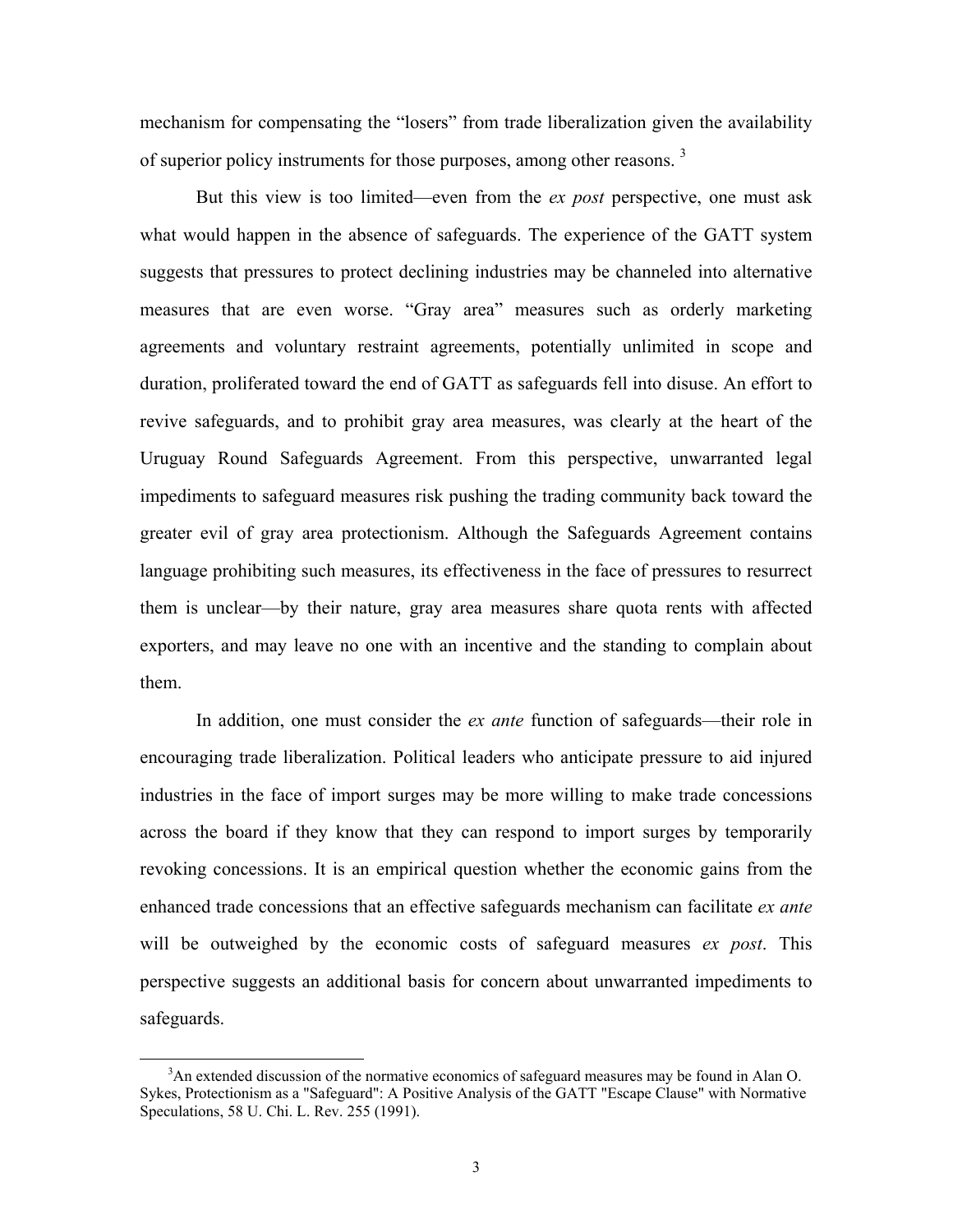mechanism for compensating the "losers" from trade liberalization given the availability of superior policy instruments for those purposes, among other reasons. [3]

But this view is too limited—even from the *ex post* perspective, one must ask what would happen in the absence of safeguards. The experience of the GATT system suggests that pressures to protect declining industries may be channeled into alternative measures that are even worse. "Gray area" measures such as orderly marketing agreements and voluntary restraint agreements, potentially unlimited in scope and duration, proliferated toward the end of GATT as safeguards fell into disuse. An effort to revive safeguards, and to prohibit gray area measures, was clearly at the heart of the Uruguay Round Safeguards Agreement. From this perspective, unwarranted legal impediments to safeguard measures risk pushing the trading community back toward the greater evil of gray area protectionism. Although the Safeguards Agreement contains language prohibiting such measures, its effectiveness in the face of pressures to resurrect them is unclear—by their nature, gray area measures share quota rents with affected exporters, and may leave no one with an incentive and the standing to complain about them.

In addition, one must consider the *ex ante* function of safeguards—their role in encouraging trade liberalization. Political leaders who anticipate pressure to aid injured industries in the face of import surges may be more willing to make trade concessions across the board if they know that they can respond to import surges by temporarily revoking concessions. It is an empirical question whether the economic gains from the enhanced trade concessions that an effective safeguards mechanism can facilitate *ex ante* will be outweighed by the economic costs of safeguard measures *ex post*. This perspective suggests an additional basis for concern about unwarranted impediments to safeguards.

[3] An extended discussion of the normative economics of safeguard measures may be found in Alan O. Sykes, Protectionism as a "Safeguard": A Positive Analysis of the GATT "Escape Clause" with Normative Speculations, 58 U. Chi. L. Rev. 255 (1991).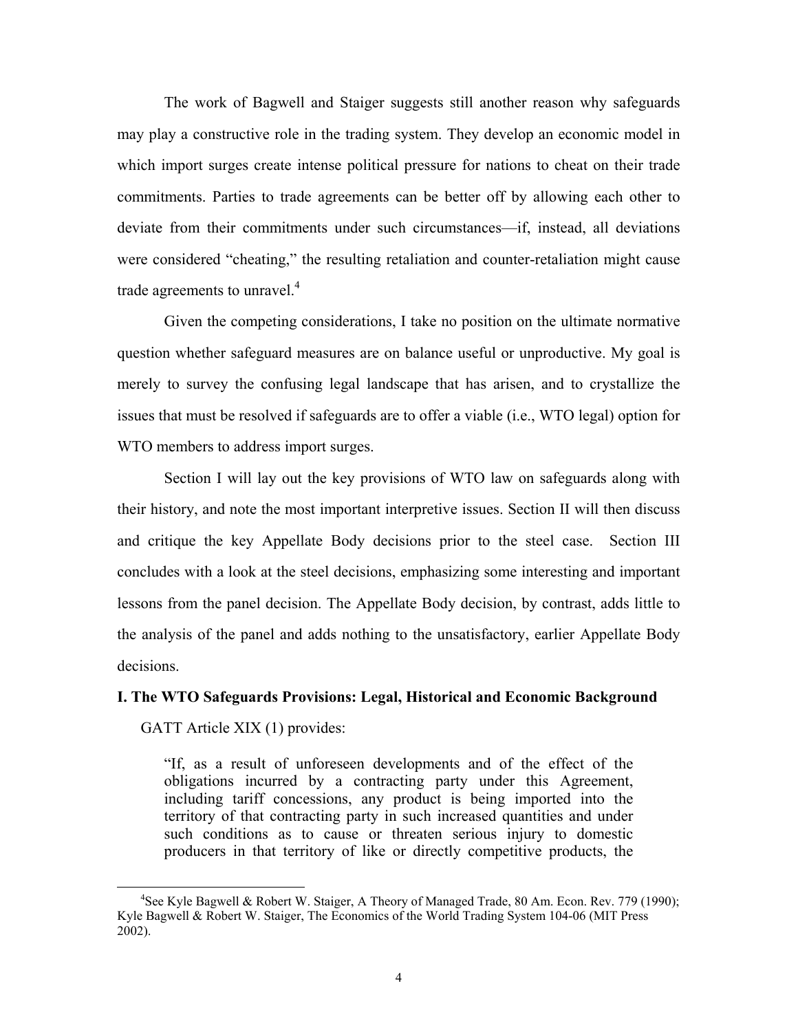The work of Bagwell and Staiger suggests still another reason why safeguards may play a constructive role in the trading system. They develop an economic model in which import surges create intense political pressure for nations to cheat on their trade commitments. Parties to trade agreements can be better off by allowing each other to deviate from their commitments under such circumstances—if, instead, all deviations were considered "cheating," the resulting retaliation and counter-retaliation might cause trade agreements to unravel.[4]

Given the competing considerations, I take no position on the ultimate normative question whether safeguard measures are on balance useful or unproductive. My goal is merely to survey the confusing legal landscape that has arisen, and to crystallize the issues that must be resolved if safeguards are to offer a viable (i.e., WTO legal) option for WTO members to address import surges.

Section I will lay out the key provisions of WTO law on safeguards along with their history, and note the most important interpretive issues. Section II will then discuss and critique the key Appellate Body decisions prior to the steel case. Section III concludes with a look at the steel decisions, emphasizing some interesting and important lessons from the panel decision. The Appellate Body decision, by contrast, adds little to the analysis of the panel and adds nothing to the unsatisfactory, earlier Appellate Body decisions.

## I. The WTO Safeguards Provisions: Legal, Historical and Economic Background

GATT Article XIX (1) provides:

> "If, as a result of unforeseen developments and of the effect of the obligations incurred by a contracting party under this Agreement, including tariff concessions, any product is being imported into the territory of that contracting party in such increased quantities and under such conditions as to cause or threaten serious injury to domestic producers in that territory of like or directly competitive products, the

[4] See Kyle Bagwell & Robert W. Staiger, A Theory of Managed Trade, 80 Am. Econ. Rev. 779 (1990); Kyle Bagwell & Robert W. Staiger, The Economics of the World Trading System 104-06 (MIT Press 2002).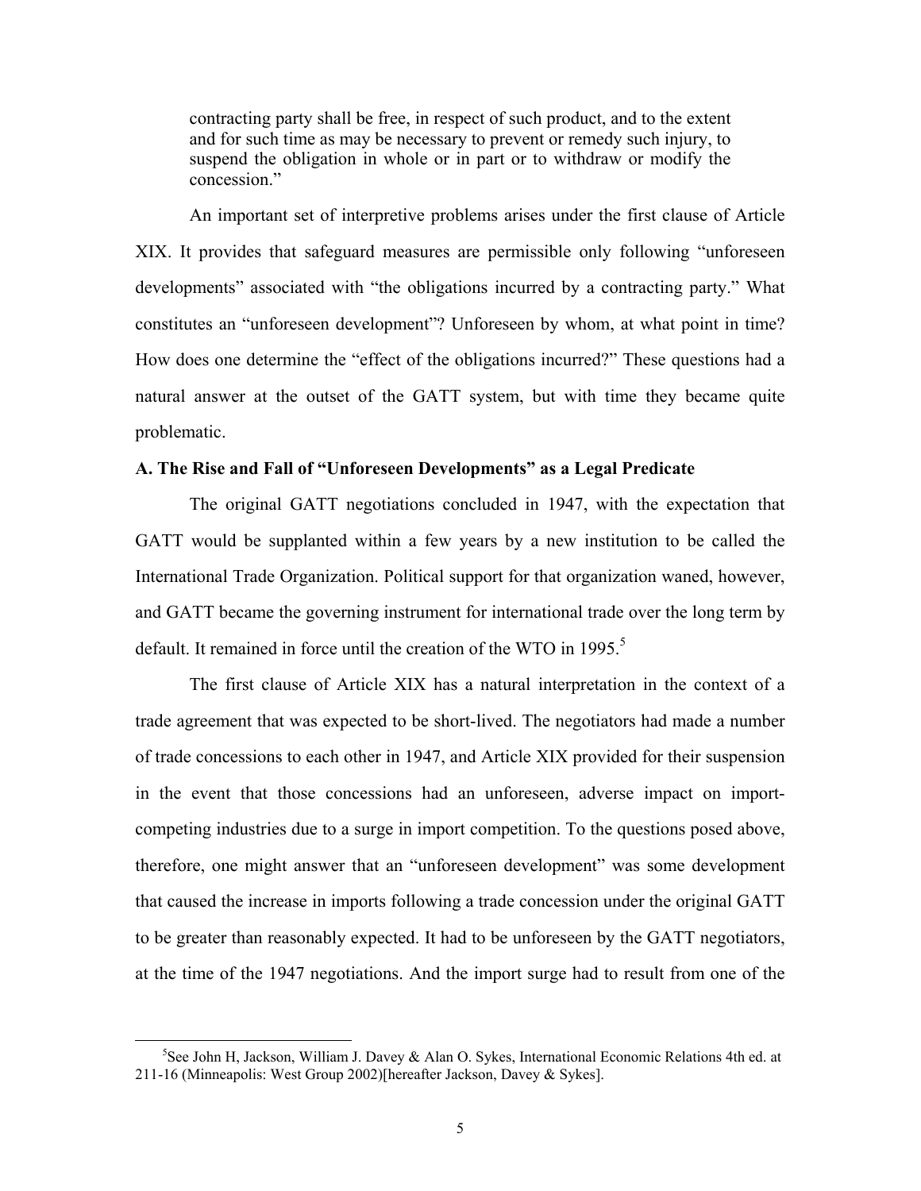> contracting party shall be free, in respect of such product, and to the extent and for such time as may be necessary to prevent or remedy such injury, to suspend the obligation in whole or in part or to withdraw or modify the concession."

An important set of interpretive problems arises under the first clause of Article XIX. It provides that safeguard measures are permissible only following "unforeseen developments" associated with "the obligations incurred by a contracting party." What constitutes an "unforeseen development"? Unforeseen by whom, at what point in time? How does one determine the "effect of the obligations incurred?" These questions had a natural answer at the outset of the GATT system, but with time they became quite problematic.

**A. The Rise and Fall of "Unforeseen Developments" as a Legal Predicate**

The original GATT negotiations concluded in 1947, with the expectation that GATT would be supplanted within a few years by a new institution to be called the International Trade Organization. Political support for that organization waned, however, and GATT became the governing instrument for international trade over the long term by default. It remained in force until the creation of the WTO in 1995.[5]

The first clause of Article XIX has a natural interpretation in the context of a trade agreement that was expected to be short-lived. The negotiators had made a number of trade concessions to each other in 1947, and Article XIX provided for their suspension in the event that those concessions had an unforeseen, adverse impact on import-competing industries due to a surge in import competition. To the questions posed above, therefore, one might answer that an "unforeseen development" was some development that caused the increase in imports following a trade concession under the original GATT to be greater than reasonably expected. It had to be unforeseen by the GATT negotiators, at the time of the 1947 negotiations. And the import surge had to result from one of the

[5] See John H, Jackson, William J. Davey & Alan O. Sykes, International Economic Relations 4th ed. at 211-16 (Minneapolis: West Group 2002)[hereafter Jackson, Davey & Sykes].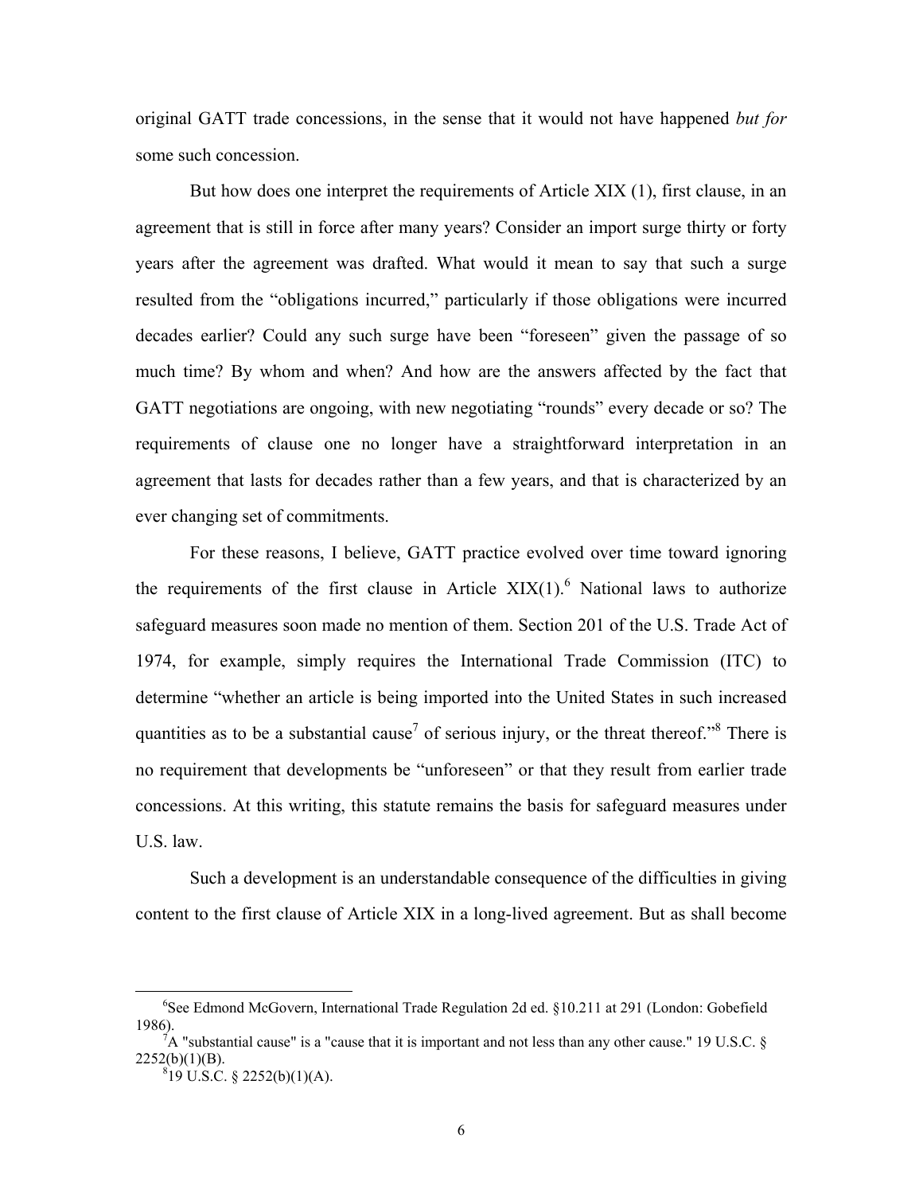original GATT trade concessions, in the sense that it would not have happened *but for* some such concession.

But how does one interpret the requirements of Article XIX (1), first clause, in an agreement that is still in force after many years? Consider an import surge thirty or forty years after the agreement was drafted. What would it mean to say that such a surge resulted from the "obligations incurred," particularly if those obligations were incurred decades earlier? Could any such surge have been "foreseen" given the passage of so much time? By whom and when? And how are the answers affected by the fact that GATT negotiations are ongoing, with new negotiating "rounds" every decade or so? The requirements of clause one no longer have a straightforward interpretation in an agreement that lasts for decades rather than a few years, and that is characterized by an ever changing set of commitments.

For these reasons, I believe, GATT practice evolved over time toward ignoring the requirements of the first clause in Article XIX(1).[6] National laws to authorize safeguard measures soon made no mention of them. Section 201 of the U.S. Trade Act of 1974, for example, simply requires the International Trade Commission (ITC) to determine "whether an article is being imported into the United States in such increased quantities as to be a substantial cause[7] of serious injury, or the threat thereof."[8] There is no requirement that developments be "unforeseen" or that they result from earlier trade concessions. At this writing, this statute remains the basis for safeguard measures under U.S. law.

Such a development is an understandable consequence of the difficulties in giving content to the first clause of Article XIX in a long-lived agreement. But as shall become

---

[6] See Edmond McGovern, International Trade Regulation 2d ed. §10.211 at 291 (London: Gobefield 1986).

[7] A "substantial cause" is a "cause that it is important and not less than any other cause." 19 U.S.C. § 2252(b)(1)(B).

[8] 19 U.S.C. § 2252(b)(1)(A).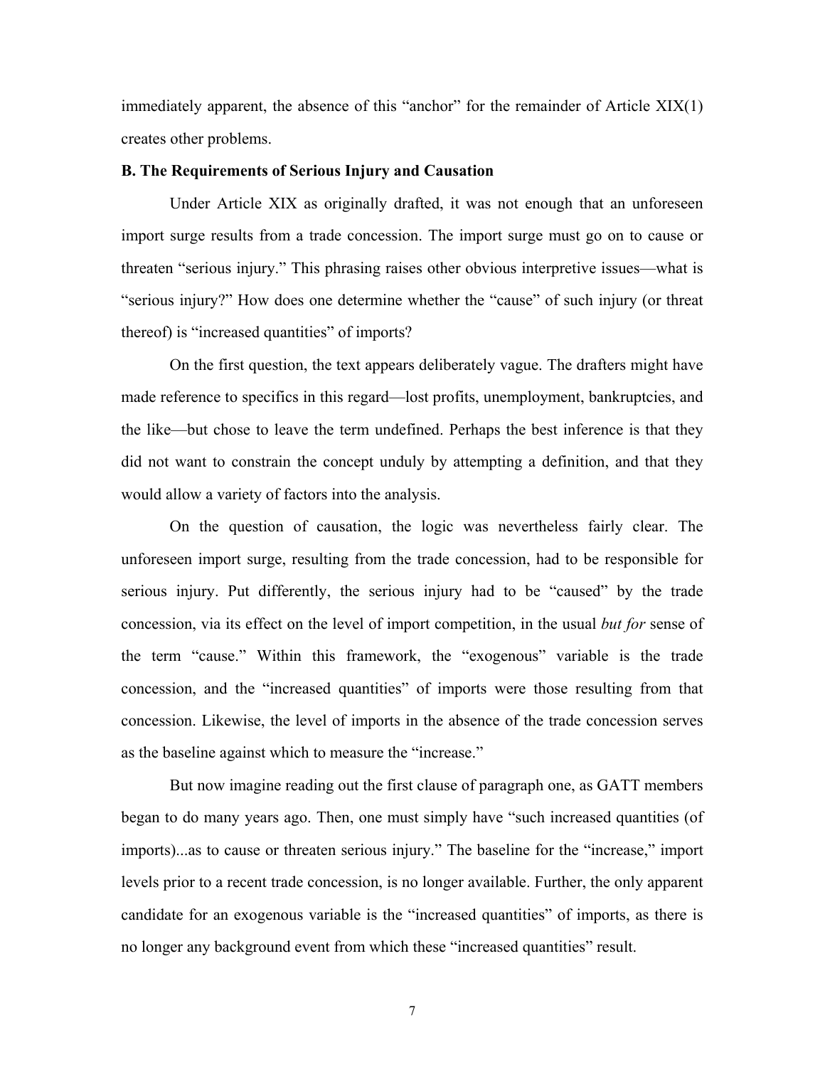immediately apparent, the absence of this "anchor" for the remainder of Article XIX(1) creates other problems.

**B. The Requirements of Serious Injury and Causation**

Under Article XIX as originally drafted, it was not enough that an unforeseen import surge results from a trade concession. The import surge must go on to cause or threaten "serious injury." This phrasing raises other obvious interpretive issues—what is "serious injury?" How does one determine whether the "cause" of such injury (or threat thereof) is "increased quantities" of imports?

On the first question, the text appears deliberately vague. The drafters might have made reference to specifics in this regard—lost profits, unemployment, bankruptcies, and the like—but chose to leave the term undefined. Perhaps the best inference is that they did not want to constrain the concept unduly by attempting a definition, and that they would allow a variety of factors into the analysis.

On the question of causation, the logic was nevertheless fairly clear. The unforeseen import surge, resulting from the trade concession, had to be responsible for serious injury. Put differently, the serious injury had to be "caused" by the trade concession, via its effect on the level of import competition, in the usual *but for* sense of the term "cause." Within this framework, the "exogenous" variable is the trade concession, and the "increased quantities" of imports were those resulting from that concession. Likewise, the level of imports in the absence of the trade concession serves as the baseline against which to measure the "increase."

But now imagine reading out the first clause of paragraph one, as GATT members began to do many years ago. Then, one must simply have "such increased quantities (of imports)...as to cause or threaten serious injury." The baseline for the "increase," import levels prior to a recent trade concession, is no longer available. Further, the only apparent candidate for an exogenous variable is the "increased quantities" of imports, as there is no longer any background event from which these "increased quantities" result.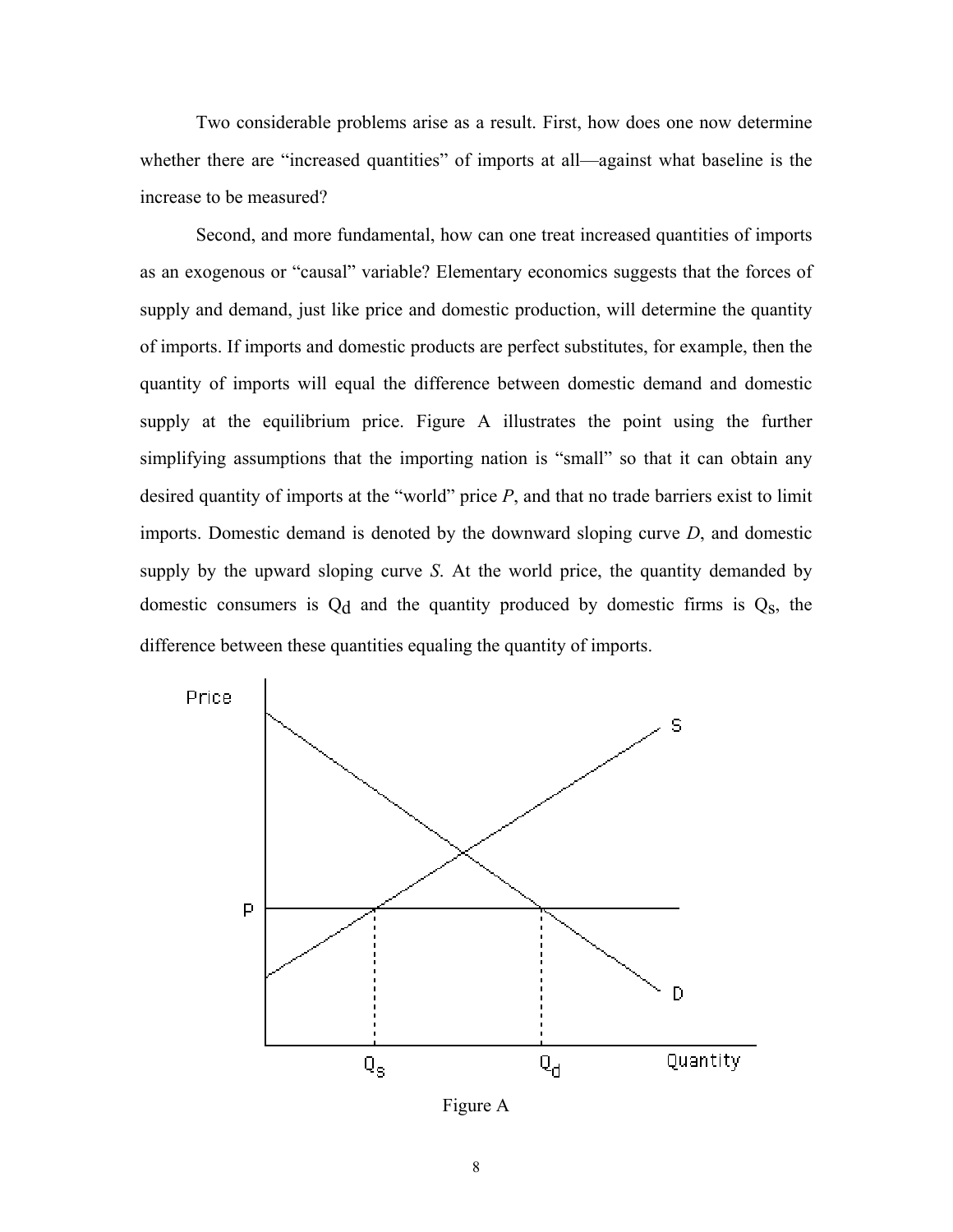Two considerable problems arise as a result. First, how does one now determine whether there are "increased quantities" of imports at all—against what baseline is the increase to be measured?

Second, and more fundamental, how can one treat increased quantities of imports as an exogenous or "causal" variable? Elementary economics suggests that the forces of supply and demand, just like price and domestic production, will determine the quantity of imports. If imports and domestic products are perfect substitutes, for example, then the quantity of imports will equal the difference between domestic demand and domestic supply at the equilibrium price. Figure A illustrates the point using the further simplifying assumptions that the importing nation is "small" so that it can obtain any desired quantity of imports at the "world" price *P*, and that no trade barriers exist to limit imports. Domestic demand is denoted by the downward sloping curve *D*, and domestic supply by the upward sloping curve *S*. At the world price, the quantity demanded by domestic consumers is $Q_d$ and the quantity produced by domestic firms is $Q_s$, the difference between these quantities equaling the quantity of imports.

Figure A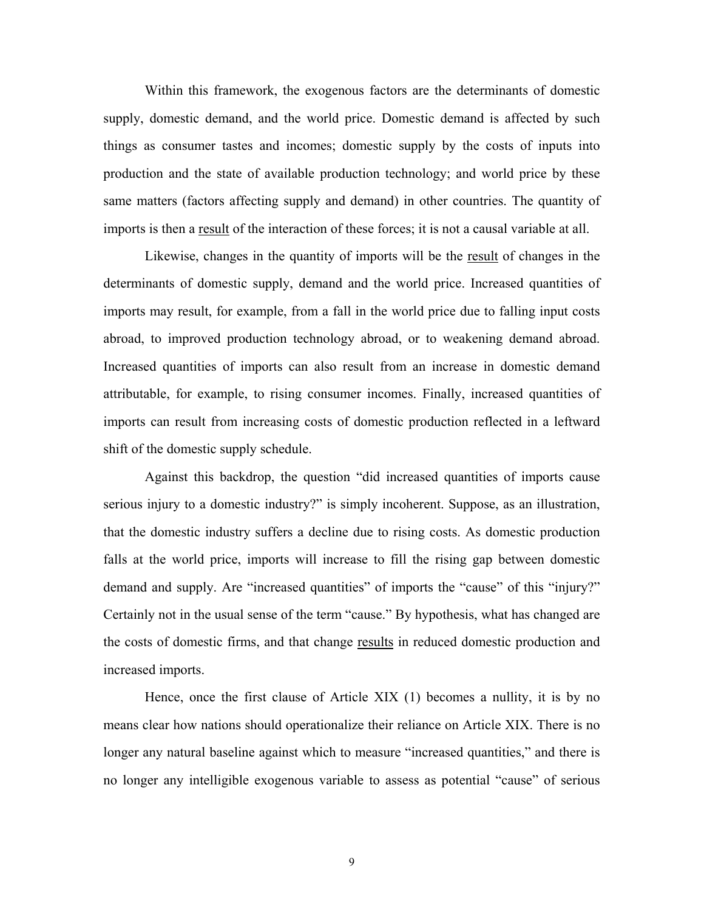Within this framework, the exogenous factors are the determinants of domestic supply, domestic demand, and the world price. Domestic demand is affected by such things as consumer tastes and incomes; domestic supply by the costs of inputs into production and the state of available production technology; and world price by these same matters (factors affecting supply and demand) in other countries. The quantity of imports is then a <u>result</u> of the interaction of these forces; it is not a causal variable at all.

Likewise, changes in the quantity of imports will be the <u>result</u> of changes in the determinants of domestic supply, demand and the world price. Increased quantities of imports may result, for example, from a fall in the world price due to falling input costs abroad, to improved production technology abroad, or to weakening demand abroad. Increased quantities of imports can also result from an increase in domestic demand attributable, for example, to rising consumer incomes. Finally, increased quantities of imports can result from increasing costs of domestic production reflected in a leftward shift of the domestic supply schedule.

Against this backdrop, the question "did increased quantities of imports cause serious injury to a domestic industry?" is simply incoherent. Suppose, as an illustration, that the domestic industry suffers a decline due to rising costs. As domestic production falls at the world price, imports will increase to fill the rising gap between domestic demand and supply. Are "increased quantities" of imports the "cause" of this "injury?" Certainly not in the usual sense of the term "cause." By hypothesis, what has changed are the costs of domestic firms, and that change <u>results</u> in reduced domestic production and increased imports.

Hence, once the first clause of Article XIX (1) becomes a nullity, it is by no means clear how nations should operationalize their reliance on Article XIX. There is no longer any natural baseline against which to measure "increased quantities," and there is no longer any intelligible exogenous variable to assess as potential "cause" of serious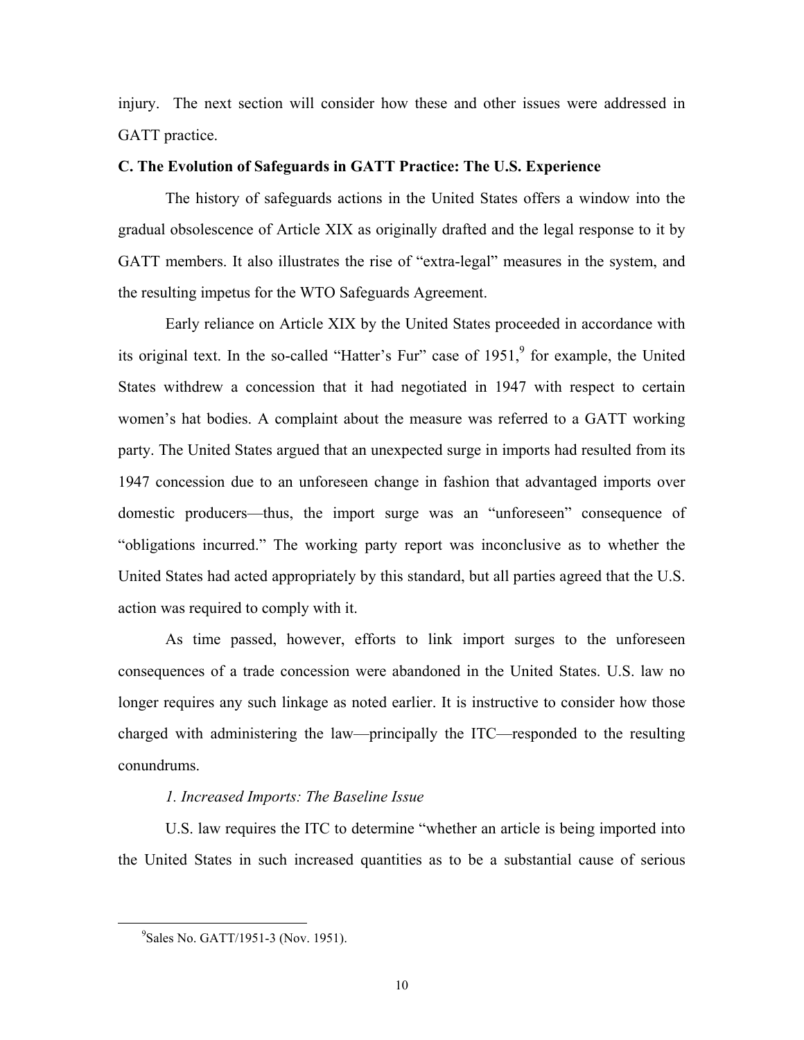injury. The next section will consider how these and other issues were addressed in GATT practice.

**C. The Evolution of Safeguards in GATT Practice: The U.S. Experience**

The history of safeguards actions in the United States offers a window into the gradual obsolescence of Article XIX as originally drafted and the legal response to it by GATT members. It also illustrates the rise of "extra-legal" measures in the system, and the resulting impetus for the WTO Safeguards Agreement.

Early reliance on Article XIX by the United States proceeded in accordance with its original text. In the so-called "Hatter's Fur" case of 1951,[9] for example, the United States withdrew a concession that it had negotiated in 1947 with respect to certain women's hat bodies. A complaint about the measure was referred to a GATT working party. The United States argued that an unexpected surge in imports had resulted from its 1947 concession due to an unforeseen change in fashion that advantaged imports over domestic producers—thus, the import surge was an "unforeseen" consequence of "obligations incurred." The working party report was inconclusive as to whether the United States had acted appropriately by this standard, but all parties agreed that the U.S. action was required to comply with it.

As time passed, however, efforts to link import surges to the unforeseen consequences of a trade concession were abandoned in the United States. U.S. law no longer requires any such linkage as noted earlier. It is instructive to consider how those charged with administering the law—principally the ITC—responded to the resulting conundrums.

*1. Increased Imports: The Baseline Issue*

U.S. law requires the ITC to determine "whether an article is being imported into the United States in such increased quantities as to be a substantial cause of serious

[9] Sales No. GATT/1951-3 (Nov. 1951).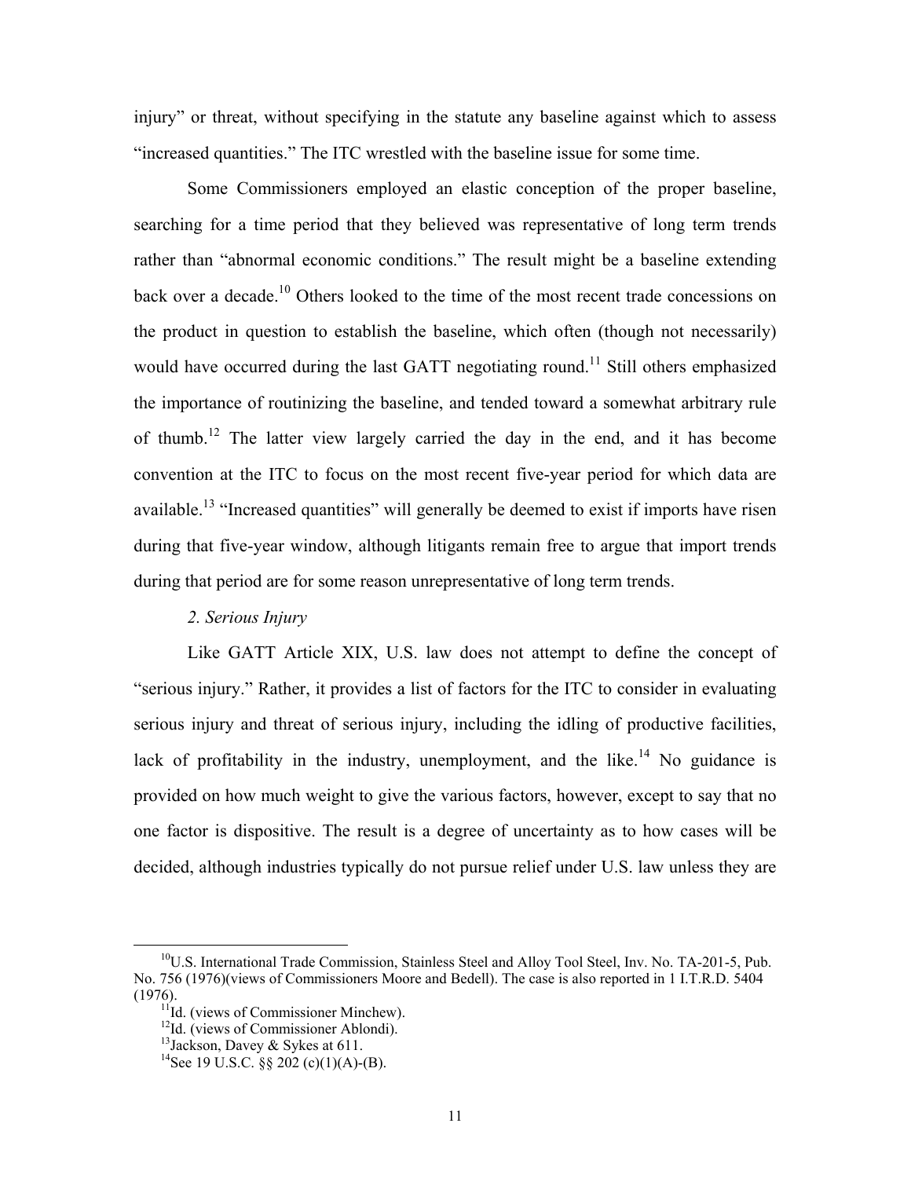injury" or threat, without specifying in the statute any baseline against which to assess "increased quantities." The ITC wrestled with the baseline issue for some time.

Some Commissioners employed an elastic conception of the proper baseline, searching for a time period that they believed was representative of long term trends rather than "abnormal economic conditions." The result might be a baseline extending back over a decade.[10] Others looked to the time of the most recent trade concessions on the product in question to establish the baseline, which often (though not necessarily) would have occurred during the last GATT negotiating round.[11] Still others emphasized the importance of routinizing the baseline, and tended toward a somewhat arbitrary rule of thumb.[12] The latter view largely carried the day in the end, and it has become convention at the ITC to focus on the most recent five-year period for which data are available.[13] "Increased quantities" will generally be deemed to exist if imports have risen during that five-year window, although litigants remain free to argue that import trends during that period are for some reason unrepresentative of long term trends.

*2. Serious Injury*

Like GATT Article XIX, U.S. law does not attempt to define the concept of "serious injury." Rather, it provides a list of factors for the ITC to consider in evaluating serious injury and threat of serious injury, including the idling of productive facilities, lack of profitability in the industry, unemployment, and the like.[14] No guidance is provided on how much weight to give the various factors, however, except to say that no one factor is dispositive. The result is a degree of uncertainty as to how cases will be decided, although industries typically do not pursue relief under U.S. law unless they are

---

[10] U.S. International Trade Commission, Stainless Steel and Alloy Tool Steel, Inv. No. TA-201-5, Pub. No. 756 (1976)(views of Commissioners Moore and Bedell). The case is also reported in 1 I.T.R.D. 5404 (1976).

[11] Id. (views of Commissioner Minchew).

[12] Id. (views of Commissioner Ablondi).

[13] Jackson, Davey & Sykes at 611.

[14] See 19 U.S.C. §§ 202 (c)(1)(A)-(B).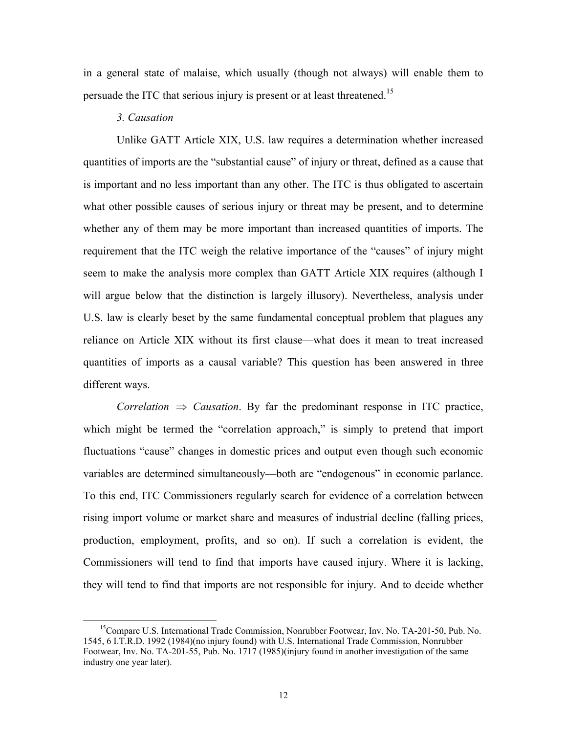in a general state of malaise, which usually (though not always) will enable them to persuade the ITC that serious injury is present or at least threatened.[15]

*3. Causation*

Unlike GATT Article XIX, U.S. law requires a determination whether increased quantities of imports are the "substantial cause" of injury or threat, defined as a cause that is important and no less important than any other. The ITC is thus obligated to ascertain what other possible causes of serious injury or threat may be present, and to determine whether any of them may be more important than increased quantities of imports. The requirement that the ITC weigh the relative importance of the "causes" of injury might seem to make the analysis more complex than GATT Article XIX requires (although I will argue below that the distinction is largely illusory). Nevertheless, analysis under U.S. law is clearly beset by the same fundamental conceptual problem that plagues any reliance on Article XIX without its first clause—what does it mean to treat increased quantities of imports as a causal variable? This question has been answered in three different ways.

*Correlation* $\Rightarrow$ *Causation*. By far the predominant response in ITC practice, which might be termed the "correlation approach," is simply to pretend that import fluctuations "cause" changes in domestic prices and output even though such economic variables are determined simultaneously—both are "endogenous" in economic parlance. To this end, ITC Commissioners regularly search for evidence of a correlation between rising import volume or market share and measures of industrial decline (falling prices, production, employment, profits, and so on). If such a correlation is evident, the Commissioners will tend to find that imports have caused injury. Where it is lacking, they will tend to find that imports are not responsible for injury. And to decide whether

[15] Compare U.S. International Trade Commission, Nonrubber Footwear, Inv. No. TA-201-50, Pub. No. 1545, 6 I.T.R.D. 1992 (1984)(no injury found) with U.S. International Trade Commission, Nonrubber Footwear, Inv. No. TA-201-55, Pub. No. 1717 (1985)(injury found in another investigation of the same industry one year later).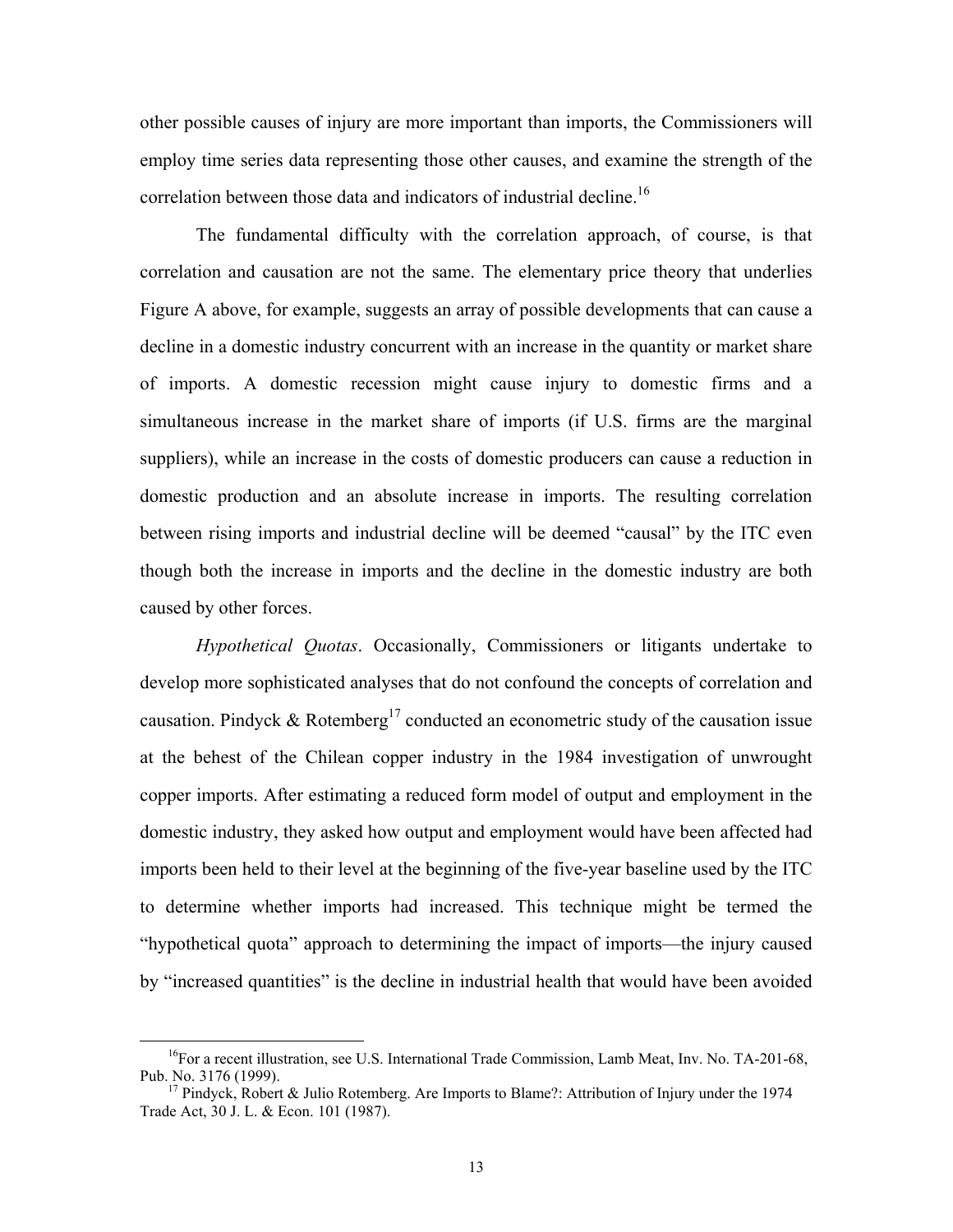other possible causes of injury are more important than imports, the Commissioners will employ time series data representing those other causes, and examine the strength of the correlation between those data and indicators of industrial decline.[16]

The fundamental difficulty with the correlation approach, of course, is that correlation and causation are not the same. The elementary price theory that underlies Figure A above, for example, suggests an array of possible developments that can cause a decline in a domestic industry concurrent with an increase in the quantity or market share of imports. A domestic recession might cause injury to domestic firms and a simultaneous increase in the market share of imports (if U.S. firms are the marginal suppliers), while an increase in the costs of domestic producers can cause a reduction in domestic production and an absolute increase in imports. The resulting correlation between rising imports and industrial decline will be deemed "causal" by the ITC even though both the increase in imports and the decline in the domestic industry are both caused by other forces.

*Hypothetical Quotas*. Occasionally, Commissioners or litigants undertake to develop more sophisticated analyses that do not confound the concepts of correlation and causation. Pindyck & Rotemberg[17] conducted an econometric study of the causation issue at the behest of the Chilean copper industry in the 1984 investigation of unwrought copper imports. After estimating a reduced form model of output and employment in the domestic industry, they asked how output and employment would have been affected had imports been held to their level at the beginning of the five-year baseline used by the ITC to determine whether imports had increased. This technique might be termed the "hypothetical quota" approach to determining the impact of imports—the injury caused by "increased quantities" is the decline in industrial health that would have been avoided

[16] For a recent illustration, see U.S. International Trade Commission, Lamb Meat, Inv. No. TA-201-68, Pub. No. 3176 (1999).

[17] Pindyck, Robert & Julio Rotemberg. Are Imports to Blame?: Attribution of Injury under the 1974 Trade Act, 30 J. L. & Econ. 101 (1987).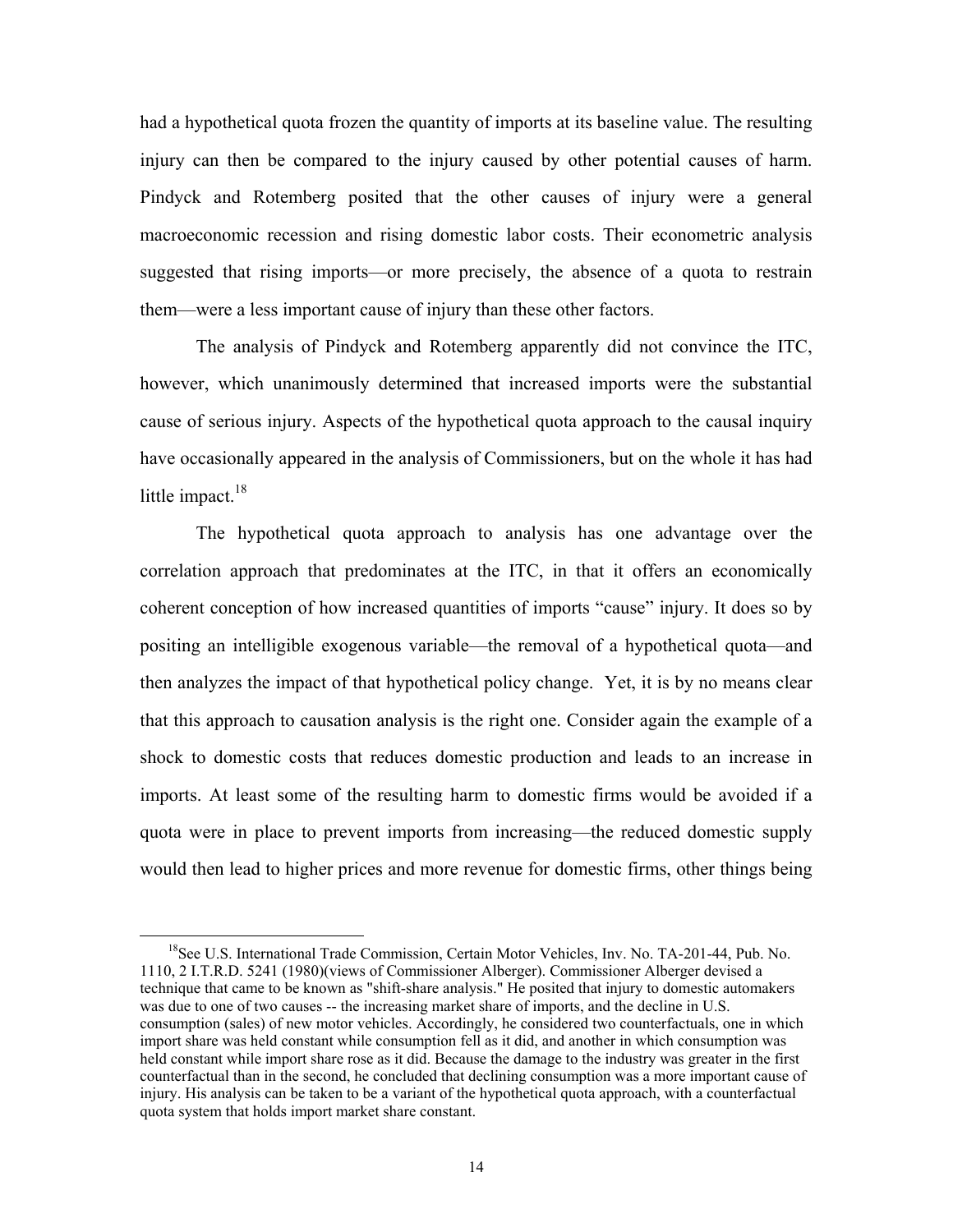had a hypothetical quota frozen the quantity of imports at its baseline value. The resulting injury can then be compared to the injury caused by other potential causes of harm. Pindyck and Rotemberg posited that the other causes of injury were a general macroeconomic recession and rising domestic labor costs. Their econometric analysis suggested that rising imports—or more precisely, the absence of a quota to restrain them—were a less important cause of injury than these other factors.

The analysis of Pindyck and Rotemberg apparently did not convince the ITC, however, which unanimously determined that increased imports were the substantial cause of serious injury. Aspects of the hypothetical quota approach to the causal inquiry have occasionally appeared in the analysis of Commissioners, but on the whole it has had little impact.[18]

The hypothetical quota approach to analysis has one advantage over the correlation approach that predominates at the ITC, in that it offers an economically coherent conception of how increased quantities of imports "cause" injury. It does so by positing an intelligible exogenous variable—the removal of a hypothetical quota—and then analyzes the impact of that hypothetical policy change. Yet, it is by no means clear that this approach to causation analysis is the right one. Consider again the example of a shock to domestic costs that reduces domestic production and leads to an increase in imports. At least some of the resulting harm to domestic firms would be avoided if a quota were in place to prevent imports from increasing—the reduced domestic supply would then lead to higher prices and more revenue for domestic firms, other things being

---

[18]See U.S. International Trade Commission, Certain Motor Vehicles, Inv. No. TA-201-44, Pub. No. 1110, 2 I.T.R.D. 5241 (1980)(views of Commissioner Alberger). Commissioner Alberger devised a technique that came to be known as "shift-share analysis." He posited that injury to domestic automakers was due to one of two causes -- the increasing market share of imports, and the decline in U.S. consumption (sales) of new motor vehicles. Accordingly, he considered two counterfactuals, one in which import share was held constant while consumption fell as it did, and another in which consumption was held constant while import share rose as it did. Because the damage to the industry was greater in the first counterfactual than in the second, he concluded that declining consumption was a more important cause of injury. His analysis can be taken to be a variant of the hypothetical quota approach, with a counterfactual quota system that holds import market share constant.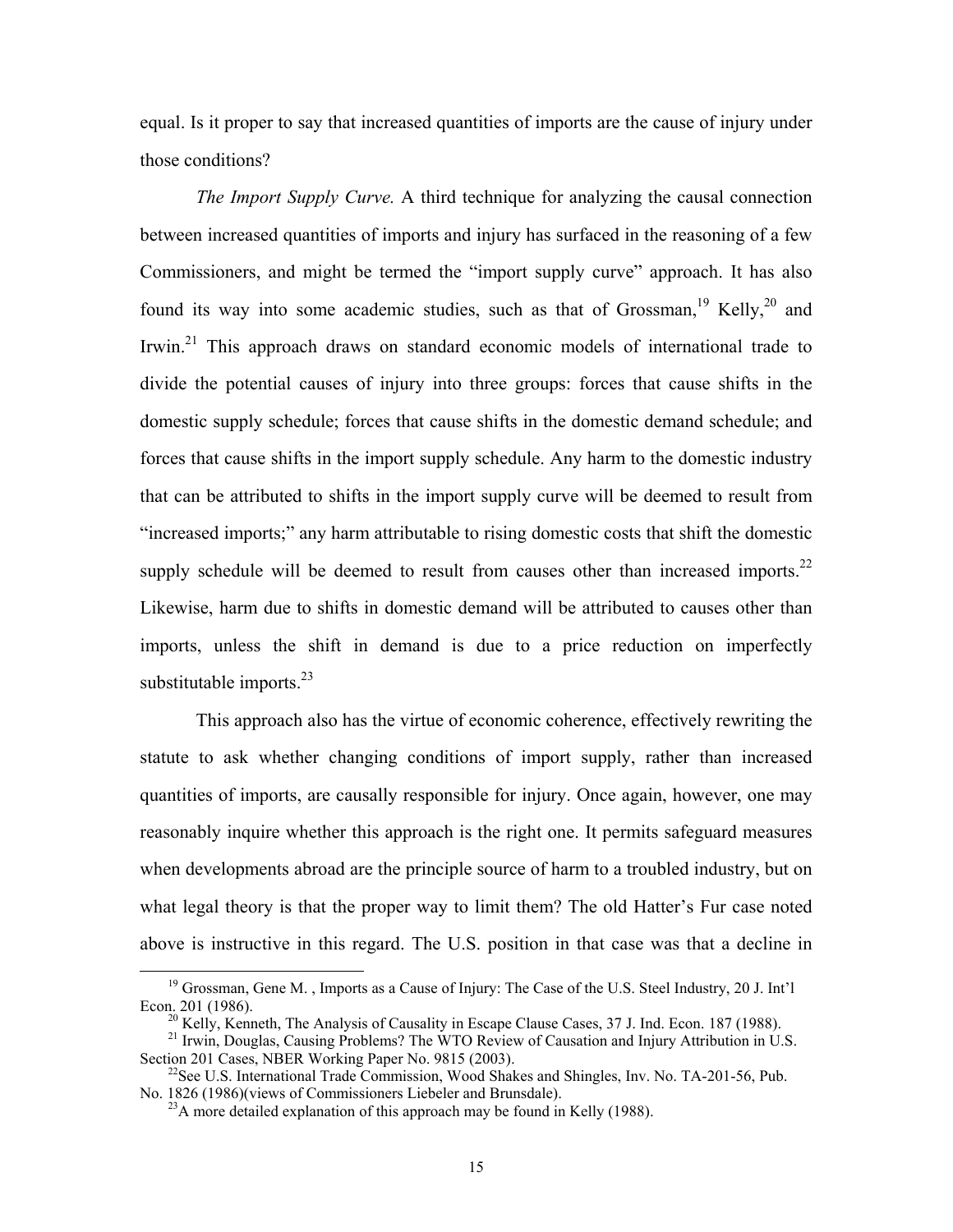equal. Is it proper to say that increased quantities of imports are the cause of injury under those conditions?

*The Import Supply Curve.* A third technique for analyzing the causal connection between increased quantities of imports and injury has surfaced in the reasoning of a few Commissioners, and might be termed the "import supply curve" approach. It has also found its way into some academic studies, such as that of Grossman,[19] Kelly,[20] and Irwin.[21] This approach draws on standard economic models of international trade to divide the potential causes of injury into three groups: forces that cause shifts in the domestic supply schedule; forces that cause shifts in the domestic demand schedule; and forces that cause shifts in the import supply schedule. Any harm to the domestic industry that can be attributed to shifts in the import supply curve will be deemed to result from "increased imports;" any harm attributable to rising domestic costs that shift the domestic supply schedule will be deemed to result from causes other than increased imports.[22] Likewise, harm due to shifts in domestic demand will be attributed to causes other than imports, unless the shift in demand is due to a price reduction on imperfectly substitutable imports.[23]

This approach also has the virtue of economic coherence, effectively rewriting the statute to ask whether changing conditions of import supply, rather than increased quantities of imports, are causally responsible for injury. Once again, however, one may reasonably inquire whether this approach is the right one. It permits safeguard measures when developments abroad are the principle source of harm to a troubled industry, but on what legal theory is that the proper way to limit them? The old Hatter's Fur case noted above is instructive in this regard. The U.S. position in that case was that a decline in

[19] Grossman, Gene M. , Imports as a Cause of Injury: The Case of the U.S. Steel Industry, 20 J. Int'l Econ. 201 (1986).

[20] Kelly, Kenneth, The Analysis of Causality in Escape Clause Cases, 37 J. Ind. Econ. 187 (1988).

[21] Irwin, Douglas, Causing Problems? The WTO Review of Causation and Injury Attribution in U.S. Section 201 Cases, NBER Working Paper No. 9815 (2003).

[22] See U.S. International Trade Commission, Wood Shakes and Shingles, Inv. No. TA-201-56, Pub. No. 1826 (1986)(views of Commissioners Liebeler and Brunsdale).

[23] A more detailed explanation of this approach may be found in Kelly (1988).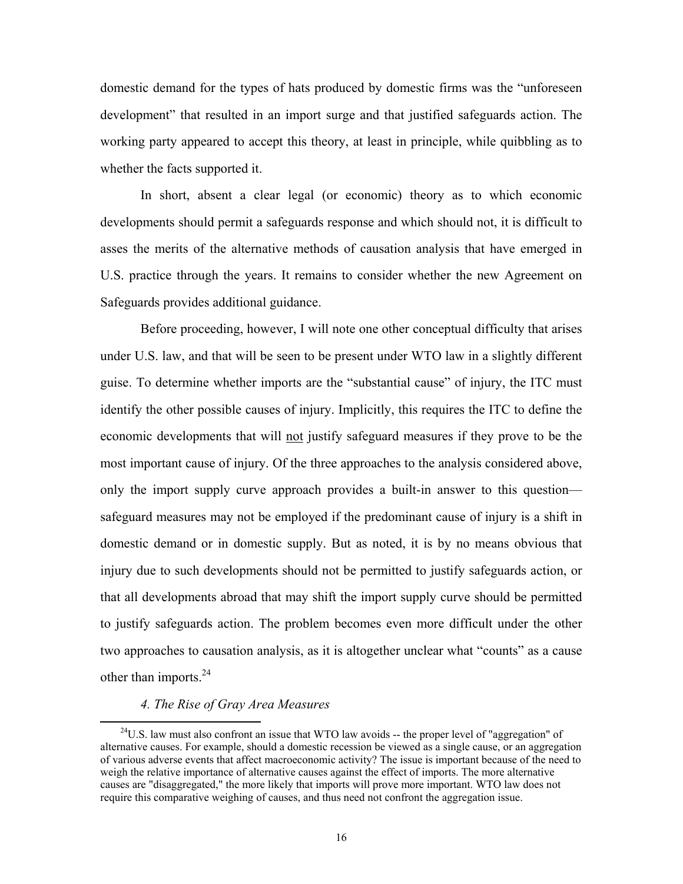domestic demand for the types of hats produced by domestic firms was the "unforeseen development" that resulted in an import surge and that justified safeguards action. The working party appeared to accept this theory, at least in principle, while quibbling as to whether the facts supported it.

In short, absent a clear legal (or economic) theory as to which economic developments should permit a safeguards response and which should not, it is difficult to asses the merits of the alternative methods of causation analysis that have emerged in U.S. practice through the years. It remains to consider whether the new Agreement on Safeguards provides additional guidance.

Before proceeding, however, I will note one other conceptual difficulty that arises under U.S. law, and that will be seen to be present under WTO law in a slightly different guise. To determine whether imports are the "substantial cause" of injury, the ITC must identify the other possible causes of injury. Implicitly, this requires the ITC to define the economic developments that will <u>not</u> justify safeguard measures if they prove to be the most important cause of injury. Of the three approaches to the analysis considered above, only the import supply curve approach provides a built-in answer to this question—safeguard measures may not be employed if the predominant cause of injury is a shift in domestic demand or in domestic supply. But as noted, it is by no means obvious that injury due to such developments should not be permitted to justify safeguards action, or that all developments abroad that may shift the import supply curve should be permitted to justify safeguards action. The problem becomes even more difficult under the other two approaches to causation analysis, as it is altogether unclear what "counts" as a cause other than imports.[24]

#### *4. The Rise of Gray Area Measures*

[24]U.S. law must also confront an issue that WTO law avoids -- the proper level of "aggregation" of alternative causes. For example, should a domestic recession be viewed as a single cause, or an aggregation of various adverse events that affect macroeconomic activity? The issue is important because of the need to weigh the relative importance of alternative causes against the effect of imports. The more alternative causes are "disaggregated," the more likely that imports will prove more important. WTO law does not require this comparative weighing of causes, and thus need not confront the aggregation issue.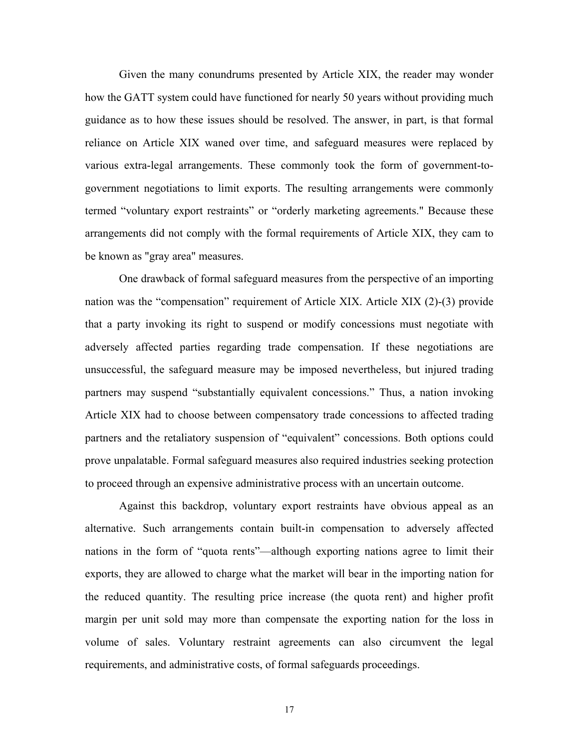Given the many conundrums presented by Article XIX, the reader may wonder how the GATT system could have functioned for nearly 50 years without providing much guidance as to how these issues should be resolved. The answer, in part, is that formal reliance on Article XIX waned over time, and safeguard measures were replaced by various extra-legal arrangements. These commonly took the form of government-to-government negotiations to limit exports. The resulting arrangements were commonly termed "voluntary export restraints" or "orderly marketing agreements." Because these arrangements did not comply with the formal requirements of Article XIX, they cam to be known as "gray area" measures.

One drawback of formal safeguard measures from the perspective of an importing nation was the "compensation" requirement of Article XIX. Article XIX (2)-(3) provide that a party invoking its right to suspend or modify concessions must negotiate with adversely affected parties regarding trade compensation. If these negotiations are unsuccessful, the safeguard measure may be imposed nevertheless, but injured trading partners may suspend "substantially equivalent concessions." Thus, a nation invoking Article XIX had to choose between compensatory trade concessions to affected trading partners and the retaliatory suspension of "equivalent" concessions. Both options could prove unpalatable. Formal safeguard measures also required industries seeking protection to proceed through an expensive administrative process with an uncertain outcome.

Against this backdrop, voluntary export restraints have obvious appeal as an alternative. Such arrangements contain built-in compensation to adversely affected nations in the form of "quota rents"—although exporting nations agree to limit their exports, they are allowed to charge what the market will bear in the importing nation for the reduced quantity. The resulting price increase (the quota rent) and higher profit margin per unit sold may more than compensate the exporting nation for the loss in volume of sales. Voluntary restraint agreements can also circumvent the legal requirements, and administrative costs, of formal safeguards proceedings.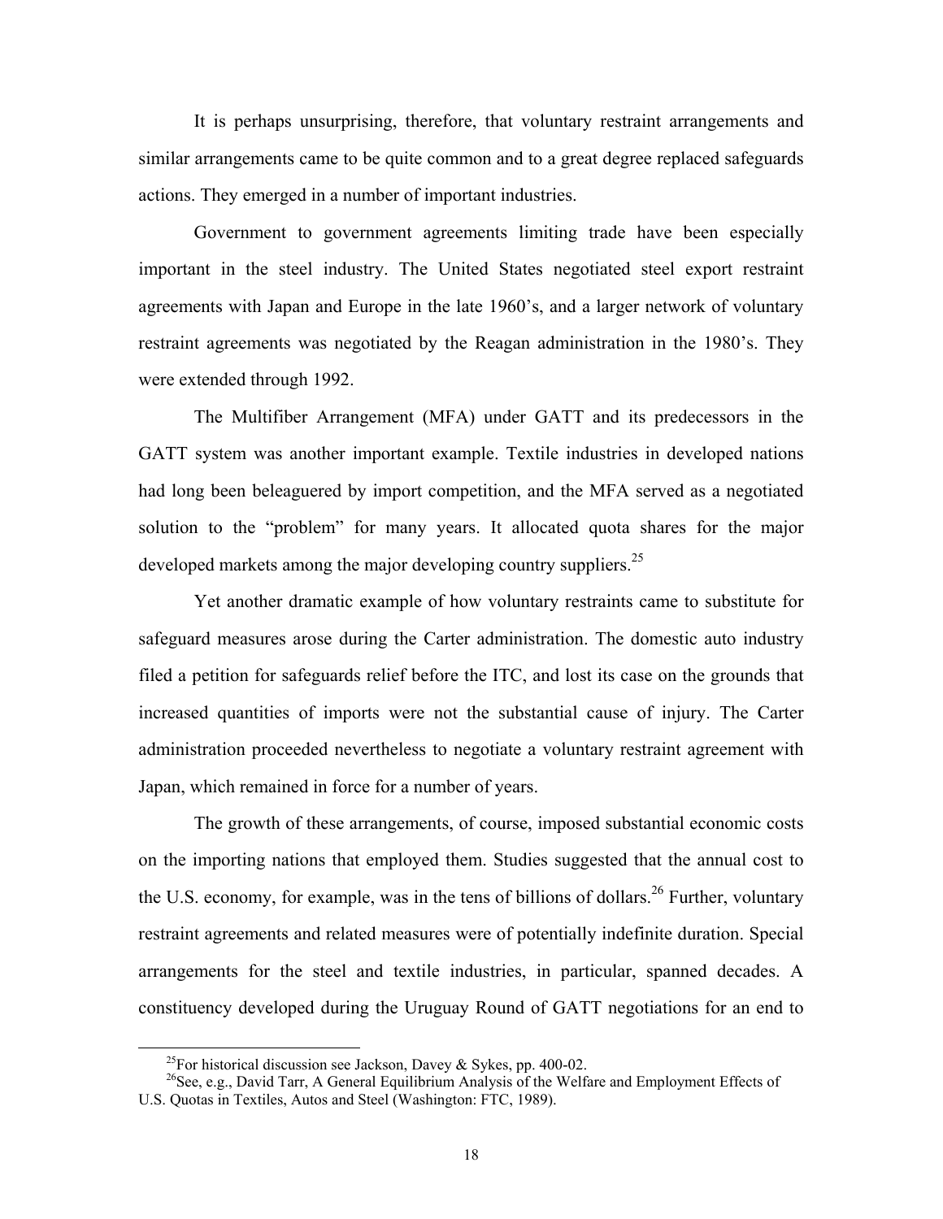It is perhaps unsurprising, therefore, that voluntary restraint arrangements and similar arrangements came to be quite common and to a great degree replaced safeguards actions. They emerged in a number of important industries.

Government to government agreements limiting trade have been especially important in the steel industry. The United States negotiated steel export restraint agreements with Japan and Europe in the late 1960's, and a larger network of voluntary restraint agreements was negotiated by the Reagan administration in the 1980's. They were extended through 1992.

The Multifiber Arrangement (MFA) under GATT and its predecessors in the GATT system was another important example. Textile industries in developed nations had long been beleaguered by import competition, and the MFA served as a negotiated solution to the "problem" for many years. It allocated quota shares for the major developed markets among the major developing country suppliers.[25]

Yet another dramatic example of how voluntary restraints came to substitute for safeguard measures arose during the Carter administration. The domestic auto industry filed a petition for safeguards relief before the ITC, and lost its case on the grounds that increased quantities of imports were not the substantial cause of injury. The Carter administration proceeded nevertheless to negotiate a voluntary restraint agreement with Japan, which remained in force for a number of years.

The growth of these arrangements, of course, imposed substantial economic costs on the importing nations that employed them. Studies suggested that the annual cost to the U.S. economy, for example, was in the tens of billions of dollars.[26] Further, voluntary restraint agreements and related measures were of potentially indefinite duration. Special arrangements for the steel and textile industries, in particular, spanned decades. A constituency developed during the Uruguay Round of GATT negotiations for an end to

[25] For historical discussion see Jackson, Davey & Sykes, pp. 400-02.

[26] See, e.g., David Tarr, A General Equilibrium Analysis of the Welfare and Employment Effects of U.S. Quotas in Textiles, Autos and Steel (Washington: FTC, 1989).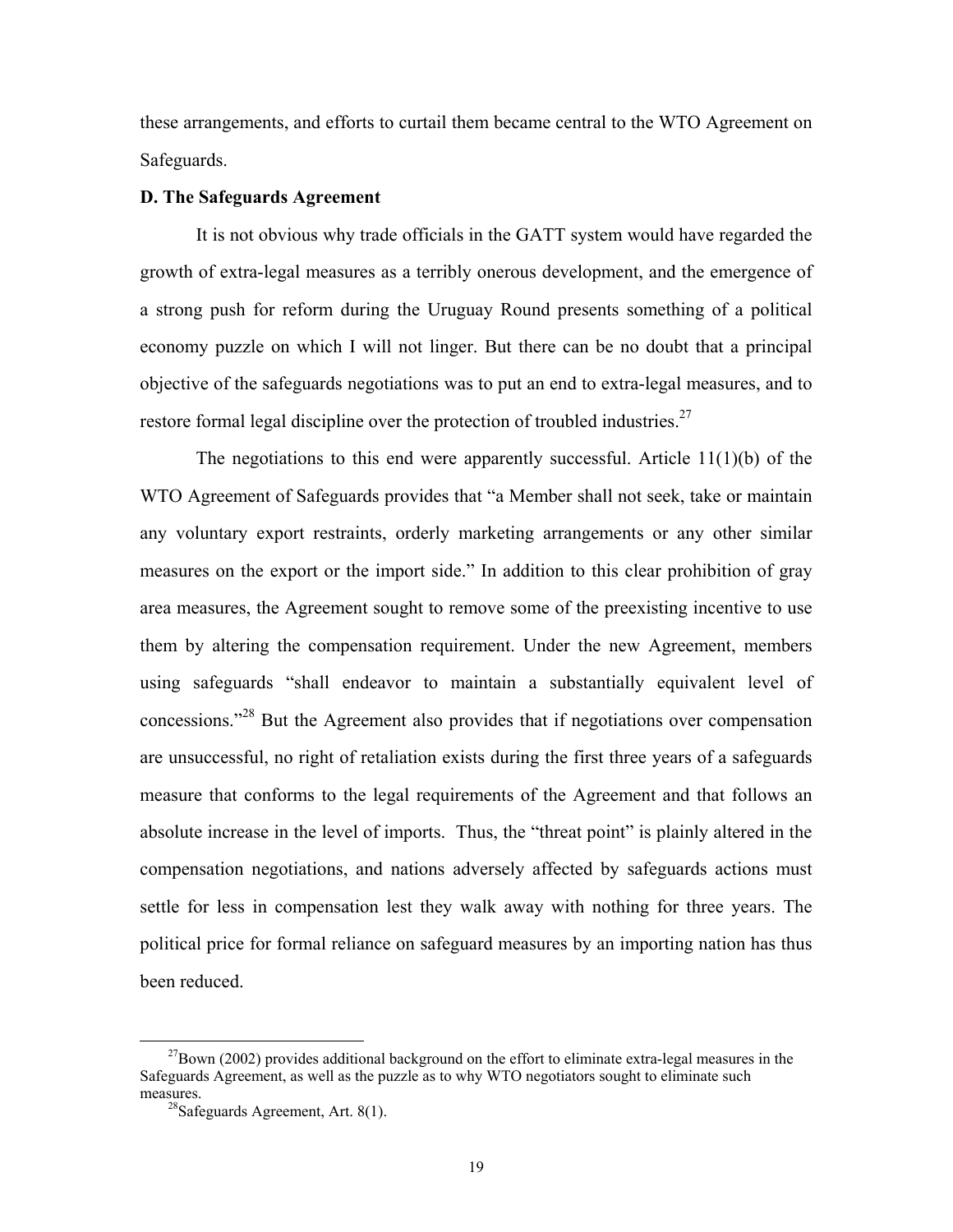these arrangements, and efforts to curtail them became central to the WTO Agreement on Safeguards.

**D. The Safeguards Agreement**

It is not obvious why trade officials in the GATT system would have regarded the growth of extra-legal measures as a terribly onerous development, and the emergence of a strong push for reform during the Uruguay Round presents something of a political economy puzzle on which I will not linger. But there can be no doubt that a principal objective of the safeguards negotiations was to put an end to extra-legal measures, and to restore formal legal discipline over the protection of troubled industries.[27]

The negotiations to this end were apparently successful. Article 11(1)(b) of the WTO Agreement of Safeguards provides that "a Member shall not seek, take or maintain any voluntary export restraints, orderly marketing arrangements or any other similar measures on the export or the import side." In addition to this clear prohibition of gray area measures, the Agreement sought to remove some of the preexisting incentive to use them by altering the compensation requirement. Under the new Agreement, members using safeguards "shall endeavor to maintain a substantially equivalent level of concessions."[28] But the Agreement also provides that if negotiations over compensation are unsuccessful, no right of retaliation exists during the first three years of a safeguards measure that conforms to the legal requirements of the Agreement and that follows an absolute increase in the level of imports. Thus, the "threat point" is plainly altered in the compensation negotiations, and nations adversely affected by safeguards actions must settle for less in compensation lest they walk away with nothing for three years. The political price for formal reliance on safeguard measures by an importing nation has thus been reduced.

[27] Bown (2002) provides additional background on the effort to eliminate extra-legal measures in the Safeguards Agreement, as well as the puzzle as to why WTO negotiators sought to eliminate such measures.

[28] Safeguards Agreement, Art. 8(1).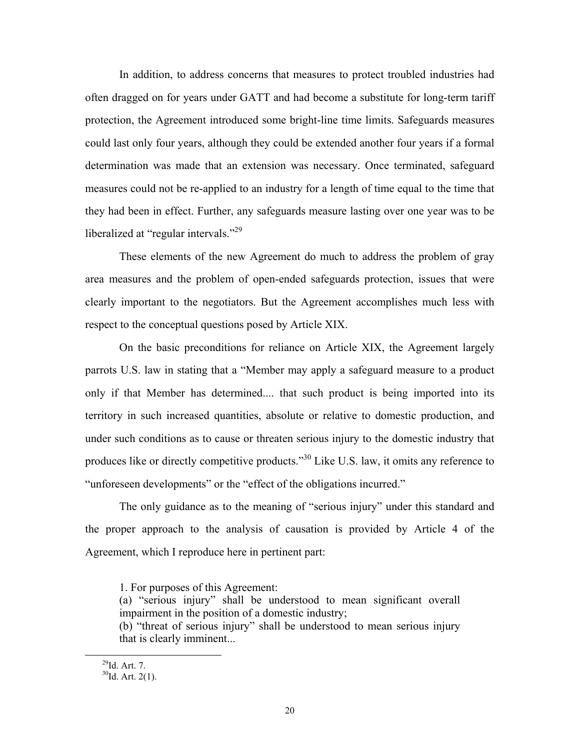In addition, to address concerns that measures to protect troubled industries had often dragged on for years under GATT and had become a substitute for long-term tariff protection, the Agreement introduced some bright-line time limits. Safeguards measures could last only four years, although they could be extended another four years if a formal determination was made that an extension was necessary. Once terminated, safeguard measures could not be re-applied to an industry for a length of time equal to the time that they had been in effect. Further, any safeguards measure lasting over one year was to be liberalized at "regular intervals."[29]

These elements of the new Agreement do much to address the problem of gray area measures and the problem of open-ended safeguards protection, issues that were clearly important to the negotiators. But the Agreement accomplishes much less with respect to the conceptual questions posed by Article XIX.

On the basic preconditions for reliance on Article XIX, the Agreement largely parrots U.S. law in stating that a "Member may apply a safeguard measure to a product only if that Member has determined.... that such product is being imported into its territory in such increased quantities, absolute or relative to domestic production, and under such conditions as to cause or threaten serious injury to the domestic industry that produces like or directly competitive products."[30] Like U.S. law, it omits any reference to "unforeseen developments" or the "effect of the obligations incurred."

The only guidance as to the meaning of "serious injury" under this standard and the proper approach to the analysis of causation is provided by Article 4 of the Agreement, which I reproduce here in pertinent part:

> 1. For purposes of this Agreement:
> (a) "serious injury" shall be understood to mean significant overall impairment in the position of a domestic industry;
> (b) "threat of serious injury" shall be understood to mean serious injury that is clearly imminent...

[29] Id. Art. 7.

[30] Id. Art. 2(1).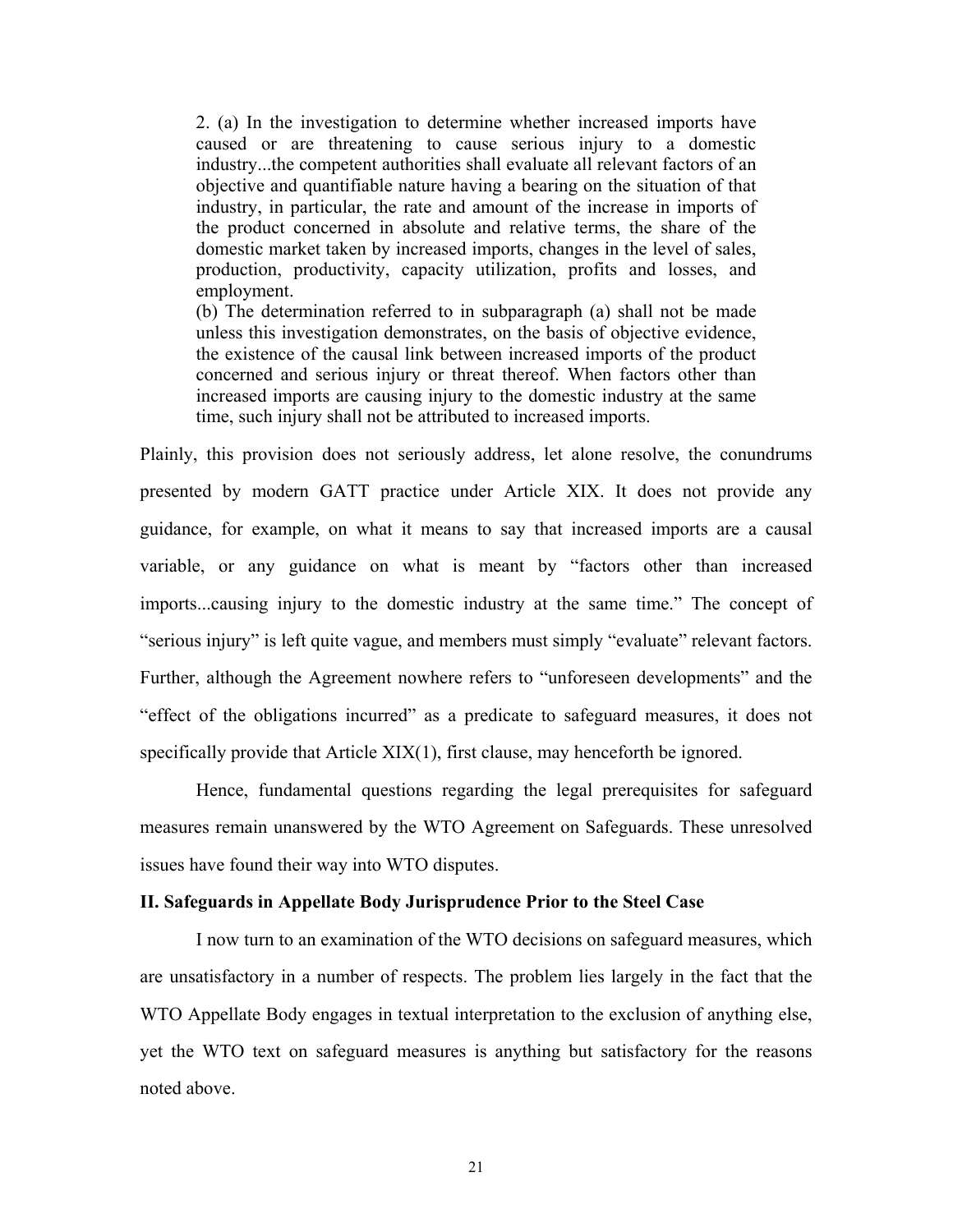> 2. (a) In the investigation to determine whether increased imports have caused or are threatening to cause serious injury to a domestic industry...the competent authorities shall evaluate all relevant factors of an objective and quantifiable nature having a bearing on the situation of that industry, in particular, the rate and amount of the increase in imports of the product concerned in absolute and relative terms, the share of the domestic market taken by increased imports, changes in the level of sales, production, productivity, capacity utilization, profits and losses, and employment.
> (b) The determination referred to in subparagraph (a) shall not be made unless this investigation demonstrates, on the basis of objective evidence, the existence of the causal link between increased imports of the product concerned and serious injury or threat thereof. When factors other than increased imports are causing injury to the domestic industry at the same time, such injury shall not be attributed to increased imports.

Plainly, this provision does not seriously address, let alone resolve, the conundrums presented by modern GATT practice under Article XIX. It does not provide any guidance, for example, on what it means to say that increased imports are a causal variable, or any guidance on what is meant by "factors other than increased imports...causing injury to the domestic industry at the same time." The concept of "serious injury" is left quite vague, and members must simply "evaluate" relevant factors. Further, although the Agreement nowhere refers to "unforeseen developments" and the "effect of the obligations incurred" as a predicate to safeguard measures, it does not specifically provide that Article XIX(1), first clause, may henceforth be ignored.

Hence, fundamental questions regarding the legal prerequisites for safeguard measures remain unanswered by the WTO Agreement on Safeguards. These unresolved issues have found their way into WTO disputes.

## II. Safeguards in Appellate Body Jurisprudence Prior to the Steel Case

I now turn to an examination of the WTO decisions on safeguard measures, which are unsatisfactory in a number of respects. The problem lies largely in the fact that the WTO Appellate Body engages in textual interpretation to the exclusion of anything else, yet the WTO text on safeguard measures is anything but satisfactory for the reasons noted above.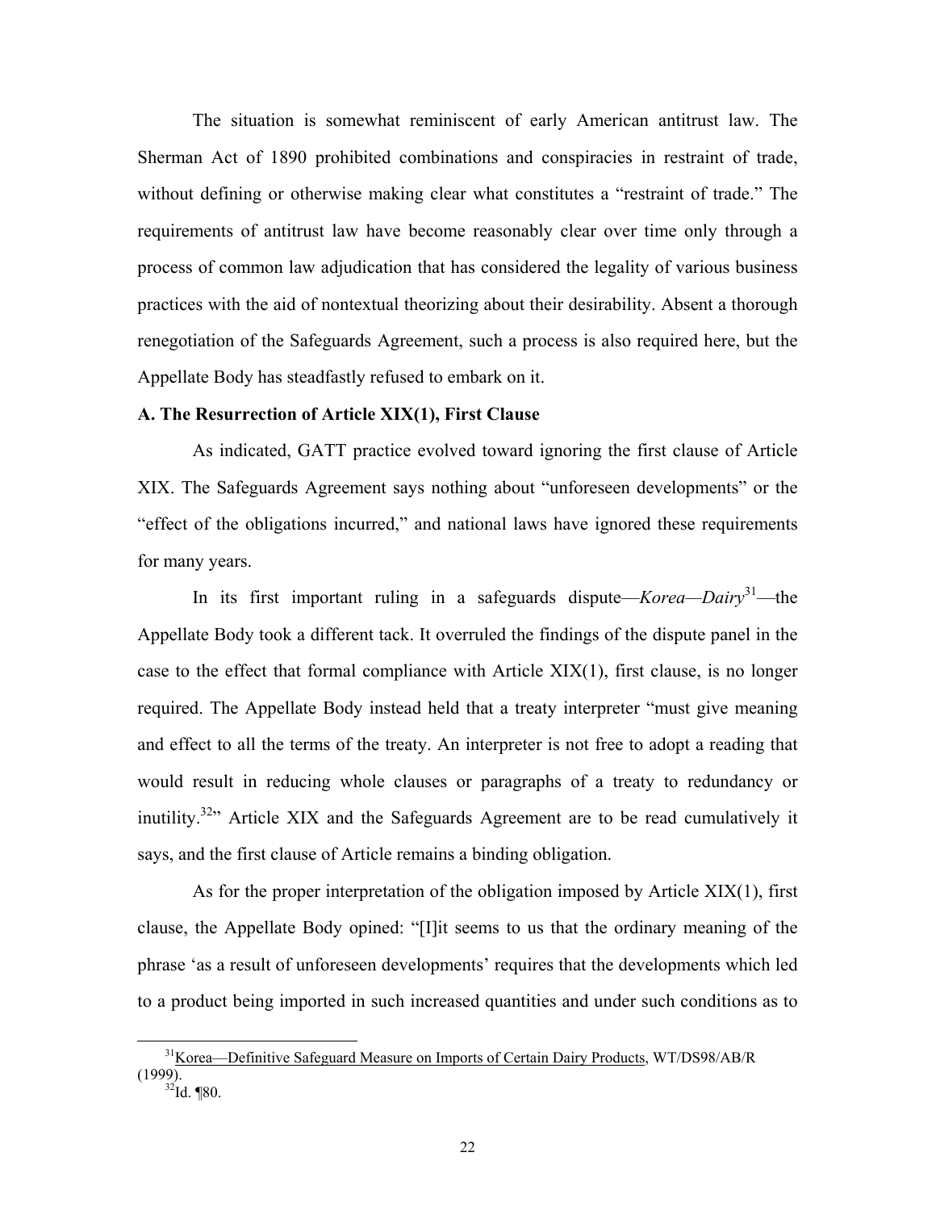The situation is somewhat reminiscent of early American antitrust law. The Sherman Act of 1890 prohibited combinations and conspiracies in restraint of trade, without defining or otherwise making clear what constitutes a "restraint of trade." The requirements of antitrust law have become reasonably clear over time only through a process of common law adjudication that has considered the legality of various business practices with the aid of nontextual theorizing about their desirability. Absent a thorough renegotiation of the Safeguards Agreement, such a process is also required here, but the Appellate Body has steadfastly refused to embark on it.

**A. The Resurrection of Article XIX(1), First Clause**

As indicated, GATT practice evolved toward ignoring the first clause of Article XIX. The Safeguards Agreement says nothing about "unforeseen developments" or the "effect of the obligations incurred," and national laws have ignored these requirements for many years.

In its first important ruling in a safeguards dispute—*Korea—Dairy*[31]—the Appellate Body took a different tack. It overruled the findings of the dispute panel in the case to the effect that formal compliance with Article XIX(1), first clause, is no longer required. The Appellate Body instead held that a treaty interpreter "must give meaning and effect to all the terms of the treaty. An interpreter is not free to adopt a reading that would result in reducing whole clauses or paragraphs of a treaty to redundancy or inutility.[32]" Article XIX and the Safeguards Agreement are to be read cumulatively it says, and the first clause of Article remains a binding obligation.

As for the proper interpretation of the obligation imposed by Article XIX(1), first clause, the Appellate Body opined: "[I]it seems to us that the ordinary meaning of the phrase 'as a result of unforeseen developments' requires that the developments which led to a product being imported in such increased quantities and under such conditions as to

---

[31] Korea—Definitive Safeguard Measure on Imports of Certain Dairy Products, WT/DS98/AB/R (1999).

[32] Id. ¶80.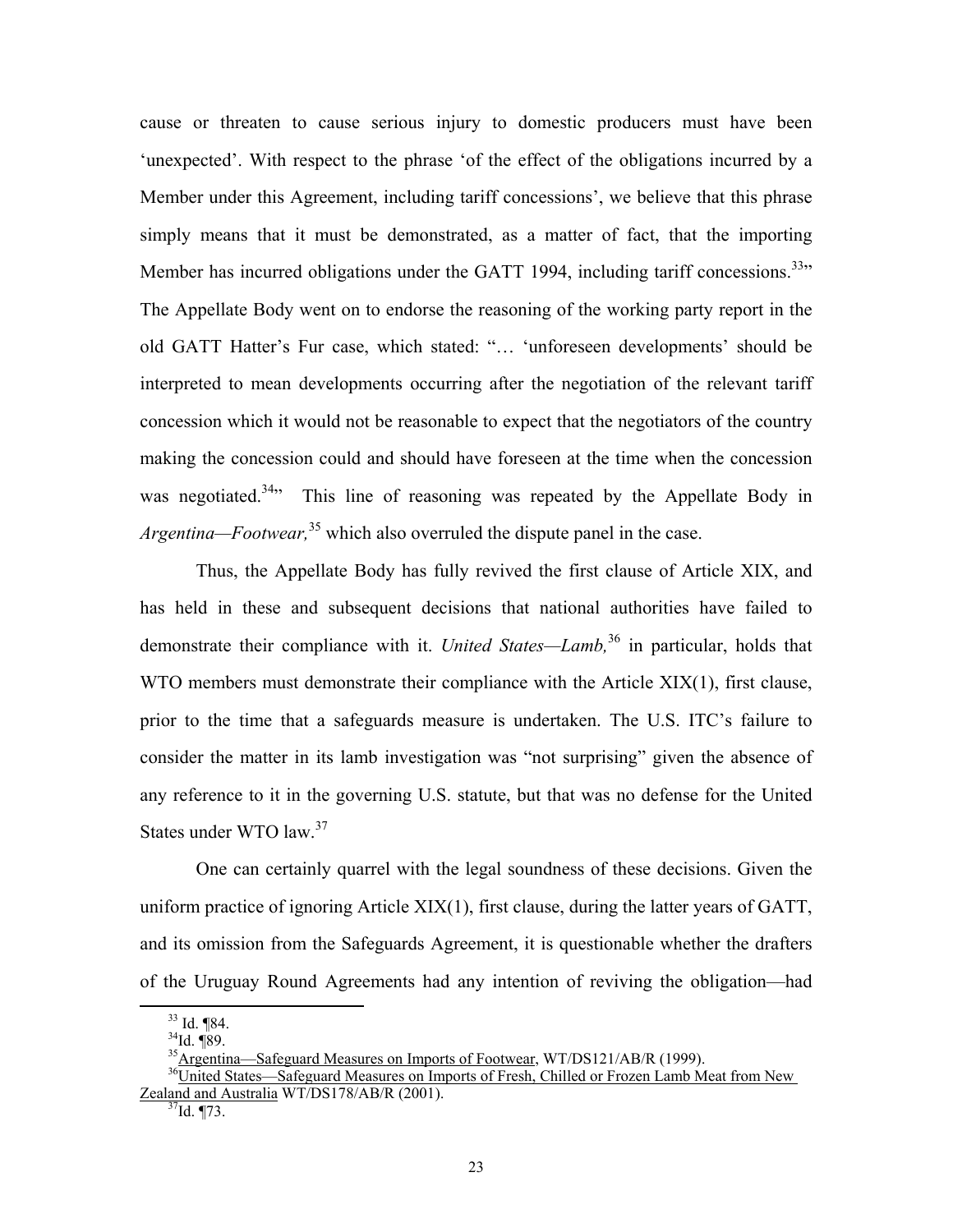cause or threaten to cause serious injury to domestic producers must have been 'unexpected'. With respect to the phrase 'of the effect of the obligations incurred by a Member under this Agreement, including tariff concessions', we believe that this phrase simply means that it must be demonstrated, as a matter of fact, that the importing Member has incurred obligations under the GATT 1994, including tariff concessions.[33]" The Appellate Body went on to endorse the reasoning of the working party report in the old GATT Hatter's Fur case, which stated: "… 'unforeseen developments' should be interpreted to mean developments occurring after the negotiation of the relevant tariff concession which it would not be reasonable to expect that the negotiators of the country making the concession could and should have foreseen at the time when the concession was negotiated.[34]" This line of reasoning was repeated by the Appellate Body in *Argentina—Footwear,*[35] which also overruled the dispute panel in the case.

Thus, the Appellate Body has fully revived the first clause of Article XIX, and has held in these and subsequent decisions that national authorities have failed to demonstrate their compliance with it. *United States—Lamb,*[36] in particular, holds that WTO members must demonstrate their compliance with the Article XIX(1), first clause, prior to the time that a safeguards measure is undertaken. The U.S. ITC's failure to consider the matter in its lamb investigation was "not surprising" given the absence of any reference to it in the governing U.S. statute, but that was no defense for the United States under WTO law.[37]

One can certainly quarrel with the legal soundness of these decisions. Given the uniform practice of ignoring Article XIX(1), first clause, during the latter years of GATT, and its omission from the Safeguards Agreement, it is questionable whether the drafters of the Uruguay Round Agreements had any intention of reviving the obligation—had

---

[33] Id. ¶84.

[34] Id. ¶89.

[35] Argentina—Safeguard Measures on Imports of Footwear, WT/DS121/AB/R (1999).

[36] United States—Safeguard Measures on Imports of Fresh, Chilled or Frozen Lamb Meat from New Zealand and Australia WT/DS178/AB/R (2001).

[37] Id. ¶73.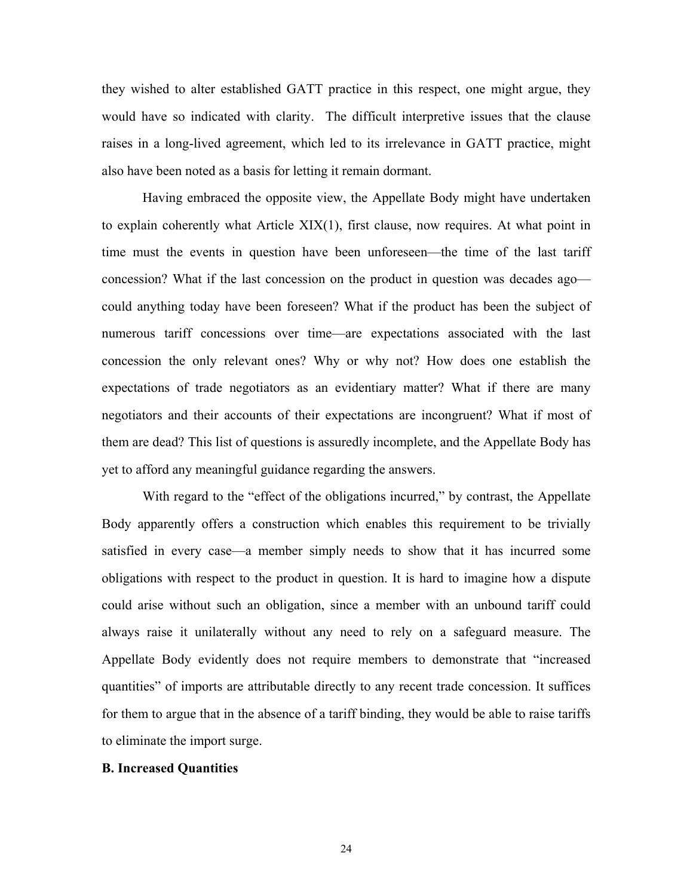they wished to alter established GATT practice in this respect, one might argue, they would have so indicated with clarity. The difficult interpretive issues that the clause raises in a long-lived agreement, which led to its irrelevance in GATT practice, might also have been noted as a basis for letting it remain dormant.

Having embraced the opposite view, the Appellate Body might have undertaken to explain coherently what Article XIX(1), first clause, now requires. At what point in time must the events in question have been unforeseen—the time of the last tariff concession? What if the last concession on the product in question was decades ago—could anything today have been foreseen? What if the product has been the subject of numerous tariff concessions over time—are expectations associated with the last concession the only relevant ones? Why or why not? How does one establish the expectations of trade negotiators as an evidentiary matter? What if there are many negotiators and their accounts of their expectations are incongruent? What if most of them are dead? This list of questions is assuredly incomplete, and the Appellate Body has yet to afford any meaningful guidance regarding the answers.

With regard to the "effect of the obligations incurred," by contrast, the Appellate Body apparently offers a construction which enables this requirement to be trivially satisfied in every case—a member simply needs to show that it has incurred some obligations with respect to the product in question. It is hard to imagine how a dispute could arise without such an obligation, since a member with an unbound tariff could always raise it unilaterally without any need to rely on a safeguard measure. The Appellate Body evidently does not require members to demonstrate that "increased quantities" of imports are attributable directly to any recent trade concession. It suffices for them to argue that in the absence of a tariff binding, they would be able to raise tariffs to eliminate the import surge.

### B. Increased Quantities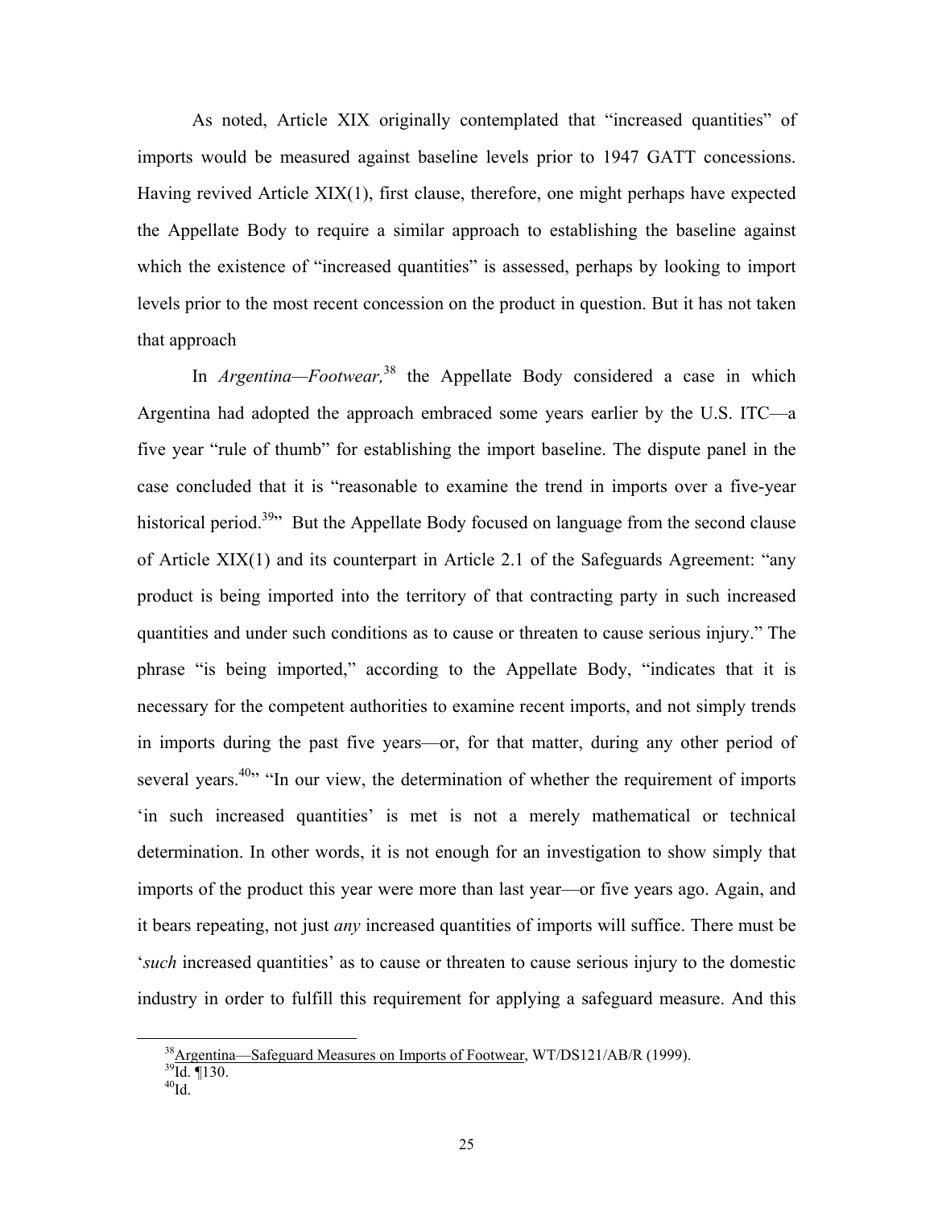As noted, Article XIX originally contemplated that "increased quantities" of imports would be measured against baseline levels prior to 1947 GATT concessions. Having revived Article XIX(1), first clause, therefore, one might perhaps have expected the Appellate Body to require a similar approach to establishing the baseline against which the existence of "increased quantities" is assessed, perhaps by looking to import levels prior to the most recent concession on the product in question. But it has not taken that approach

In *Argentina—Footwear,*[38] the Appellate Body considered a case in which Argentina had adopted the approach embraced some years earlier by the U.S. ITC—a five year "rule of thumb" for establishing the import baseline. The dispute panel in the case concluded that it is "reasonable to examine the trend in imports over a five-year historical period.[39]" But the Appellate Body focused on language from the second clause of Article XIX(1) and its counterpart in Article 2.1 of the Safeguards Agreement: "any product is being imported into the territory of that contracting party in such increased quantities and under such conditions as to cause or threaten to cause serious injury." The phrase "is being imported," according to the Appellate Body, "indicates that it is necessary for the competent authorities to examine recent imports, and not simply trends in imports during the past five years—or, for that matter, during any other period of several years.[40]" "In our view, the determination of whether the requirement of imports 'in such increased quantities' is met is not a merely mathematical or technical determination. In other words, it is not enough for an investigation to show simply that imports of the product this year were more than last year—or five years ago. Again, and it bears repeating, not just *any* increased quantities of imports will suffice. There must be '*such* increased quantities' as to cause or threaten to cause serious injury to the domestic industry in order to fulfill this requirement for applying a safeguard measure. And this

[38] Argentina—Safeguard Measures on Imports of Footwear, WT/DS121/AB/R (1999).
[39] Id. ¶130.
[40] Id.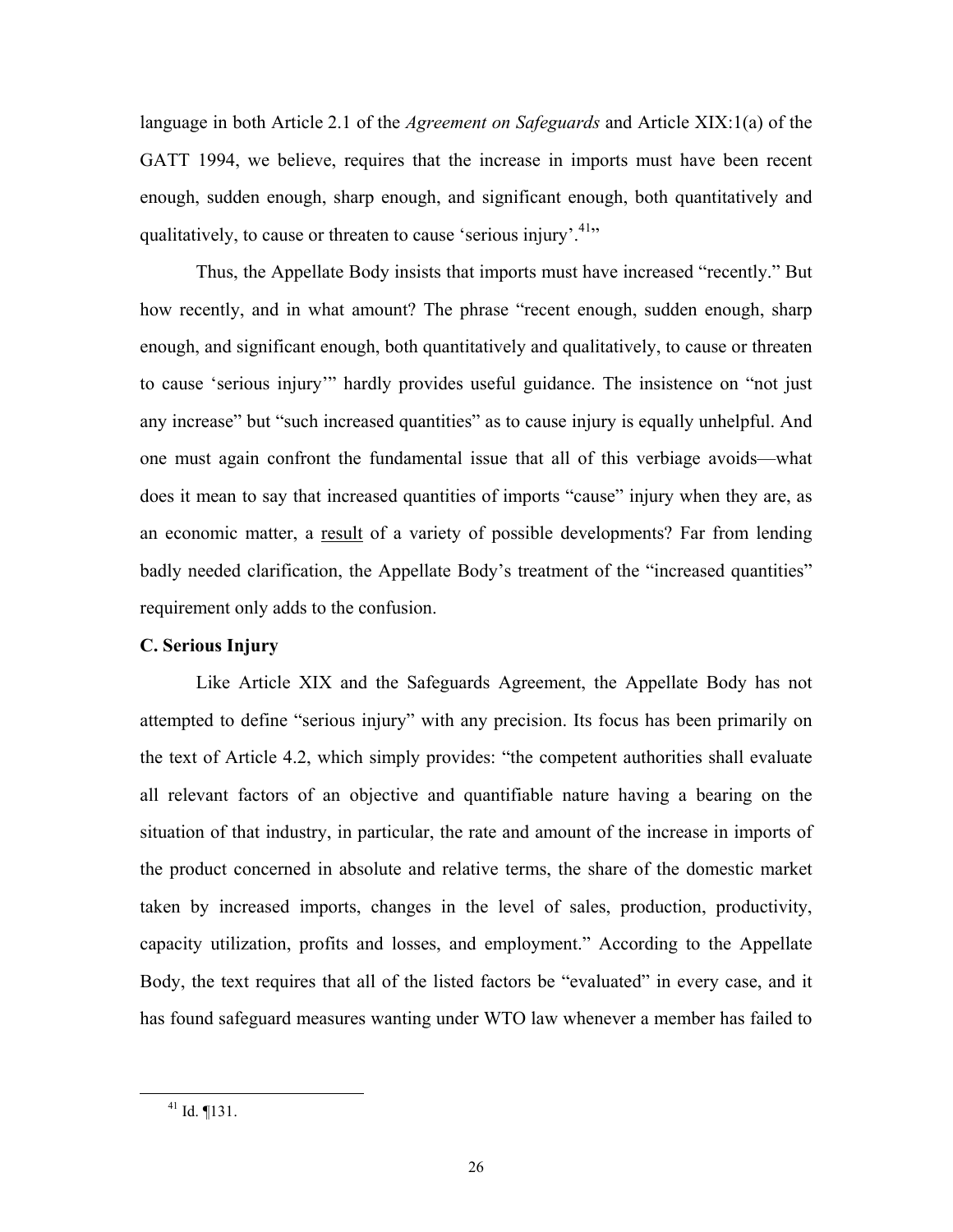language in both Article 2.1 of the *Agreement on Safeguards* and Article XIX:1(a) of the GATT 1994, we believe, requires that the increase in imports must have been recent enough, sudden enough, sharp enough, and significant enough, both quantitatively and qualitatively, to cause or threaten to cause 'serious injury'.[41]"

Thus, the Appellate Body insists that imports must have increased "recently." But how recently, and in what amount? The phrase "recent enough, sudden enough, sharp enough, and significant enough, both quantitatively and qualitatively, to cause or threaten to cause 'serious injury'" hardly provides useful guidance. The insistence on "not just any increase" but "such increased quantities" as to cause injury is equally unhelpful. And one must again confront the fundamental issue that all of this verbiage avoids—what does it mean to say that increased quantities of imports "cause" injury when they are, as an economic matter, a result of a variety of possible developments? Far from lending badly needed clarification, the Appellate Body's treatment of the "increased quantities" requirement only adds to the confusion.

### C. Serious Injury

Like Article XIX and the Safeguards Agreement, the Appellate Body has not attempted to define "serious injury" with any precision. Its focus has been primarily on the text of Article 4.2, which simply provides: "the competent authorities shall evaluate all relevant factors of an objective and quantifiable nature having a bearing on the situation of that industry, in particular, the rate and amount of the increase in imports of the product concerned in absolute and relative terms, the share of the domestic market taken by increased imports, changes in the level of sales, production, productivity, capacity utilization, profits and losses, and employment." According to the Appellate Body, the text requires that all of the listed factors be "evaluated" in every case, and it has found safeguard measures wanting under WTO law whenever a member has failed to

[41] Id. ¶131.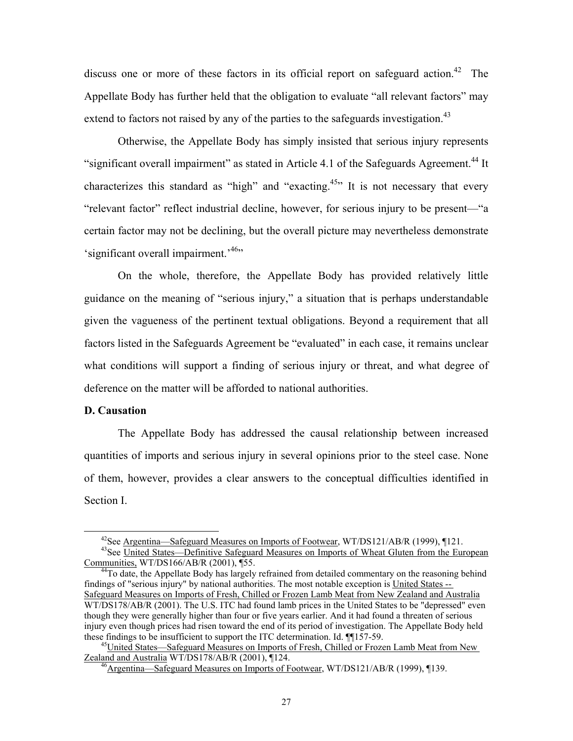discuss one or more of these factors in its official report on safeguard action.[42] The Appellate Body has further held that the obligation to evaluate "all relevant factors" may extend to factors not raised by any of the parties to the safeguards investigation.[43]

Otherwise, the Appellate Body has simply insisted that serious injury represents "significant overall impairment" as stated in Article 4.1 of the Safeguards Agreement.[44] It characterizes this standard as "high" and "exacting.[45]" It is not necessary that every "relevant factor" reflect industrial decline, however, for serious injury to be present—"a certain factor may not be declining, but the overall picture may nevertheless demonstrate 'significant overall impairment.'[46]"

On the whole, therefore, the Appellate Body has provided relatively little guidance on the meaning of "serious injury," a situation that is perhaps understandable given the vagueness of the pertinent textual obligations. Beyond a requirement that all factors listed in the Safeguards Agreement be "evaluated" in each case, it remains unclear what conditions will support a finding of serious injury or threat, and what degree of deference on the matter will be afforded to national authorities.

**D. Causation**

The Appellate Body has addressed the causal relationship between increased quantities of imports and serious injury in several opinions prior to the steel case. None of them, however, provides a clear answers to the conceptual difficulties identified in Section I.

---

[42] See Argentina—Safeguard Measures on Imports of Footwear, WT/DS121/AB/R (1999), ¶121.

[43] See United States—Definitive Safeguard Measures on Imports of Wheat Gluten from the European Communities, WT/DS166/AB/R (2001), ¶55.

[44] To date, the Appellate Body has largely refrained from detailed commentary on the reasoning behind findings of "serious injury" by national authorities. The most notable exception is United States -- Safeguard Measures on Imports of Fresh, Chilled or Frozen Lamb Meat from New Zealand and Australia WT/DS178/AB/R (2001). The U.S. ITC had found lamb prices in the United States to be "depressed" even though they were generally higher than four or five years earlier. And it had found a threaten of serious injury even though prices had risen toward the end of its period of investigation. The Appellate Body held these findings to be insufficient to support the ITC determination. Id. ¶¶157-59.

[45] United States—Safeguard Measures on Imports of Fresh, Chilled or Frozen Lamb Meat from New Zealand and Australia WT/DS178/AB/R (2001), ¶124.

[46] Argentina—Safeguard Measures on Imports of Footwear, WT/DS121/AB/R (1999), ¶139.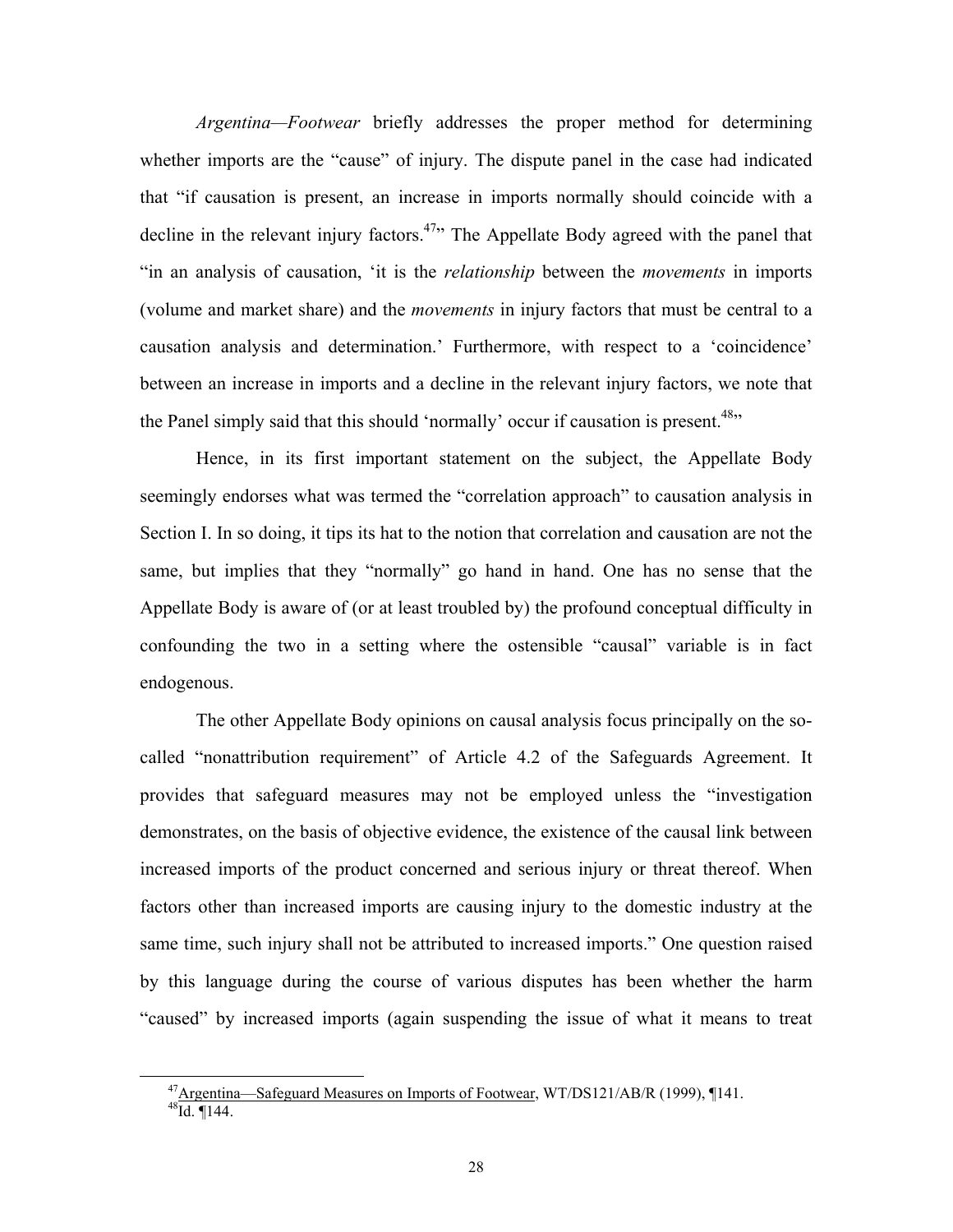*Argentina—Footwear* briefly addresses the proper method for determining whether imports are the "cause" of injury. The dispute panel in the case had indicated that "if causation is present, an increase in imports normally should coincide with a decline in the relevant injury factors.[47]" The Appellate Body agreed with the panel that "in an analysis of causation, 'it is the *relationship* between the *movements* in imports (volume and market share) and the *movements* in injury factors that must be central to a causation analysis and determination.' Furthermore, with respect to a 'coincidence' between an increase in imports and a decline in the relevant injury factors, we note that the Panel simply said that this should 'normally' occur if causation is present.[48]"

Hence, in its first important statement on the subject, the Appellate Body seemingly endorses what was termed the "correlation approach" to causation analysis in Section I. In so doing, it tips its hat to the notion that correlation and causation are not the same, but implies that they "normally" go hand in hand. One has no sense that the Appellate Body is aware of (or at least troubled by) the profound conceptual difficulty in confounding the two in a setting where the ostensible "causal" variable is in fact endogenous.

The other Appellate Body opinions on causal analysis focus principally on the so-called "nonattribution requirement" of Article 4.2 of the Safeguards Agreement. It provides that safeguard measures may not be employed unless the "investigation demonstrates, on the basis of objective evidence, the existence of the causal link between increased imports of the product concerned and serious injury or threat thereof. When factors other than increased imports are causing injury to the domestic industry at the same time, such injury shall not be attributed to increased imports." One question raised by this language during the course of various disputes has been whether the harm "caused" by increased imports (again suspending the issue of what it means to treat

---

[47] Argentina—Safeguard Measures on Imports of Footwear, WT/DS121/AB/R (1999), ¶141.

[48] Id. ¶144.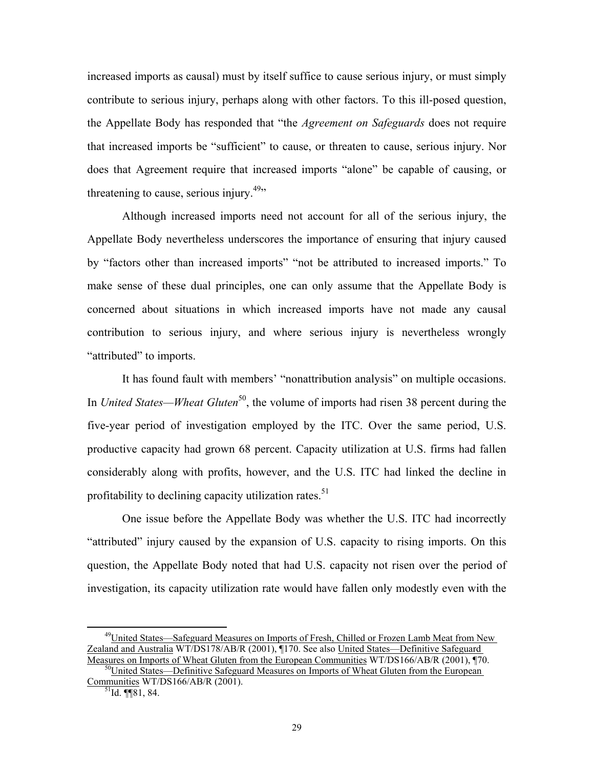increased imports as causal) must by itself suffice to cause serious injury, or must simply contribute to serious injury, perhaps along with other factors. To this ill-posed question, the Appellate Body has responded that "the *Agreement on Safeguards* does not require that increased imports be "sufficient" to cause, or threaten to cause, serious injury. Nor does that Agreement require that increased imports "alone" be capable of causing, or threatening to cause, serious injury.[49]"

Although increased imports need not account for all of the serious injury, the Appellate Body nevertheless underscores the importance of ensuring that injury caused by "factors other than increased imports" "not be attributed to increased imports." To make sense of these dual principles, one can only assume that the Appellate Body is concerned about situations in which increased imports have not made any causal contribution to serious injury, and where serious injury is nevertheless wrongly "attributed" to imports.

It has found fault with members' "nonattribution analysis" on multiple occasions. In *United States—Wheat Gluten*[50], the volume of imports had risen 38 percent during the five-year period of investigation employed by the ITC. Over the same period, U.S. productive capacity had grown 68 percent. Capacity utilization at U.S. firms had fallen considerably along with profits, however, and the U.S. ITC had linked the decline in profitability to declining capacity utilization rates.[51]

One issue before the Appellate Body was whether the U.S. ITC had incorrectly "attributed" injury caused by the expansion of U.S. capacity to rising imports. On this question, the Appellate Body noted that had U.S. capacity not risen over the period of investigation, its capacity utilization rate would have fallen only modestly even with the

[49] United States—Safeguard Measures on Imports of Fresh, Chilled or Frozen Lamb Meat from New Zealand and Australia WT/DS178/AB/R (2001), ¶170. See also United States—Definitive Safeguard Measures on Imports of Wheat Gluten from the European Communities WT/DS166/AB/R (2001), ¶70.

[50] United States—Definitive Safeguard Measures on Imports of Wheat Gluten from the European Communities WT/DS166/AB/R (2001).

[51] Id. ¶¶81, 84.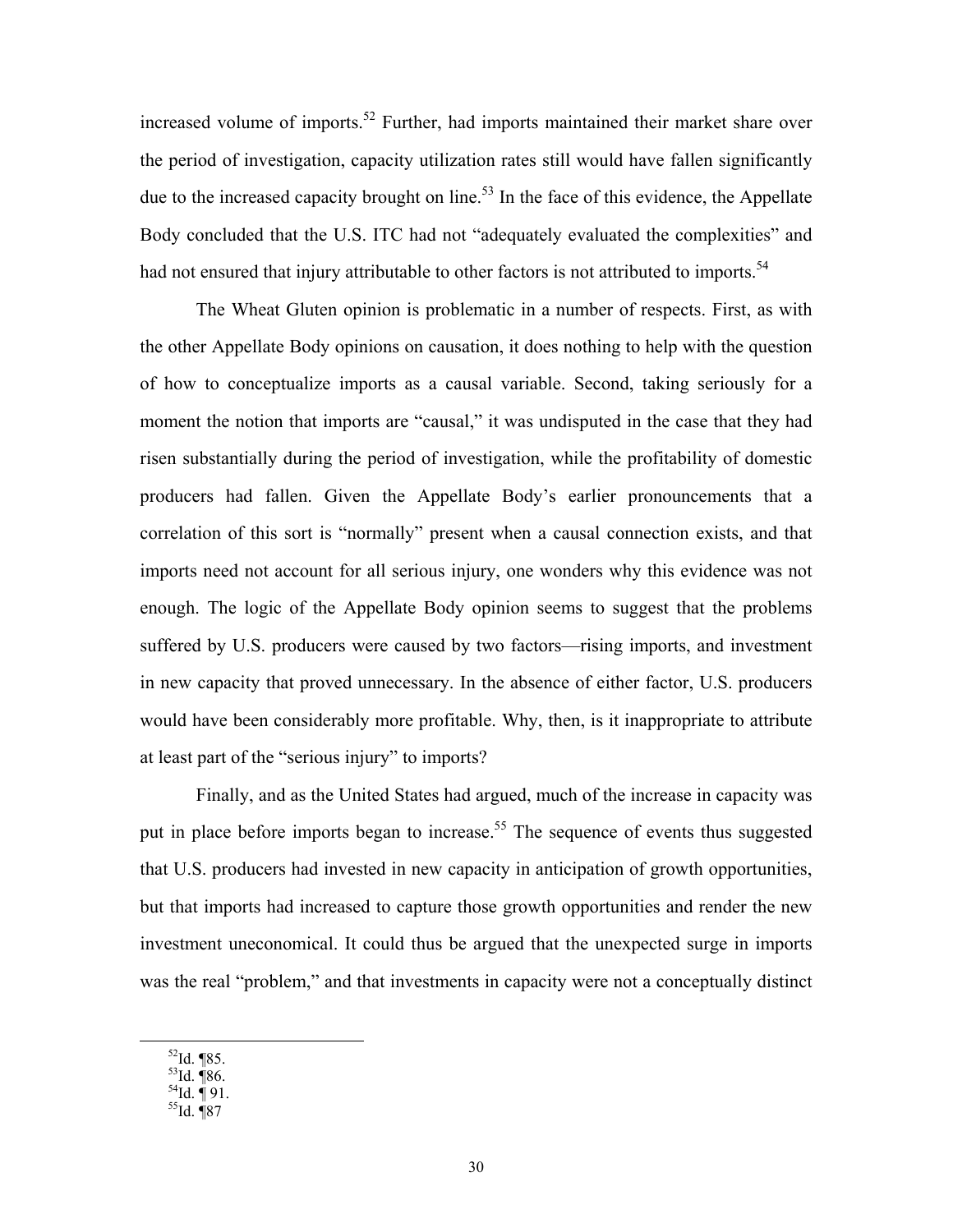increased volume of imports.[52] Further, had imports maintained their market share over the period of investigation, capacity utilization rates still would have fallen significantly due to the increased capacity brought on line.[53] In the face of this evidence, the Appellate Body concluded that the U.S. ITC had not "adequately evaluated the complexities" and had not ensured that injury attributable to other factors is not attributed to imports.[54]

The Wheat Gluten opinion is problematic in a number of respects. First, as with the other Appellate Body opinions on causation, it does nothing to help with the question of how to conceptualize imports as a causal variable. Second, taking seriously for a moment the notion that imports are "causal," it was undisputed in the case that they had risen substantially during the period of investigation, while the profitability of domestic producers had fallen. Given the Appellate Body's earlier pronouncements that a correlation of this sort is "normally" present when a causal connection exists, and that imports need not account for all serious injury, one wonders why this evidence was not enough. The logic of the Appellate Body opinion seems to suggest that the problems suffered by U.S. producers were caused by two factors—rising imports, and investment in new capacity that proved unnecessary. In the absence of either factor, U.S. producers would have been considerably more profitable. Why, then, is it inappropriate to attribute at least part of the "serious injury" to imports?

Finally, and as the United States had argued, much of the increase in capacity was put in place before imports began to increase.[55] The sequence of events thus suggested that U.S. producers had invested in new capacity in anticipation of growth opportunities, but that imports had increased to capture those growth opportunities and render the new investment uneconomical. It could thus be argued that the unexpected surge in imports was the real "problem," and that investments in capacity were not a conceptually distinct

---

[52] Id. ¶85.
[53] Id. ¶86.
[54] Id. ¶ 91.
[55] Id. ¶87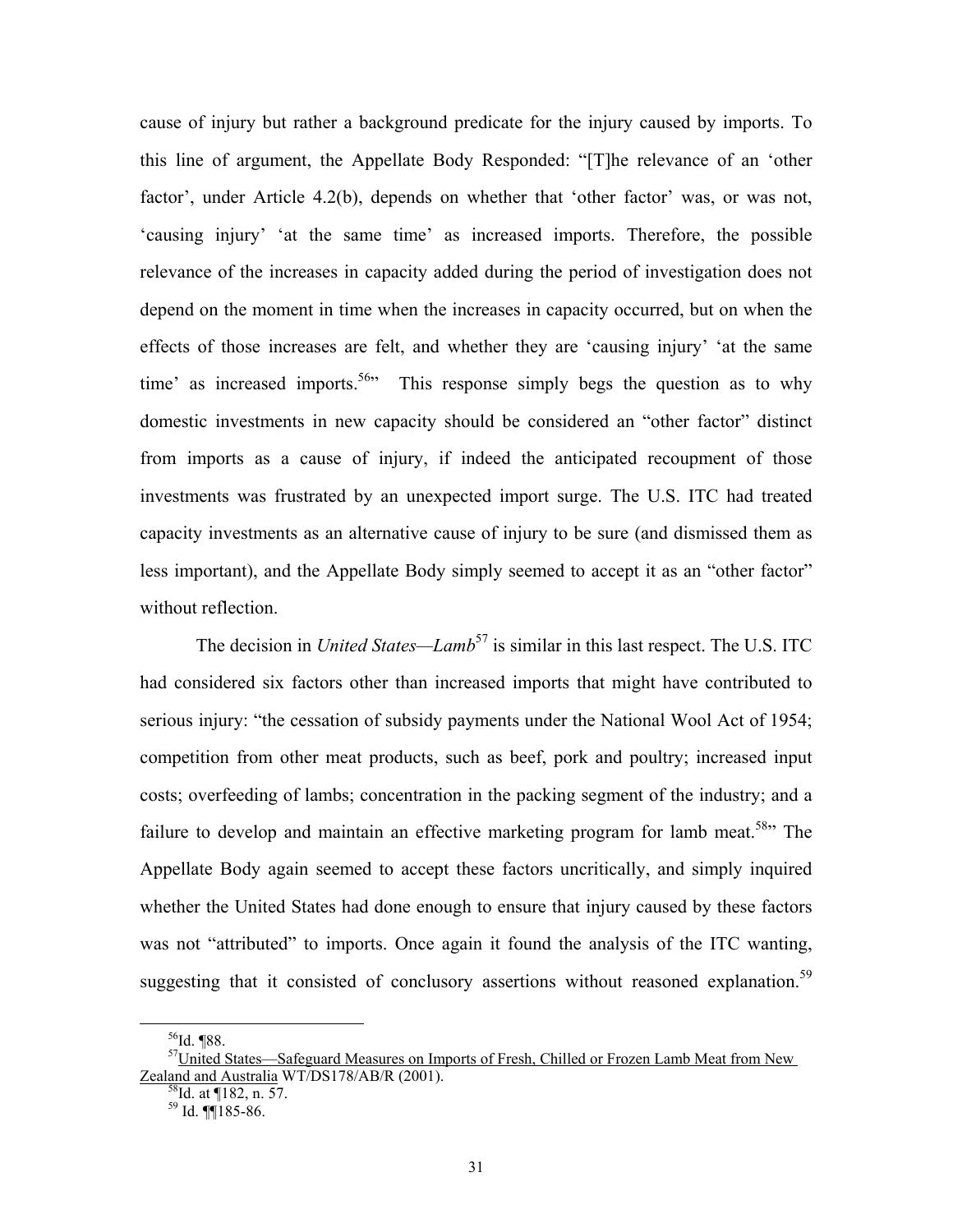cause of injury but rather a background predicate for the injury caused by imports. To this line of argument, the Appellate Body Responded: "[T]he relevance of an 'other factor', under Article 4.2(b), depends on whether that 'other factor' was, or was not, 'causing injury' 'at the same time' as increased imports. Therefore, the possible relevance of the increases in capacity added during the period of investigation does not depend on the moment in time when the increases in capacity occurred, but on when the effects of those increases are felt, and whether they are 'causing injury' 'at the same time' as increased imports.[56]" This response simply begs the question as to why domestic investments in new capacity should be considered an "other factor" distinct from imports as a cause of injury, if indeed the anticipated recoupment of those investments was frustrated by an unexpected import surge. The U.S. ITC had treated capacity investments as an alternative cause of injury to be sure (and dismissed them as less important), and the Appellate Body simply seemed to accept it as an "other factor" without reflection.

The decision in *United States—Lamb*[57] is similar in this last respect. The U.S. ITC had considered six factors other than increased imports that might have contributed to serious injury: "the cessation of subsidy payments under the National Wool Act of 1954; competition from other meat products, such as beef, pork and poultry; increased input costs; overfeeding of lambs; concentration in the packing segment of the industry; and a failure to develop and maintain an effective marketing program for lamb meat.[58]" The Appellate Body again seemed to accept these factors uncritically, and simply inquired whether the United States had done enough to ensure that injury caused by these factors was not "attributed" to imports. Once again it found the analysis of the ITC wanting, suggesting that it consisted of conclusory assertions without reasoned explanation.[59]

[56] Id. ¶88.

[57] United States—Safeguard Measures on Imports of Fresh, Chilled or Frozen Lamb Meat from New Zealand and Australia WT/DS178/AB/R (2001).

[58] Id. at ¶182, n. 57.

[59] Id. ¶¶185-86.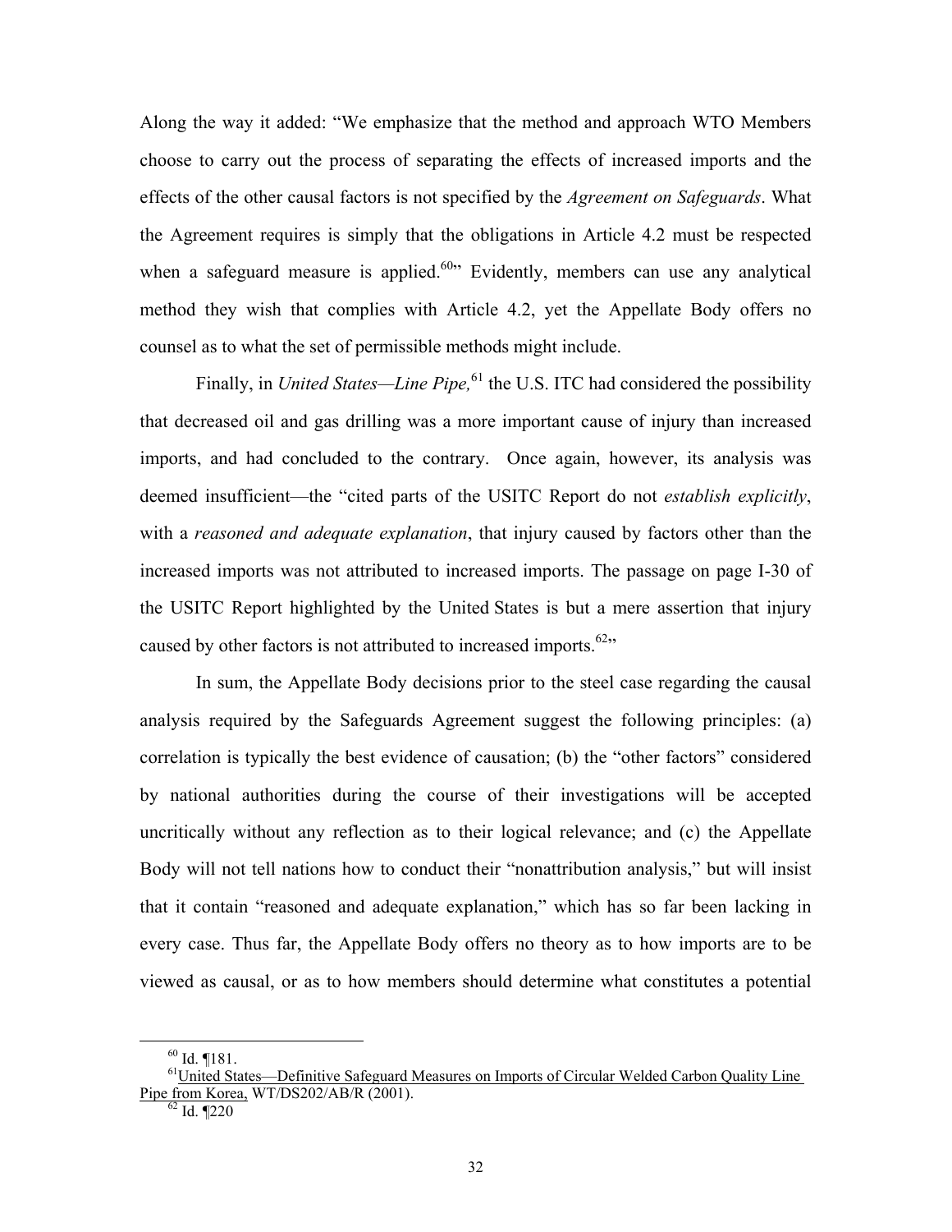Along the way it added: "We emphasize that the method and approach WTO Members choose to carry out the process of separating the effects of increased imports and the effects of the other causal factors is not specified by the *Agreement on Safeguards*. What the Agreement requires is simply that the obligations in Article 4.2 must be respected when a safeguard measure is applied.[60]" Evidently, members can use any analytical method they wish that complies with Article 4.2, yet the Appellate Body offers no counsel as to what the set of permissible methods might include.

Finally, in *United States—Line Pipe,*[61] the U.S. ITC had considered the possibility that decreased oil and gas drilling was a more important cause of injury than increased imports, and had concluded to the contrary. Once again, however, its analysis was deemed insufficient—the "cited parts of the USITC Report do not *establish explicitly*, with a *reasoned and adequate explanation*, that injury caused by factors other than the increased imports was not attributed to increased imports. The passage on page I-30 of the USITC Report highlighted by the United States is but a mere assertion that injury caused by other factors is not attributed to increased imports.[62]"

In sum, the Appellate Body decisions prior to the steel case regarding the causal analysis required by the Safeguards Agreement suggest the following principles: (a) correlation is typically the best evidence of causation; (b) the "other factors" considered by national authorities during the course of their investigations will be accepted uncritically without any reflection as to their logical relevance; and (c) the Appellate Body will not tell nations how to conduct their "nonattribution analysis," but will insist that it contain "reasoned and adequate explanation," which has so far been lacking in every case. Thus far, the Appellate Body offers no theory as to how imports are to be viewed as causal, or as to how members should determine what constitutes a potential

---

[60] Id. ¶181.

[61] United States—Definitive Safeguard Measures on Imports of Circular Welded Carbon Quality Line Pipe from Korea, WT/DS202/AB/R (2001).

[62] Id. ¶220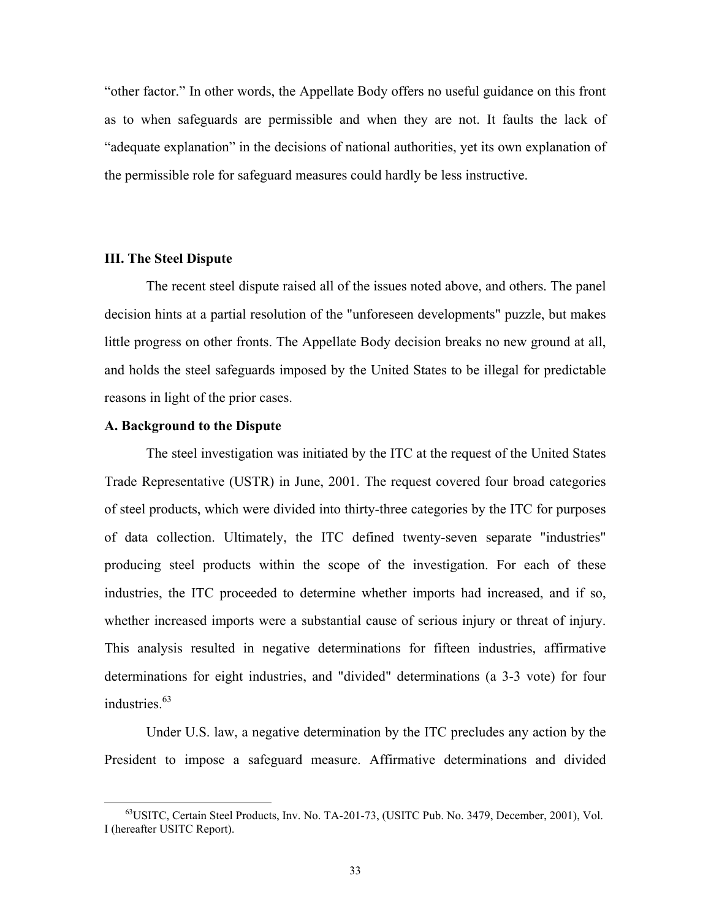"other factor." In other words, the Appellate Body offers no useful guidance on this front as to when safeguards are permissible and when they are not. It faults the lack of "adequate explanation" in the decisions of national authorities, yet its own explanation of the permissible role for safeguard measures could hardly be less instructive.

## III. The Steel Dispute

The recent steel dispute raised all of the issues noted above, and others. The panel decision hints at a partial resolution of the "unforeseen developments" puzzle, but makes little progress on other fronts. The Appellate Body decision breaks no new ground at all, and holds the steel safeguards imposed by the United States to be illegal for predictable reasons in light of the prior cases.

### A. Background to the Dispute

The steel investigation was initiated by the ITC at the request of the United States Trade Representative (USTR) in June, 2001. The request covered four broad categories of steel products, which were divided into thirty-three categories by the ITC for purposes of data collection. Ultimately, the ITC defined twenty-seven separate "industries" producing steel products within the scope of the investigation. For each of these industries, the ITC proceeded to determine whether imports had increased, and if so, whether increased imports were a substantial cause of serious injury or threat of injury. This analysis resulted in negative determinations for fifteen industries, affirmative determinations for eight industries, and "divided" determinations (a 3-3 vote) for four industries.[63]

Under U.S. law, a negative determination by the ITC precludes any action by the President to impose a safeguard measure. Affirmative determinations and divided

[63] USITC, Certain Steel Products, Inv. No. TA-201-73, (USITC Pub. No. 3479, December, 2001), Vol. I (hereafter USITC Report).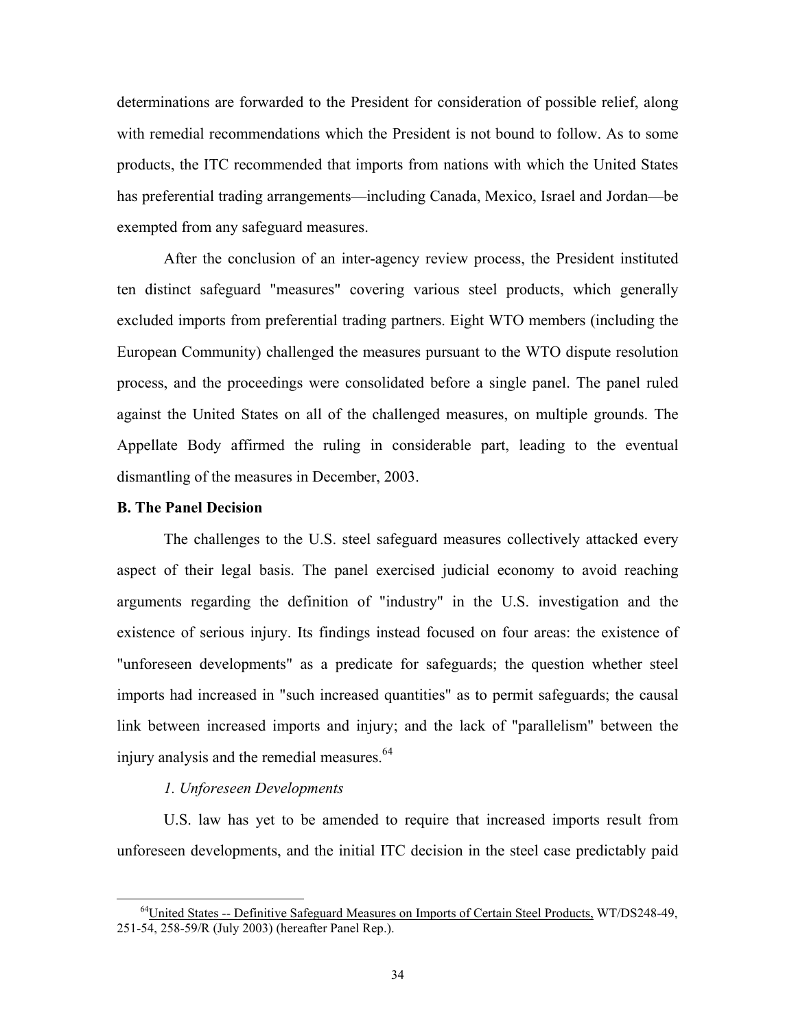determinations are forwarded to the President for consideration of possible relief, along with remedial recommendations which the President is not bound to follow. As to some products, the ITC recommended that imports from nations with which the United States has preferential trading arrangements—including Canada, Mexico, Israel and Jordan—be exempted from any safeguard measures.

After the conclusion of an inter-agency review process, the President instituted ten distinct safeguard "measures" covering various steel products, which generally excluded imports from preferential trading partners. Eight WTO members (including the European Community) challenged the measures pursuant to the WTO dispute resolution process, and the proceedings were consolidated before a single panel. The panel ruled against the United States on all of the challenged measures, on multiple grounds. The Appellate Body affirmed the ruling in considerable part, leading to the eventual dismantling of the measures in December, 2003.

**B. The Panel Decision**

The challenges to the U.S. steel safeguard measures collectively attacked every aspect of their legal basis. The panel exercised judicial economy to avoid reaching arguments regarding the definition of "industry" in the U.S. investigation and the existence of serious injury. Its findings instead focused on four areas: the existence of "unforeseen developments" as a predicate for safeguards; the question whether steel imports had increased in "such increased quantities" as to permit safeguards; the causal link between increased imports and injury; and the lack of "parallelism" between the injury analysis and the remedial measures.[64]

*1. Unforeseen Developments*

U.S. law has yet to be amended to require that increased imports result from unforeseen developments, and the initial ITC decision in the steel case predictably paid

[64] United States -- Definitive Safeguard Measures on Imports of Certain Steel Products, WT/DS248-49, 251-54, 258-59/R (July 2003) (hereafter Panel Rep.).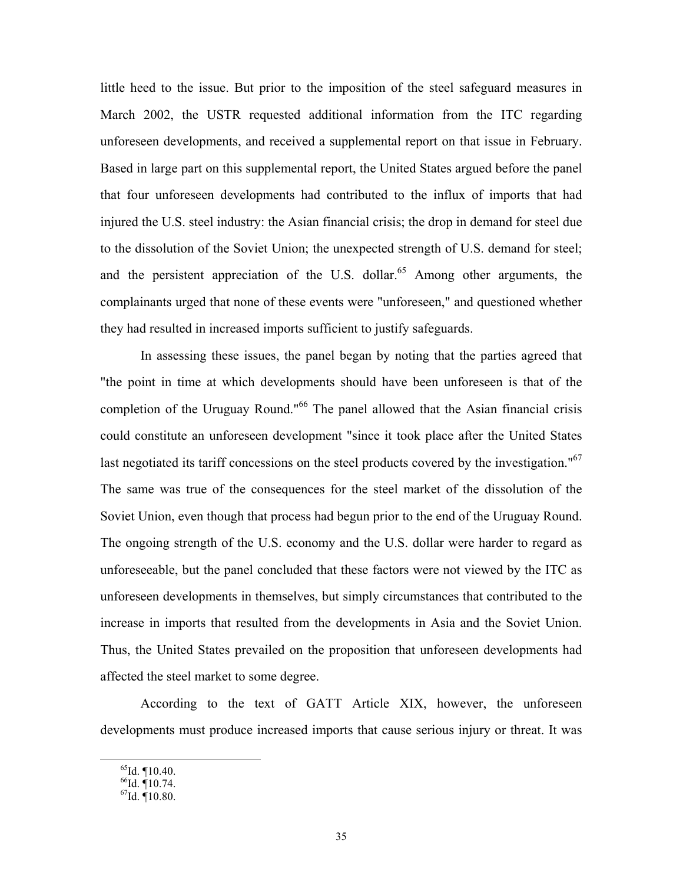little heed to the issue. But prior to the imposition of the steel safeguard measures in March 2002, the USTR requested additional information from the ITC regarding unforeseen developments, and received a supplemental report on that issue in February. Based in large part on this supplemental report, the United States argued before the panel that four unforeseen developments had contributed to the influx of imports that had injured the U.S. steel industry: the Asian financial crisis; the drop in demand for steel due to the dissolution of the Soviet Union; the unexpected strength of U.S. demand for steel; and the persistent appreciation of the U.S. dollar.[65] Among other arguments, the complainants urged that none of these events were "unforeseen," and questioned whether they had resulted in increased imports sufficient to justify safeguards.

In assessing these issues, the panel began by noting that the parties agreed that "the point in time at which developments should have been unforeseen is that of the completion of the Uruguay Round."[66] The panel allowed that the Asian financial crisis could constitute an unforeseen development "since it took place after the United States last negotiated its tariff concessions on the steel products covered by the investigation."[67] The same was true of the consequences for the steel market of the dissolution of the Soviet Union, even though that process had begun prior to the end of the Uruguay Round. The ongoing strength of the U.S. economy and the U.S. dollar were harder to regard as unforeseeable, but the panel concluded that these factors were not viewed by the ITC as unforeseen developments in themselves, but simply circumstances that contributed to the increase in imports that resulted from the developments in Asia and the Soviet Union. Thus, the United States prevailed on the proposition that unforeseen developments had affected the steel market to some degree.

According to the text of GATT Article XIX, however, the unforeseen developments must produce increased imports that cause serious injury or threat. It was

[65] Id. ¶10.40.

[66] Id. ¶10.74.

[67] Id. ¶10.80.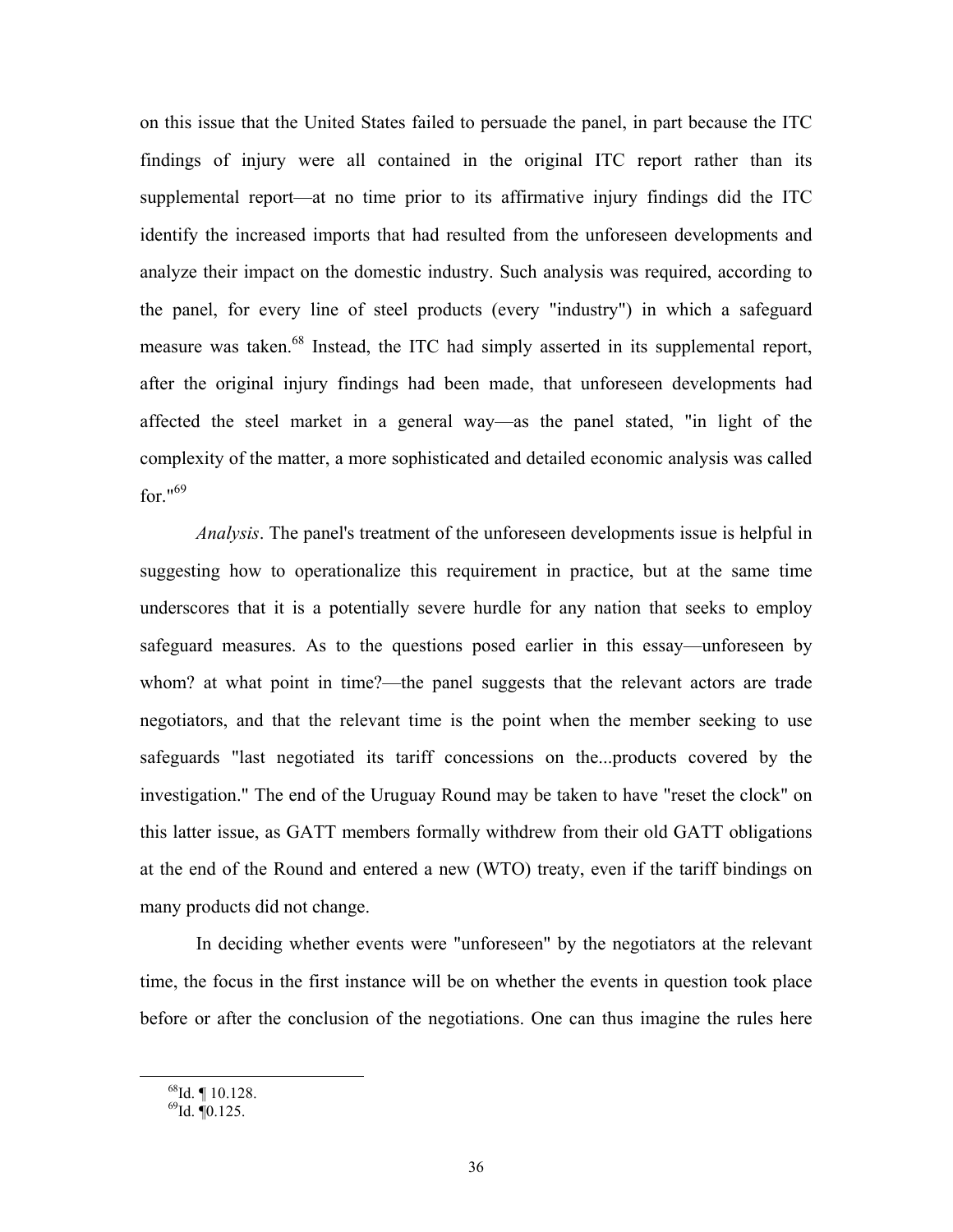on this issue that the United States failed to persuade the panel, in part because the ITC findings of injury were all contained in the original ITC report rather than its supplemental report—at no time prior to its affirmative injury findings did the ITC identify the increased imports that had resulted from the unforeseen developments and analyze their impact on the domestic industry. Such analysis was required, according to the panel, for every line of steel products (every "industry") in which a safeguard measure was taken.[68] Instead, the ITC had simply asserted in its supplemental report, after the original injury findings had been made, that unforeseen developments had affected the steel market in a general way—as the panel stated, "in light of the complexity of the matter, a more sophisticated and detailed economic analysis was called for."[69]

*Analysis*. The panel's treatment of the unforeseen developments issue is helpful in suggesting how to operationalize this requirement in practice, but at the same time underscores that it is a potentially severe hurdle for any nation that seeks to employ safeguard measures. As to the questions posed earlier in this essay—unforeseen by whom? at what point in time?—the panel suggests that the relevant actors are trade negotiators, and that the relevant time is the point when the member seeking to use safeguards "last negotiated its tariff concessions on the...products covered by the investigation." The end of the Uruguay Round may be taken to have "reset the clock" on this latter issue, as GATT members formally withdrew from their old GATT obligations at the end of the Round and entered a new (WTO) treaty, even if the tariff bindings on many products did not change.

In deciding whether events were "unforeseen" by the negotiators at the relevant time, the focus in the first instance will be on whether the events in question took place before or after the conclusion of the negotiations. One can thus imagine the rules here

---

[68] Id. ¶ 10.128.

[69] Id. ¶0.125.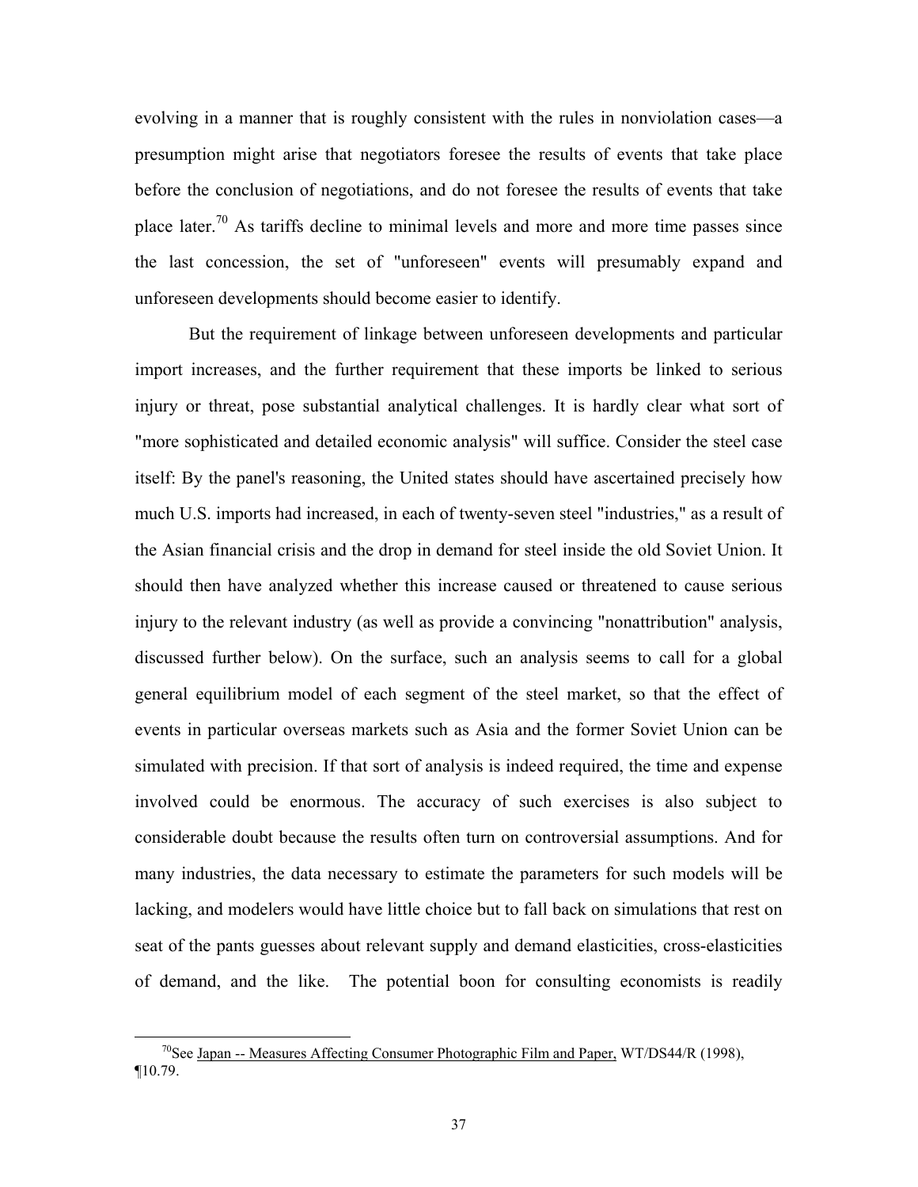evolving in a manner that is roughly consistent with the rules in nonviolation cases—a presumption might arise that negotiators foresee the results of events that take place before the conclusion of negotiations, and do not foresee the results of events that take place later.[70] As tariffs decline to minimal levels and more and more time passes since the last concession, the set of "unforeseen" events will presumably expand and unforeseen developments should become easier to identify.

But the requirement of linkage between unforeseen developments and particular import increases, and the further requirement that these imports be linked to serious injury or threat, pose substantial analytical challenges. It is hardly clear what sort of "more sophisticated and detailed economic analysis" will suffice. Consider the steel case itself: By the panel's reasoning, the United states should have ascertained precisely how much U.S. imports had increased, in each of twenty-seven steel "industries," as a result of the Asian financial crisis and the drop in demand for steel inside the old Soviet Union. It should then have analyzed whether this increase caused or threatened to cause serious injury to the relevant industry (as well as provide a convincing "nonattribution" analysis, discussed further below). On the surface, such an analysis seems to call for a global general equilibrium model of each segment of the steel market, so that the effect of events in particular overseas markets such as Asia and the former Soviet Union can be simulated with precision. If that sort of analysis is indeed required, the time and expense involved could be enormous. The accuracy of such exercises is also subject to considerable doubt because the results often turn on controversial assumptions. And for many industries, the data necessary to estimate the parameters for such models will be lacking, and modelers would have little choice but to fall back on simulations that rest on seat of the pants guesses about relevant supply and demand elasticities, cross-elasticities of demand, and the like. The potential boon for consulting economists is readily

---

[70] See Japan -- Measures Affecting Consumer Photographic Film and Paper, WT/DS44/R (1998), ¶10.79.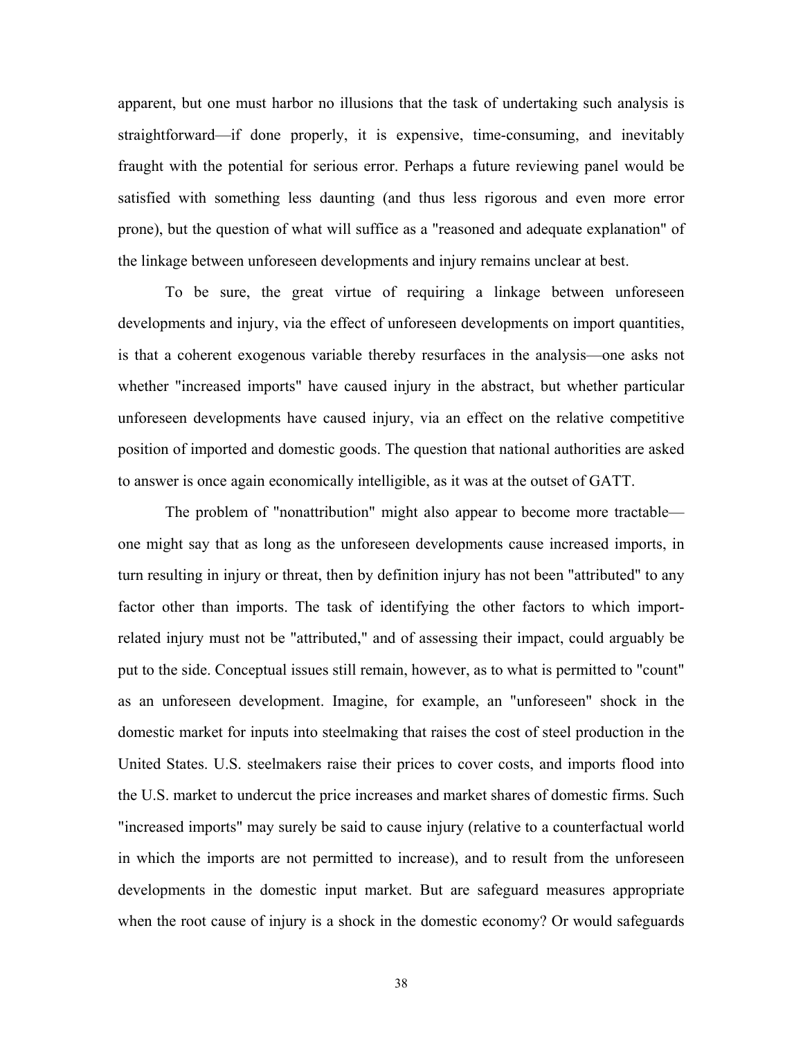apparent, but one must harbor no illusions that the task of undertaking such analysis is straightforward—if done properly, it is expensive, time-consuming, and inevitably fraught with the potential for serious error. Perhaps a future reviewing panel would be satisfied with something less daunting (and thus less rigorous and even more error prone), but the question of what will suffice as a "reasoned and adequate explanation" of the linkage between unforeseen developments and injury remains unclear at best.

To be sure, the great virtue of requiring a linkage between unforeseen developments and injury, via the effect of unforeseen developments on import quantities, is that a coherent exogenous variable thereby resurfaces in the analysis—one asks not whether "increased imports" have caused injury in the abstract, but whether particular unforeseen developments have caused injury, via an effect on the relative competitive position of imported and domestic goods. The question that national authorities are asked to answer is once again economically intelligible, as it was at the outset of GATT.

The problem of "nonattribution" might also appear to become more tractable—one might say that as long as the unforeseen developments cause increased imports, in turn resulting in injury or threat, then by definition injury has not been "attributed" to any factor other than imports. The task of identifying the other factors to which import-related injury must not be "attributed," and of assessing their impact, could arguably be put to the side. Conceptual issues still remain, however, as to what is permitted to "count" as an unforeseen development. Imagine, for example, an "unforeseen" shock in the domestic market for inputs into steelmaking that raises the cost of steel production in the United States. U.S. steelmakers raise their prices to cover costs, and imports flood into the U.S. market to undercut the price increases and market shares of domestic firms. Such "increased imports" may surely be said to cause injury (relative to a counterfactual world in which the imports are not permitted to increase), and to result from the unforeseen developments in the domestic input market. But are safeguard measures appropriate when the root cause of injury is a shock in the domestic economy? Or would safeguards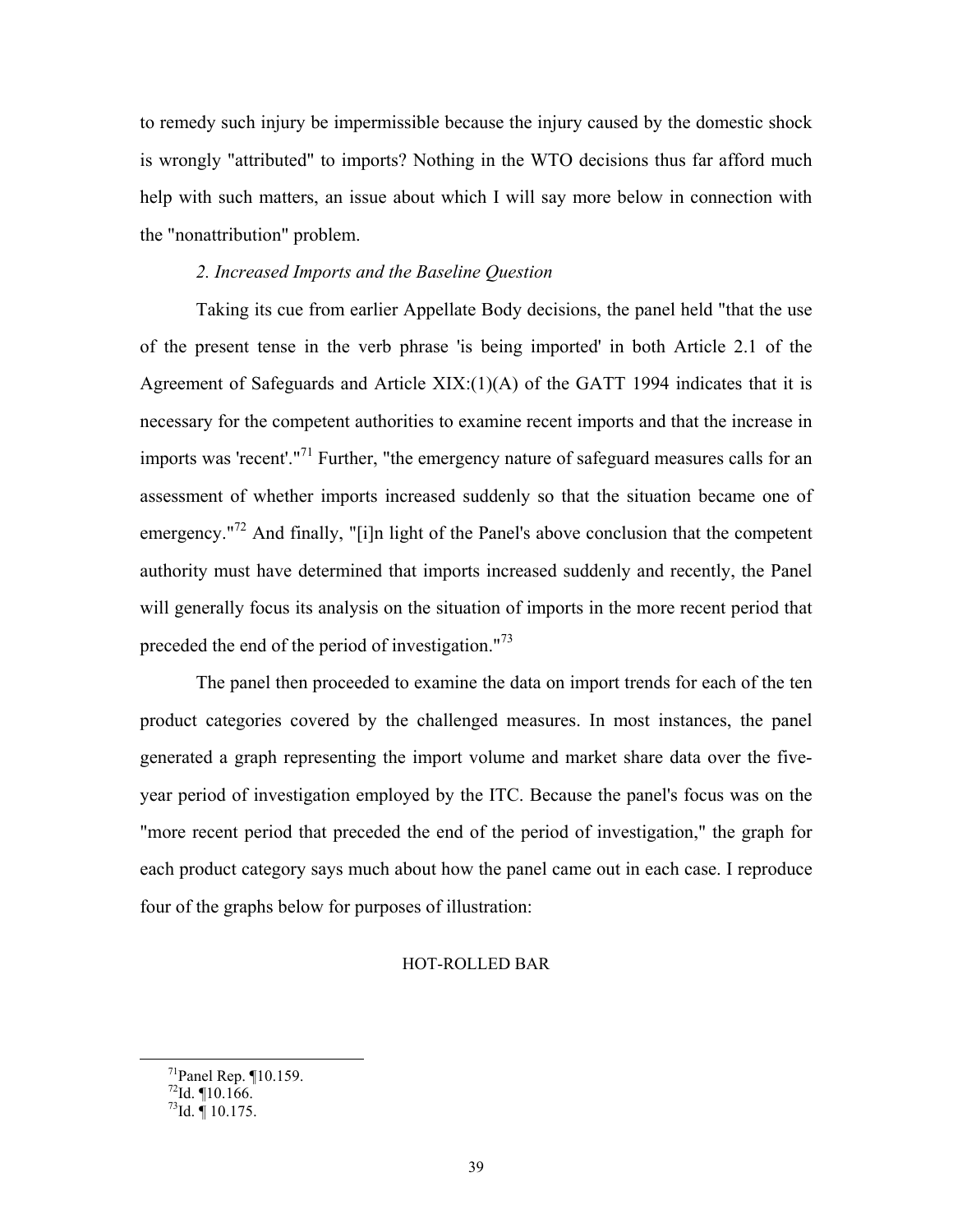to remedy such injury be impermissible because the injury caused by the domestic shock is wrongly "attributed" to imports? Nothing in the WTO decisions thus far afford much help with such matters, an issue about which I will say more below in connection with the "nonattribution" problem.

### *2. Increased Imports and the Baseline Question*

Taking its cue from earlier Appellate Body decisions, the panel held "that the use of the present tense in the verb phrase 'is being imported' in both Article 2.1 of the Agreement of Safeguards and Article XIX:(1)(A) of the GATT 1994 indicates that it is necessary for the competent authorities to examine recent imports and that the increase in imports was 'recent'."[71] Further, "the emergency nature of safeguard measures calls for an assessment of whether imports increased suddenly so that the situation became one of emergency."[72] And finally, "[i]n light of the Panel's above conclusion that the competent authority must have determined that imports increased suddenly and recently, the Panel will generally focus its analysis on the situation of imports in the more recent period that preceded the end of the period of investigation."[73]

The panel then proceeded to examine the data on import trends for each of the ten product categories covered by the challenged measures. In most instances, the panel generated a graph representing the import volume and market share data over the five-year period of investigation employed by the ITC. Because the panel's focus was on the "more recent period that preceded the end of the period of investigation," the graph for each product category says much about how the panel came out in each case. I reproduce four of the graphs below for purposes of illustration:

HOT-ROLLED BAR

---

[71] Panel Rep. ¶10.159.

[72] Id. ¶10.166.

[73] Id. ¶ 10.175.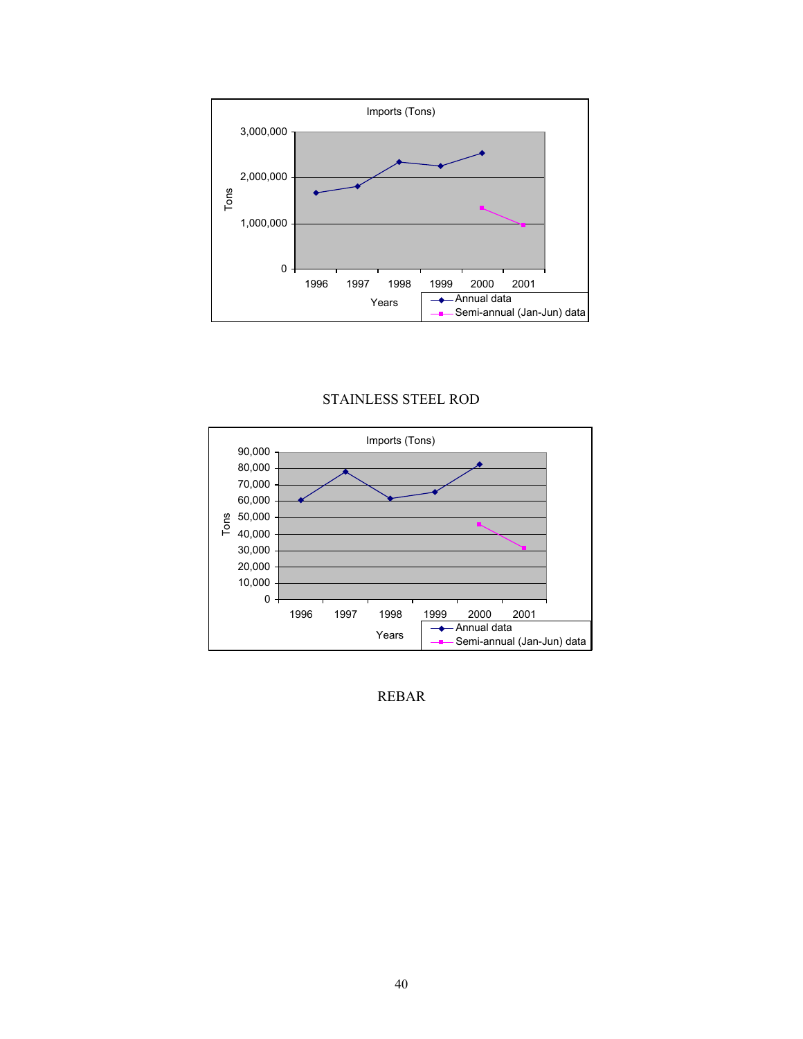Imports (Tons)

STAINLESS STEEL ROD

Imports (Tons)

REBAR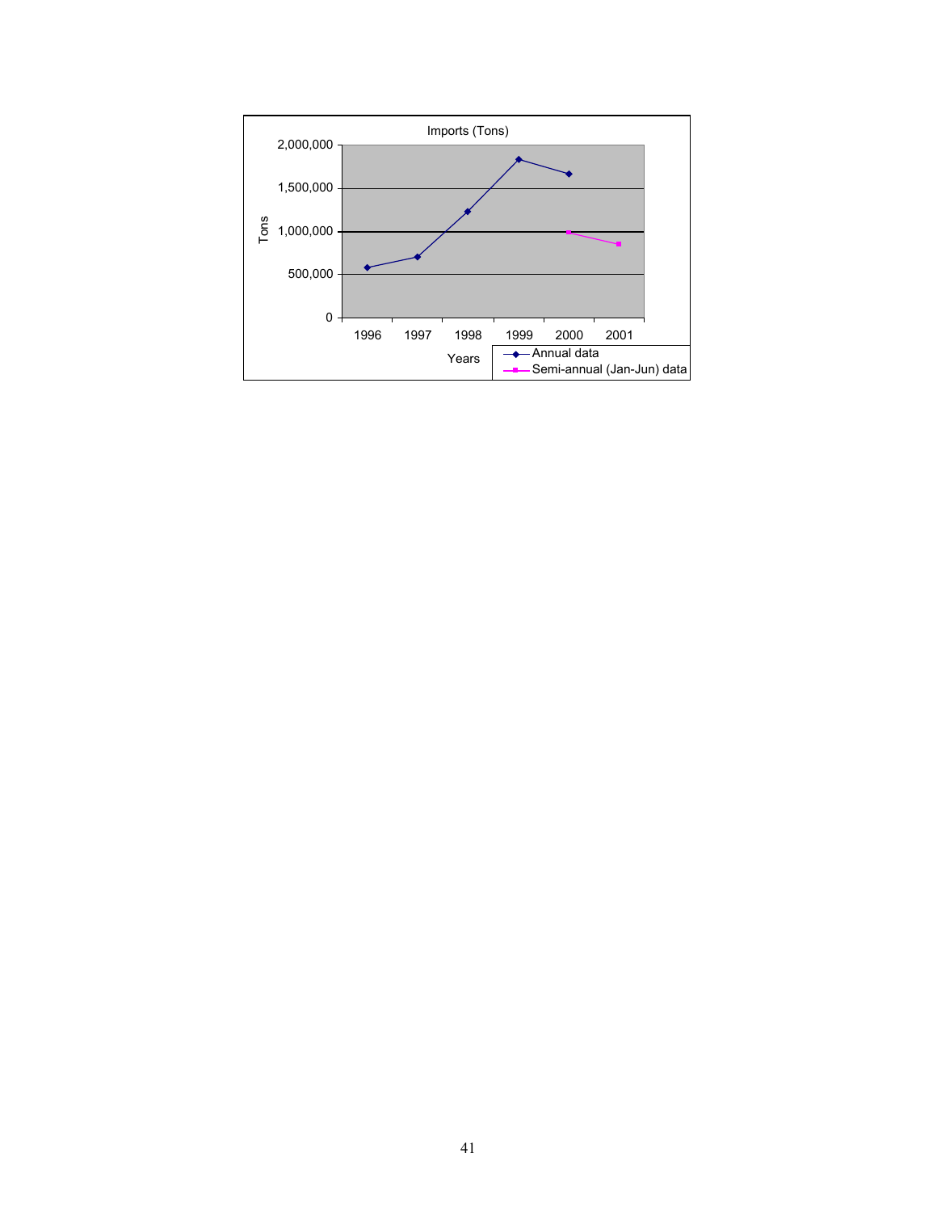Imports (Tons)

Tons: 2,000,000; 1,500,000; 1,000,000; 500,000; 0

Years: 1996, 1997, 1998, 1999, 2000, 2001

- Annual data
- Semi-annual (Jan-Jun) data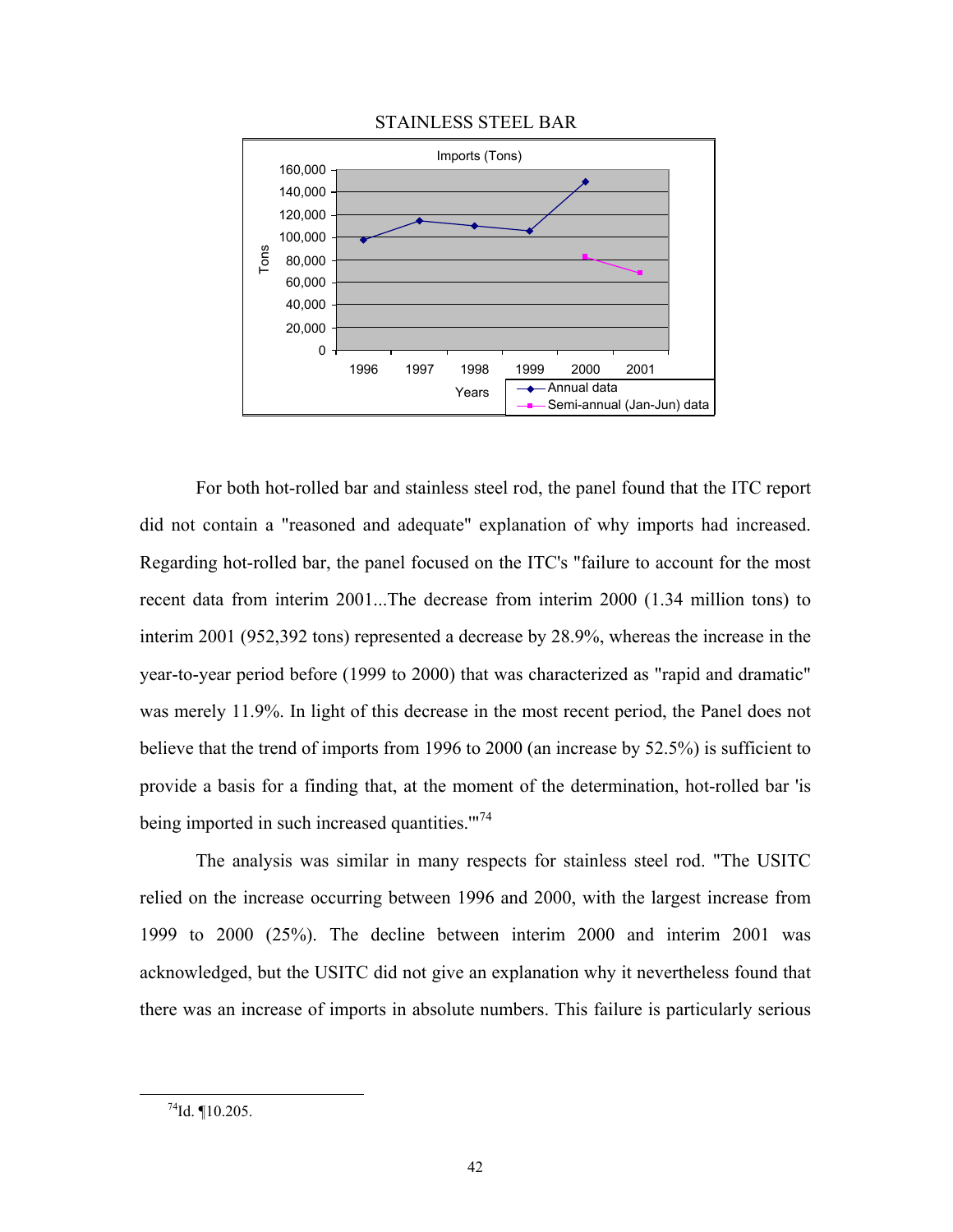STAINLESS STEEL BAR

For both hot-rolled bar and stainless steel rod, the panel found that the ITC report did not contain a "reasoned and adequate" explanation of why imports had increased. Regarding hot-rolled bar, the panel focused on the ITC's "failure to account for the most recent data from interim 2001...The decrease from interim 2000 (1.34 million tons) to interim 2001 (952,392 tons) represented a decrease by 28.9%, whereas the increase in the year-to-year period before (1999 to 2000) that was characterized as "rapid and dramatic" was merely 11.9%. In light of this decrease in the most recent period, the Panel does not believe that the trend of imports from 1996 to 2000 (an increase by 52.5%) is sufficient to provide a basis for a finding that, at the moment of the determination, hot-rolled bar 'is being imported in such increased quantities.'"[74]

The analysis was similar in many respects for stainless steel rod. "The USITC relied on the increase occurring between 1996 and 2000, with the largest increase from 1999 to 2000 (25%). The decline between interim 2000 and interim 2001 was acknowledged, but the USITC did not give an explanation why it nevertheless found that there was an increase of imports in absolute numbers. This failure is particularly serious

[74] Id. ¶10.205.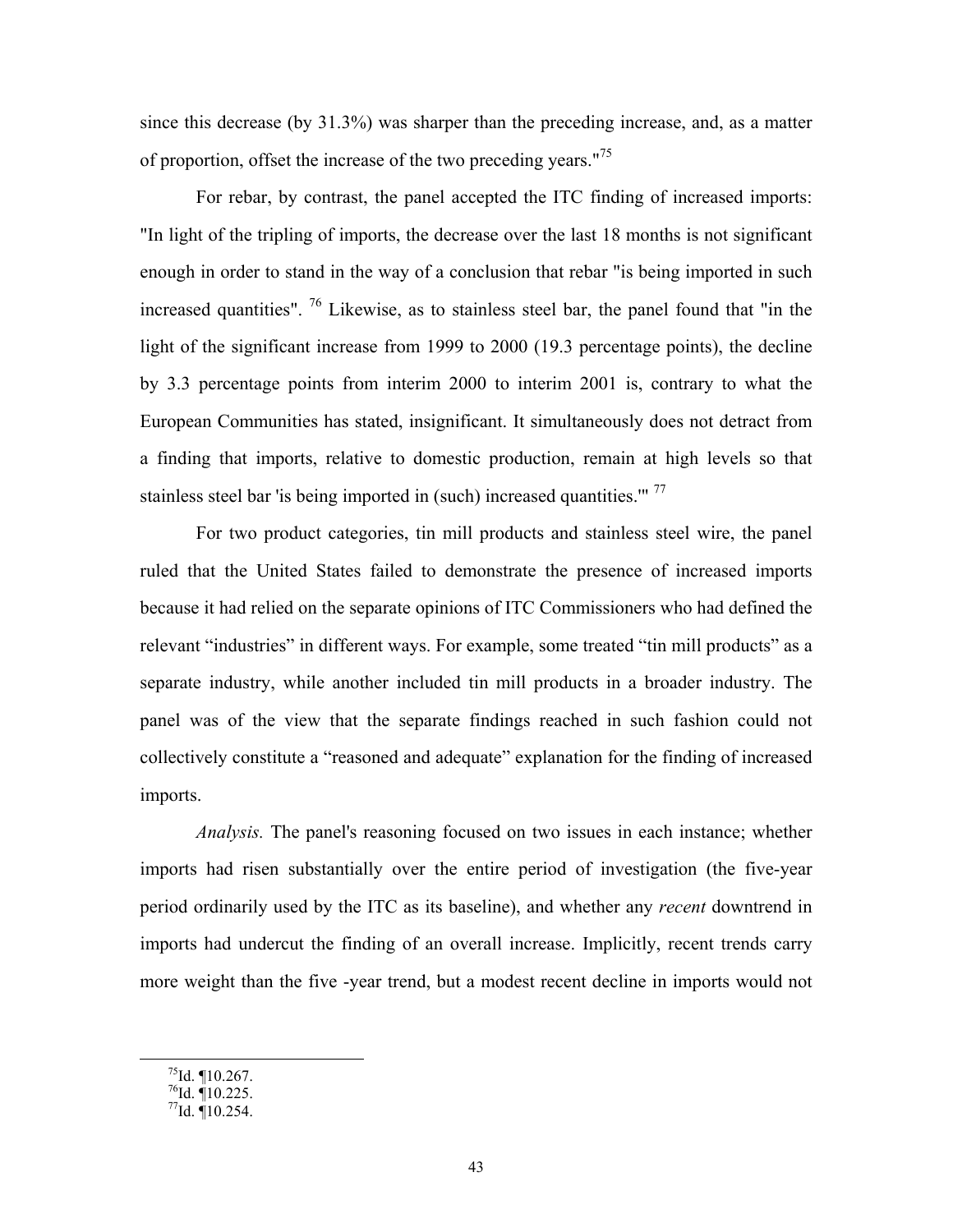since this decrease (by 31.3%) was sharper than the preceding increase, and, as a matter of proportion, offset the increase of the two preceding years."[75]

For rebar, by contrast, the panel accepted the ITC finding of increased imports: "In light of the tripling of imports, the decrease over the last 18 months is not significant enough in order to stand in the way of a conclusion that rebar "is being imported in such increased quantities". [76] Likewise, as to stainless steel bar, the panel found that "in the light of the significant increase from 1999 to 2000 (19.3 percentage points), the decline by 3.3 percentage points from interim 2000 to interim 2001 is, contrary to what the European Communities has stated, insignificant. It simultaneously does not detract from a finding that imports, relative to domestic production, remain at high levels so that stainless steel bar 'is being imported in (such) increased quantities.'" [77]

For two product categories, tin mill products and stainless steel wire, the panel ruled that the United States failed to demonstrate the presence of increased imports because it had relied on the separate opinions of ITC Commissioners who had defined the relevant "industries" in different ways. For example, some treated "tin mill products" as a separate industry, while another included tin mill products in a broader industry. The panel was of the view that the separate findings reached in such fashion could not collectively constitute a "reasoned and adequate" explanation for the finding of increased imports.

*Analysis.* The panel's reasoning focused on two issues in each instance; whether imports had risen substantially over the entire period of investigation (the five-year period ordinarily used by the ITC as its baseline), and whether any *recent* downtrend in imports had undercut the finding of an overall increase. Implicitly, recent trends carry more weight than the five -year trend, but a modest recent decline in imports would not

[75] Id. ¶10.267.
[76] Id. ¶10.225.
[77] Id. ¶10.254.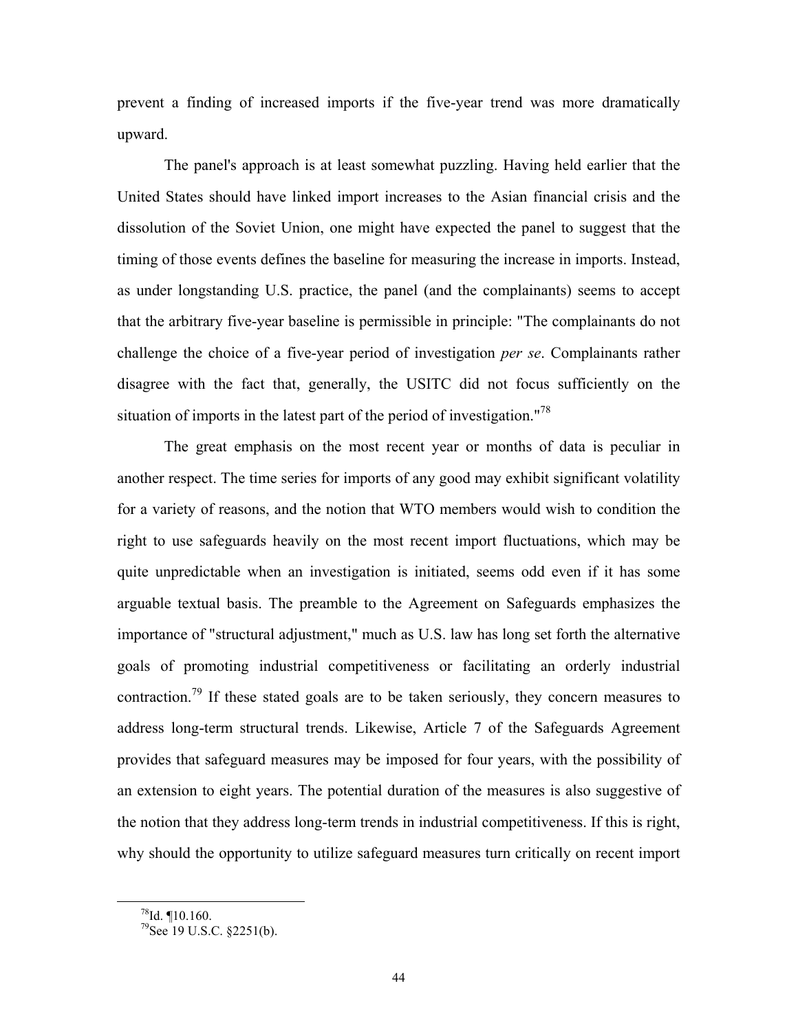prevent a finding of increased imports if the five-year trend was more dramatically upward.

The panel's approach is at least somewhat puzzling. Having held earlier that the United States should have linked import increases to the Asian financial crisis and the dissolution of the Soviet Union, one might have expected the panel to suggest that the timing of those events defines the baseline for measuring the increase in imports. Instead, as under longstanding U.S. practice, the panel (and the complainants) seems to accept that the arbitrary five-year baseline is permissible in principle: "The complainants do not challenge the choice of a five-year period of investigation *per se*. Complainants rather disagree with the fact that, generally, the USITC did not focus sufficiently on the situation of imports in the latest part of the period of investigation."[78]

The great emphasis on the most recent year or months of data is peculiar in another respect. The time series for imports of any good may exhibit significant volatility for a variety of reasons, and the notion that WTO members would wish to condition the right to use safeguards heavily on the most recent import fluctuations, which may be quite unpredictable when an investigation is initiated, seems odd even if it has some arguable textual basis. The preamble to the Agreement on Safeguards emphasizes the importance of "structural adjustment," much as U.S. law has long set forth the alternative goals of promoting industrial competitiveness or facilitating an orderly industrial contraction.[79] If these stated goals are to be taken seriously, they concern measures to address long-term structural trends. Likewise, Article 7 of the Safeguards Agreement provides that safeguard measures may be imposed for four years, with the possibility of an extension to eight years. The potential duration of the measures is also suggestive of the notion that they address long-term trends in industrial competitiveness. If this is right, why should the opportunity to utilize safeguard measures turn critically on recent import

[78] Id. ¶10.160.

[79] See 19 U.S.C. §2251(b).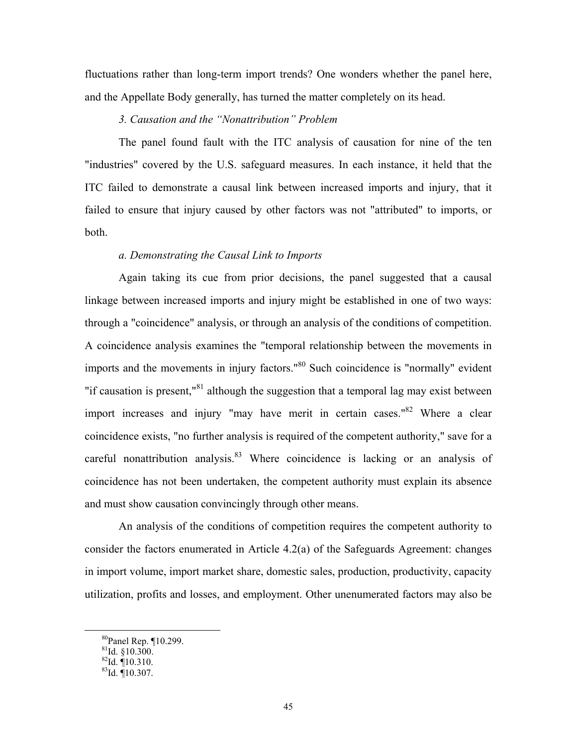fluctuations rather than long-term import trends? One wonders whether the panel here, and the Appellate Body generally, has turned the matter completely on its head.

### *3. Causation and the "Nonattribution" Problem*

The panel found fault with the ITC analysis of causation for nine of the ten "industries" covered by the U.S. safeguard measures. In each instance, it held that the ITC failed to demonstrate a causal link between increased imports and injury, that it failed to ensure that injury caused by other factors was not "attributed" to imports, or both.

#### *a. Demonstrating the Causal Link to Imports*

Again taking its cue from prior decisions, the panel suggested that a causal linkage between increased imports and injury might be established in one of two ways: through a "coincidence" analysis, or through an analysis of the conditions of competition. A coincidence analysis examines the "temporal relationship between the movements in imports and the movements in injury factors."[80] Such coincidence is "normally" evident "if causation is present,"[81] although the suggestion that a temporal lag may exist between import increases and injury "may have merit in certain cases."[82] Where a clear coincidence exists, "no further analysis is required of the competent authority," save for a careful nonattribution analysis.[83] Where coincidence is lacking or an analysis of coincidence has not been undertaken, the competent authority must explain its absence and must show causation convincingly through other means.

An analysis of the conditions of competition requires the competent authority to consider the factors enumerated in Article 4.2(a) of the Safeguards Agreement: changes in import volume, import market share, domestic sales, production, productivity, capacity utilization, profits and losses, and employment. Other unenumerated factors may also be

---

[80] Panel Rep. ¶10.299.
[81] Id. §10.300.
[82] Id. ¶10.310.
[83] Id. ¶10.307.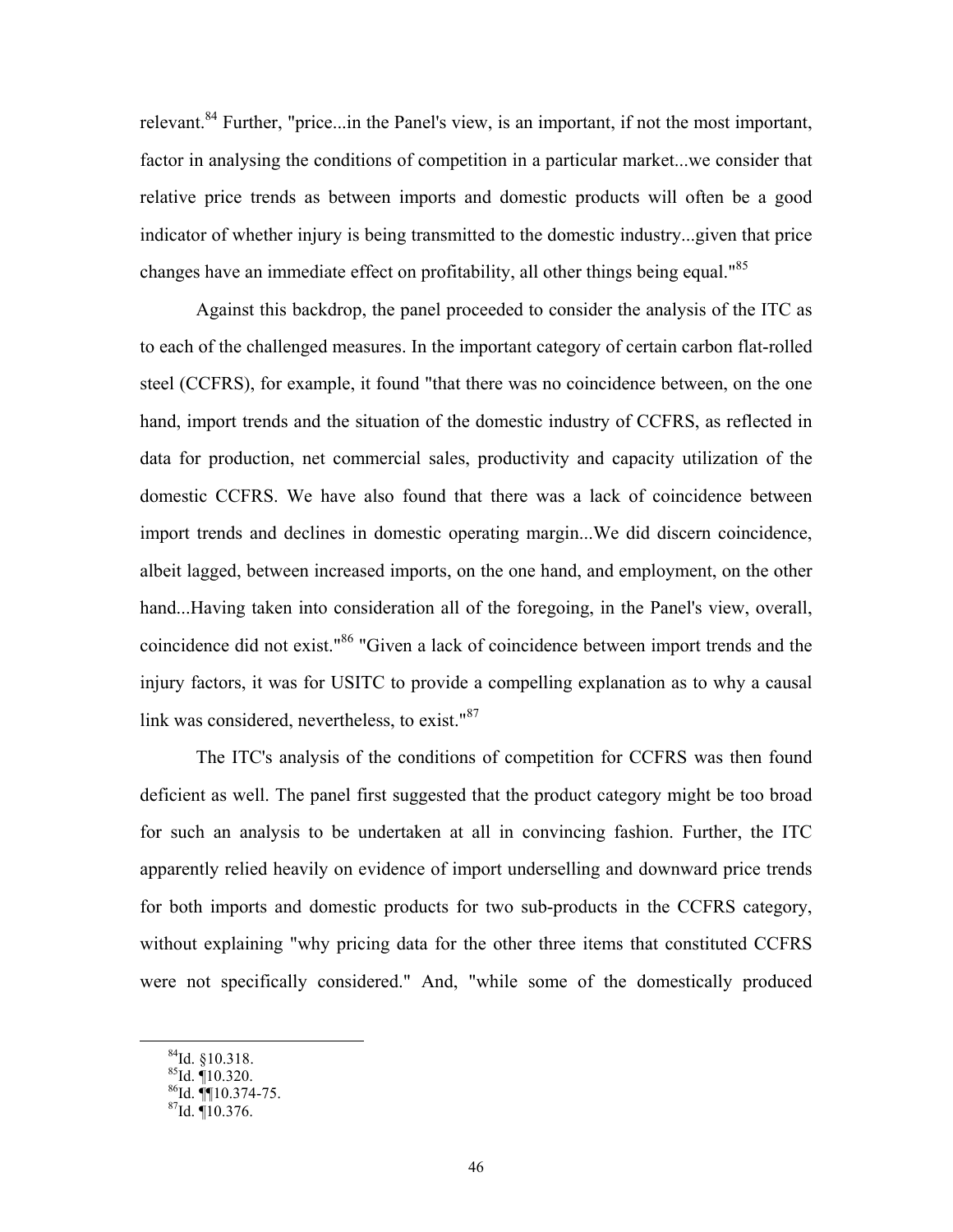relevant.[84] Further, "price...in the Panel's view, is an important, if not the most important, factor in analysing the conditions of competition in a particular market...we consider that relative price trends as between imports and domestic products will often be a good indicator of whether injury is being transmitted to the domestic industry...given that price changes have an immediate effect on profitability, all other things being equal."[85]

Against this backdrop, the panel proceeded to consider the analysis of the ITC as to each of the challenged measures. In the important category of certain carbon flat-rolled steel (CCFRS), for example, it found "that there was no coincidence between, on the one hand, import trends and the situation of the domestic industry of CCFRS, as reflected in data for production, net commercial sales, productivity and capacity utilization of the domestic CCFRS. We have also found that there was a lack of coincidence between import trends and declines in domestic operating margin...We did discern coincidence, albeit lagged, between increased imports, on the one hand, and employment, on the other hand...Having taken into consideration all of the foregoing, in the Panel's view, overall, coincidence did not exist."[86] "Given a lack of coincidence between import trends and the injury factors, it was for USITC to provide a compelling explanation as to why a causal link was considered, nevertheless, to exist."[87]

The ITC's analysis of the conditions of competition for CCFRS was then found deficient as well. The panel first suggested that the product category might be too broad for such an analysis to be undertaken at all in convincing fashion. Further, the ITC apparently relied heavily on evidence of import underselling and downward price trends for both imports and domestic products for two sub-products in the CCFRS category, without explaining "why pricing data for the other three items that constituted CCFRS were not specifically considered." And, "while some of the domestically produced

[84] Id. §10.318.
[85] Id. ¶10.320.
[86] Id. ¶¶10.374-75.
[87] Id. ¶10.376.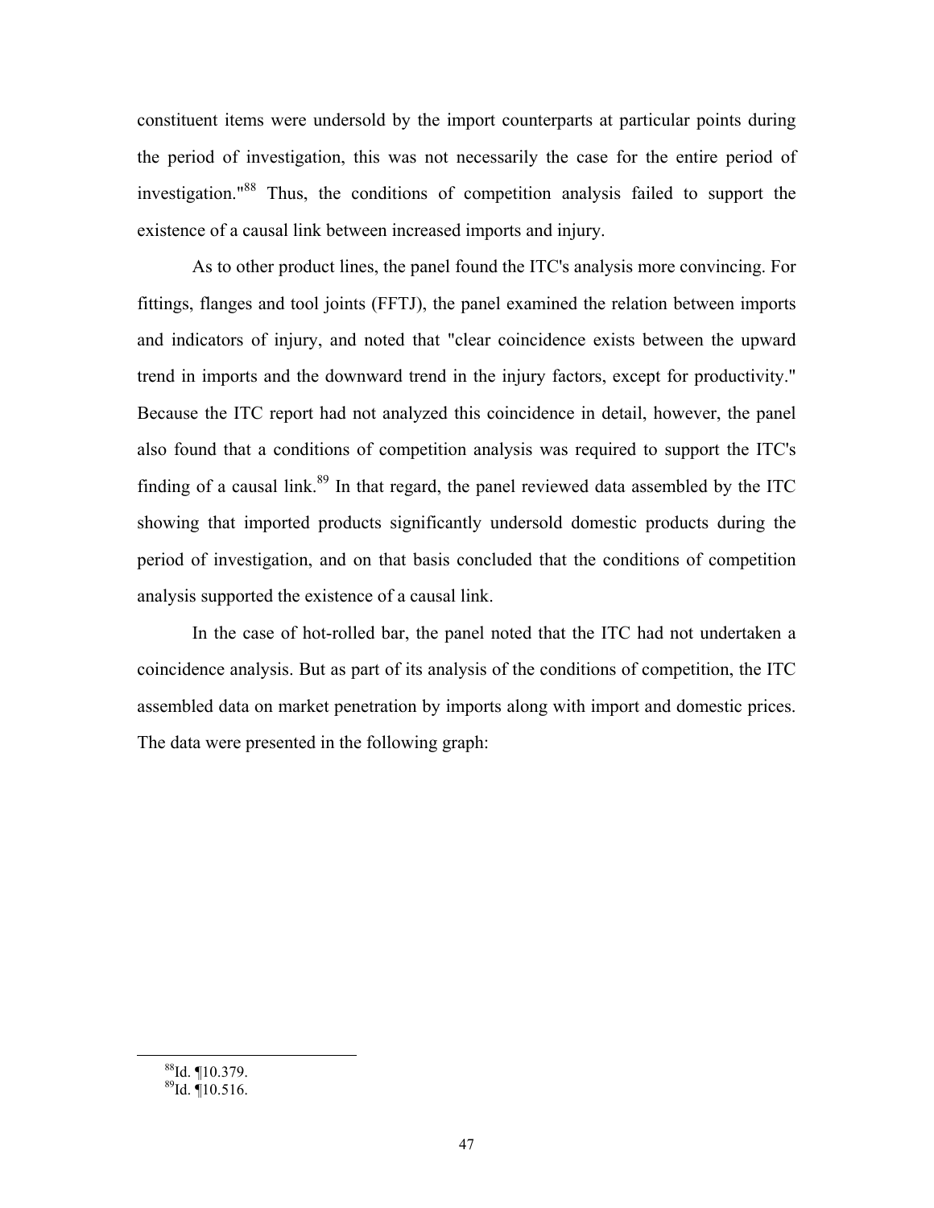constituent items were undersold by the import counterparts at particular points during the period of investigation, this was not necessarily the case for the entire period of investigation."[88] Thus, the conditions of competition analysis failed to support the existence of a causal link between increased imports and injury.

As to other product lines, the panel found the ITC's analysis more convincing. For fittings, flanges and tool joints (FFTJ), the panel examined the relation between imports and indicators of injury, and noted that "clear coincidence exists between the upward trend in imports and the downward trend in the injury factors, except for productivity." Because the ITC report had not analyzed this coincidence in detail, however, the panel also found that a conditions of competition analysis was required to support the ITC's finding of a causal link.[89] In that regard, the panel reviewed data assembled by the ITC showing that imported products significantly undersold domestic products during the period of investigation, and on that basis concluded that the conditions of competition analysis supported the existence of a causal link.

In the case of hot-rolled bar, the panel noted that the ITC had not undertaken a coincidence analysis. But as part of its analysis of the conditions of competition, the ITC assembled data on market penetration by imports along with import and domestic prices. The data were presented in the following graph:

---

[88] Id. ¶10.379.

[89] Id. ¶10.516.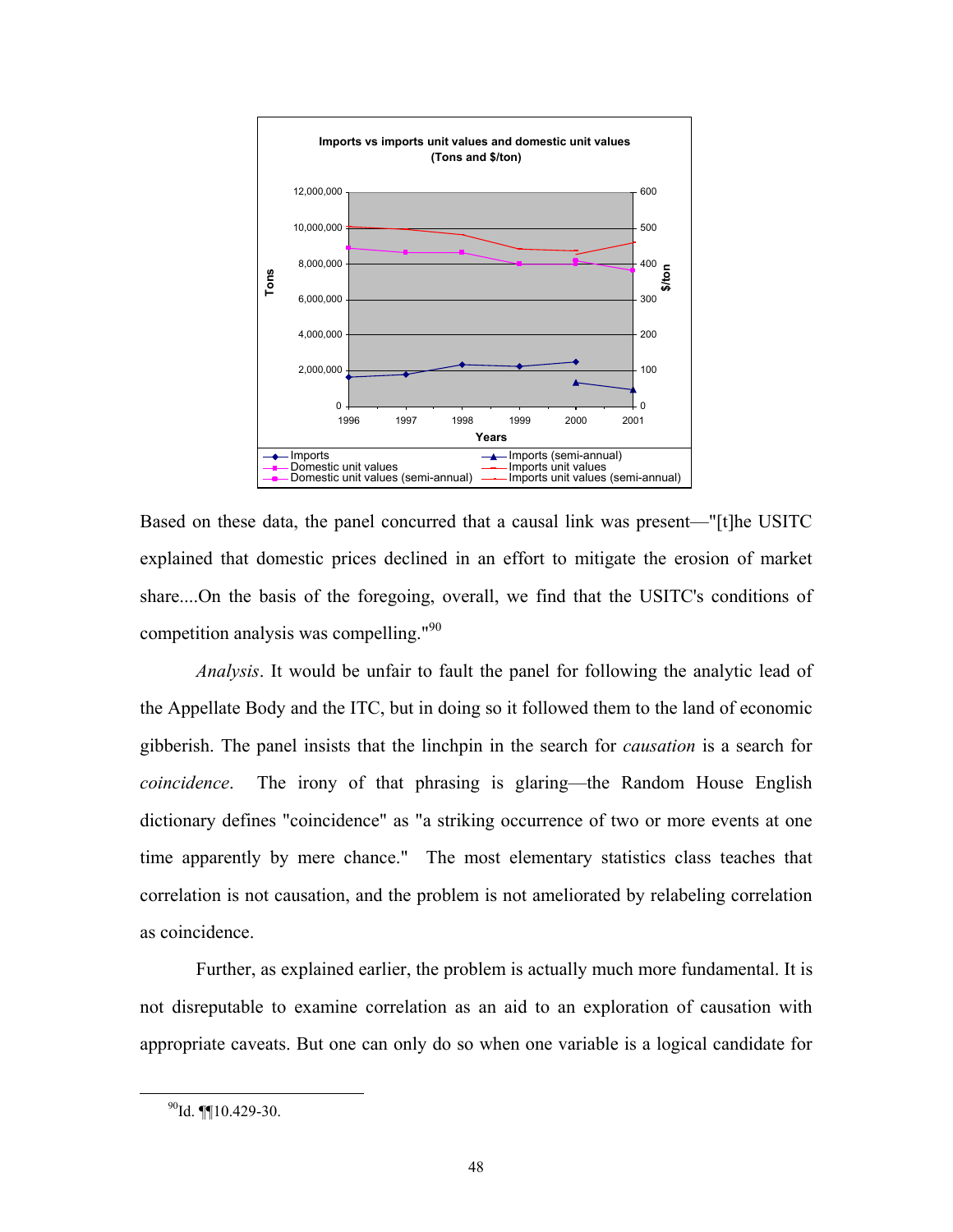Based on these data, the panel concurred that a causal link was present—"[t]he USITC explained that domestic prices declined in an effort to mitigate the erosion of market share....On the basis of the foregoing, overall, we find that the USITC's conditions of competition analysis was compelling."[90]

*Analysis*. It would be unfair to fault the panel for following the analytic lead of the Appellate Body and the ITC, but in doing so it followed them to the land of economic gibberish. The panel insists that the linchpin in the search for *causation* is a search for *coincidence*. The irony of that phrasing is glaring—the Random House English dictionary defines "coincidence" as "a striking occurrence of two or more events at one time apparently by mere chance." The most elementary statistics class teaches that correlation is not causation, and the problem is not ameliorated by relabeling correlation as coincidence.

Further, as explained earlier, the problem is actually much more fundamental. It is not disreputable to examine correlation as an aid to an exploration of causation with appropriate caveats. But one can only do so when one variable is a logical candidate for

---

[90] Id. ¶¶10.429-30.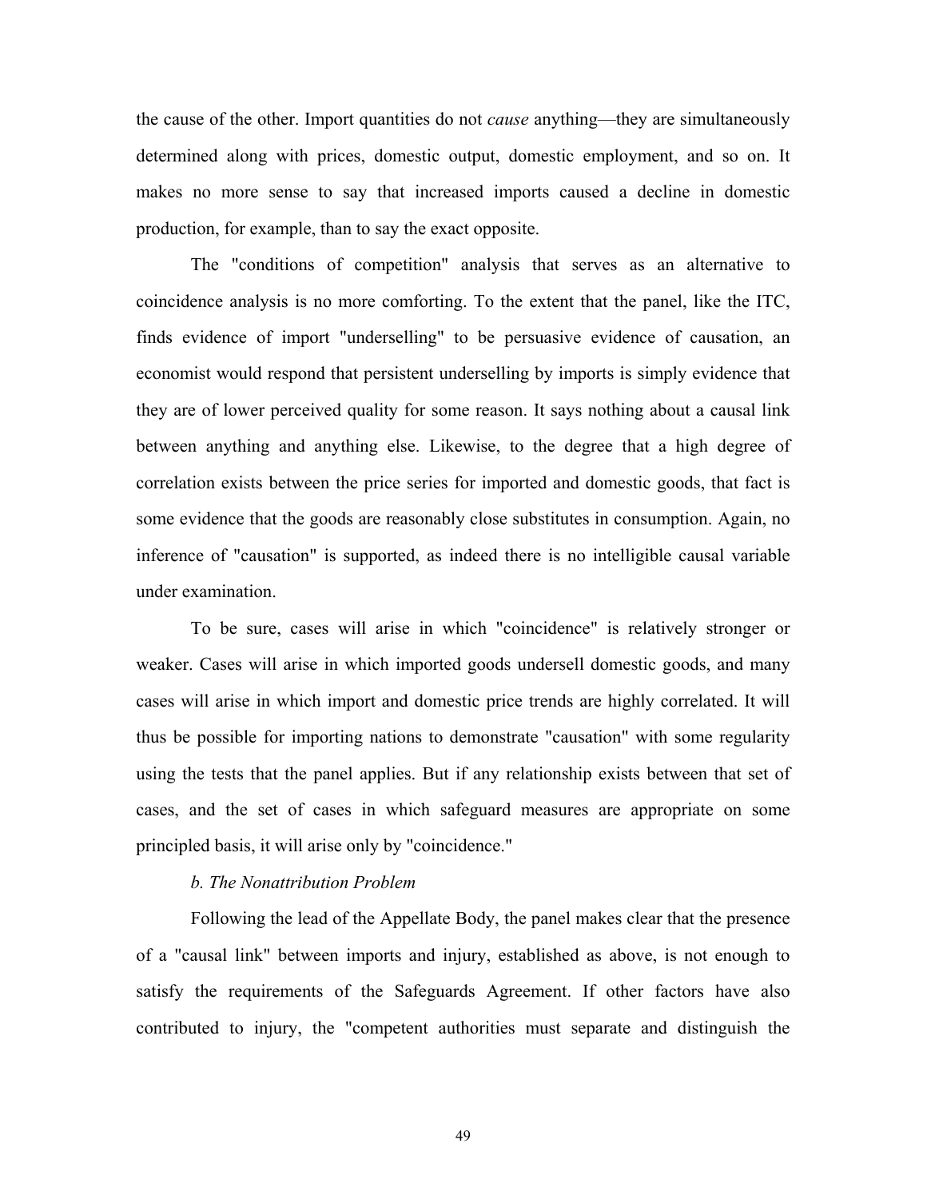the cause of the other. Import quantities do not *cause* anything—they are simultaneously determined along with prices, domestic output, domestic employment, and so on. It makes no more sense to say that increased imports caused a decline in domestic production, for example, than to say the exact opposite.

The "conditions of competition" analysis that serves as an alternative to coincidence analysis is no more comforting. To the extent that the panel, like the ITC, finds evidence of import "underselling" to be persuasive evidence of causation, an economist would respond that persistent underselling by imports is simply evidence that they are of lower perceived quality for some reason. It says nothing about a causal link between anything and anything else. Likewise, to the degree that a high degree of correlation exists between the price series for imported and domestic goods, that fact is some evidence that the goods are reasonably close substitutes in consumption. Again, no inference of "causation" is supported, as indeed there is no intelligible causal variable under examination.

To be sure, cases will arise in which "coincidence" is relatively stronger or weaker. Cases will arise in which imported goods undersell domestic goods, and many cases will arise in which import and domestic price trends are highly correlated. It will thus be possible for importing nations to demonstrate "causation" with some regularity using the tests that the panel applies. But if any relationship exists between that set of cases, and the set of cases in which safeguard measures are appropriate on some principled basis, it will arise only by "coincidence."

*b. The Nonattribution Problem*

Following the lead of the Appellate Body, the panel makes clear that the presence of a "causal link" between imports and injury, established as above, is not enough to satisfy the requirements of the Safeguards Agreement. If other factors have also contributed to injury, the "competent authorities must separate and distinguish the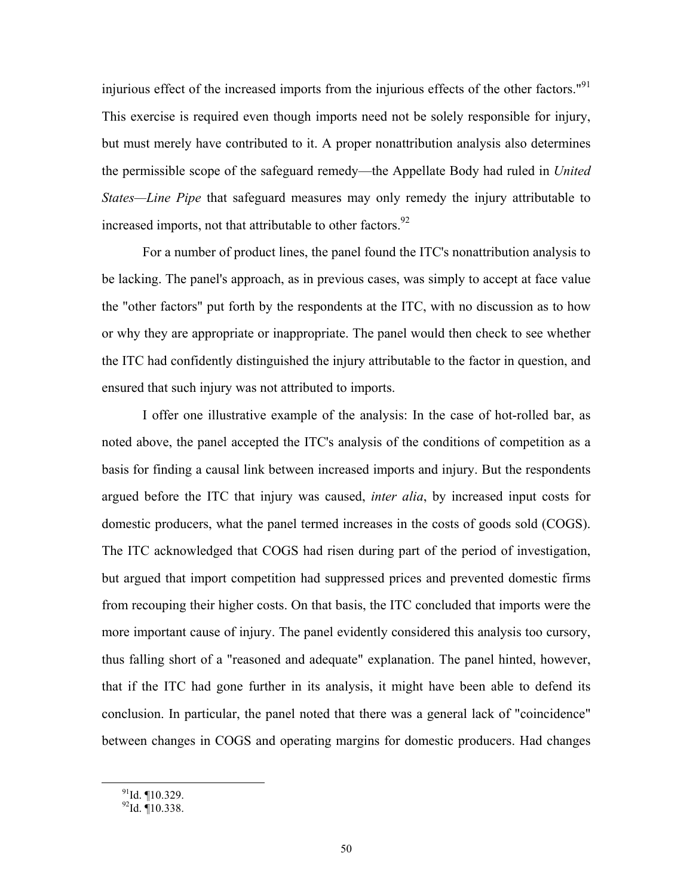injurious effect of the increased imports from the injurious effects of the other factors."[91] This exercise is required even though imports need not be solely responsible for injury, but must merely have contributed to it. A proper nonattribution analysis also determines the permissible scope of the safeguard remedy—the Appellate Body had ruled in *United States—Line Pipe* that safeguard measures may only remedy the injury attributable to increased imports, not that attributable to other factors.[92]

For a number of product lines, the panel found the ITC's nonattribution analysis to be lacking. The panel's approach, as in previous cases, was simply to accept at face value the "other factors" put forth by the respondents at the ITC, with no discussion as to how or why they are appropriate or inappropriate. The panel would then check to see whether the ITC had confidently distinguished the injury attributable to the factor in question, and ensured that such injury was not attributed to imports.

I offer one illustrative example of the analysis: In the case of hot-rolled bar, as noted above, the panel accepted the ITC's analysis of the conditions of competition as a basis for finding a causal link between increased imports and injury. But the respondents argued before the ITC that injury was caused, *inter alia*, by increased input costs for domestic producers, what the panel termed increases in the costs of goods sold (COGS). The ITC acknowledged that COGS had risen during part of the period of investigation, but argued that import competition had suppressed prices and prevented domestic firms from recouping their higher costs. On that basis, the ITC concluded that imports were the more important cause of injury. The panel evidently considered this analysis too cursory, thus falling short of a "reasoned and adequate" explanation. The panel hinted, however, that if the ITC had gone further in its analysis, it might have been able to defend its conclusion. In particular, the panel noted that there was a general lack of "coincidence" between changes in COGS and operating margins for domestic producers. Had changes

[91] Id. ¶10.329.

[92] Id. ¶10.338.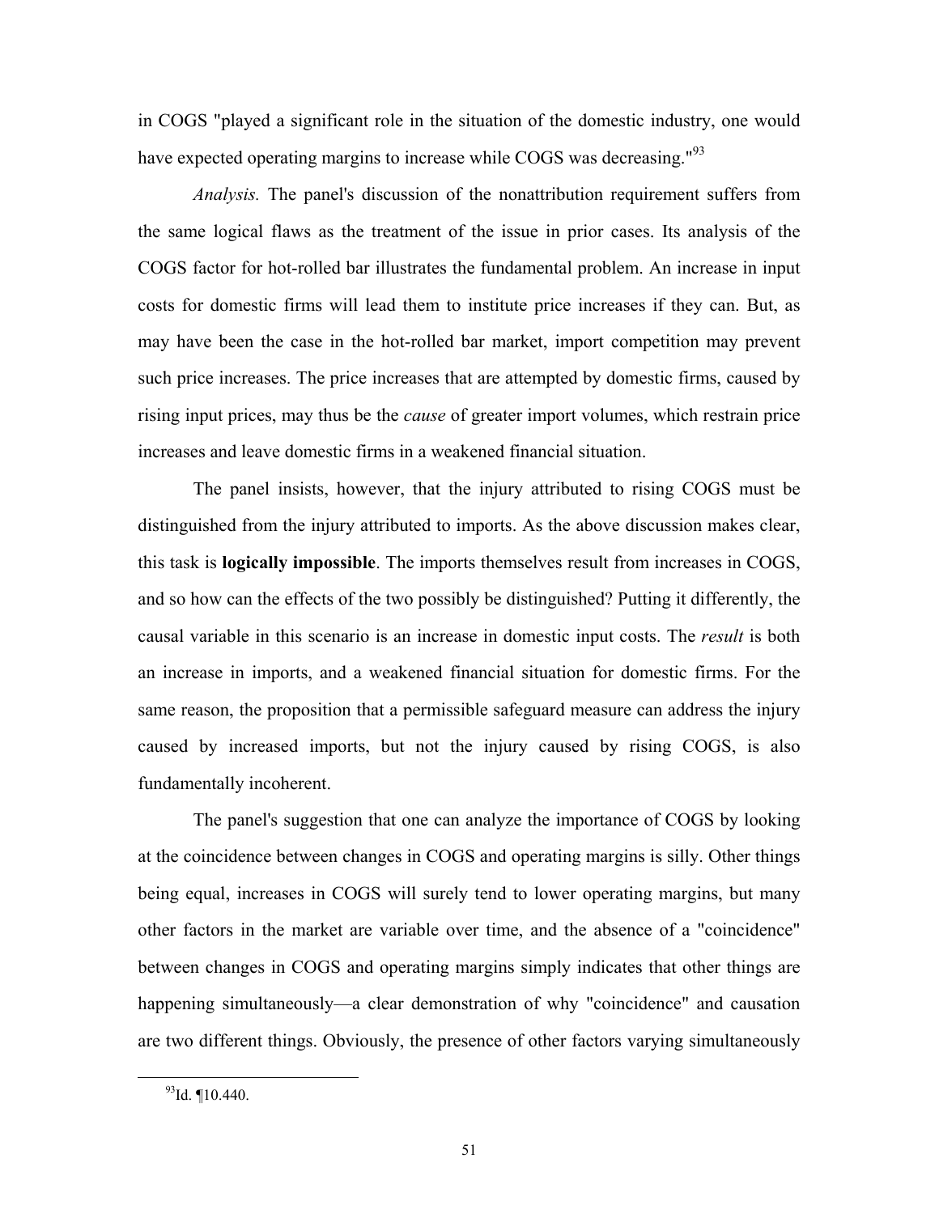in COGS "played a significant role in the situation of the domestic industry, one would have expected operating margins to increase while COGS was decreasing."[93]

*Analysis.* The panel's discussion of the nonattribution requirement suffers from the same logical flaws as the treatment of the issue in prior cases. Its analysis of the COGS factor for hot-rolled bar illustrates the fundamental problem. An increase in input costs for domestic firms will lead them to institute price increases if they can. But, as may have been the case in the hot-rolled bar market, import competition may prevent such price increases. The price increases that are attempted by domestic firms, caused by rising input prices, may thus be the *cause* of greater import volumes, which restrain price increases and leave domestic firms in a weakened financial situation.

The panel insists, however, that the injury attributed to rising COGS must be distinguished from the injury attributed to imports. As the above discussion makes clear, this task is **logically impossible**. The imports themselves result from increases in COGS, and so how can the effects of the two possibly be distinguished? Putting it differently, the causal variable in this scenario is an increase in domestic input costs. The *result* is both an increase in imports, and a weakened financial situation for domestic firms. For the same reason, the proposition that a permissible safeguard measure can address the injury caused by increased imports, but not the injury caused by rising COGS, is also fundamentally incoherent.

The panel's suggestion that one can analyze the importance of COGS by looking at the coincidence between changes in COGS and operating margins is silly. Other things being equal, increases in COGS will surely tend to lower operating margins, but many other factors in the market are variable over time, and the absence of a "coincidence" between changes in COGS and operating margins simply indicates that other things are happening simultaneously—a clear demonstration of why "coincidence" and causation are two different things. Obviously, the presence of other factors varying simultaneously

[93] Id. ¶10.440.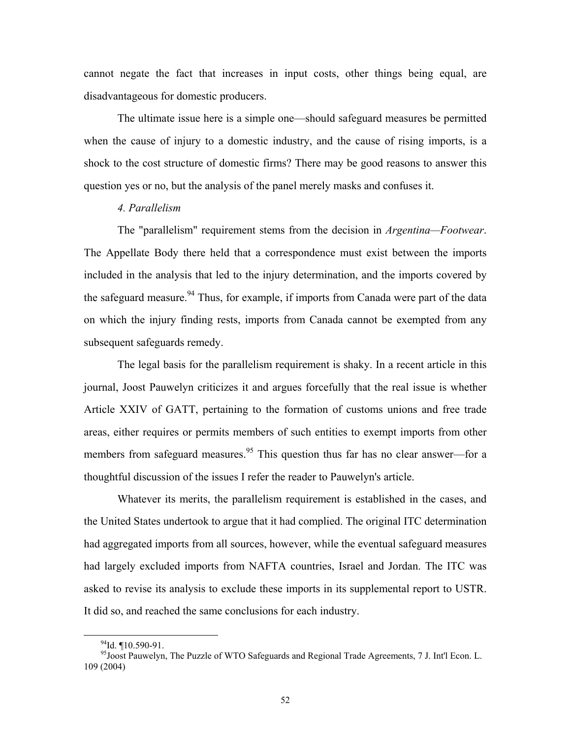cannot negate the fact that increases in input costs, other things being equal, are disadvantageous for domestic producers.

The ultimate issue here is a simple one—should safeguard measures be permitted when the cause of injury to a domestic industry, and the cause of rising imports, is a shock to the cost structure of domestic firms? There may be good reasons to answer this question yes or no, but the analysis of the panel merely masks and confuses it.

*4. Parallelism*

The "parallelism" requirement stems from the decision in *Argentina—Footwear*. The Appellate Body there held that a correspondence must exist between the imports included in the analysis that led to the injury determination, and the imports covered by the safeguard measure.[94] Thus, for example, if imports from Canada were part of the data on which the injury finding rests, imports from Canada cannot be exempted from any subsequent safeguards remedy.

The legal basis for the parallelism requirement is shaky. In a recent article in this journal, Joost Pauwelyn criticizes it and argues forcefully that the real issue is whether Article XXIV of GATT, pertaining to the formation of customs unions and free trade areas, either requires or permits members of such entities to exempt imports from other members from safeguard measures.[95] This question thus far has no clear answer—for a thoughtful discussion of the issues I refer the reader to Pauwelyn's article.

Whatever its merits, the parallelism requirement is established in the cases, and the United States undertook to argue that it had complied. The original ITC determination had aggregated imports from all sources, however, while the eventual safeguard measures had largely excluded imports from NAFTA countries, Israel and Jordan. The ITC was asked to revise its analysis to exclude these imports in its supplemental report to USTR. It did so, and reached the same conclusions for each industry.

---

[94] Id. ¶10.590-91.

[95] Joost Pauwelyn, The Puzzle of WTO Safeguards and Regional Trade Agreements, 7 J. Int'l Econ. L. 109 (2004)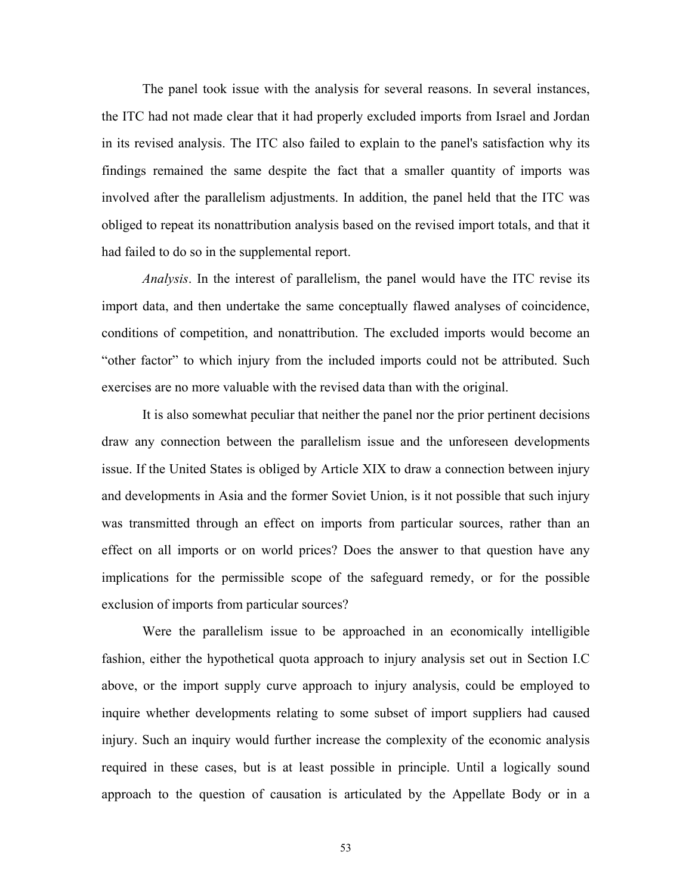The panel took issue with the analysis for several reasons. In several instances, the ITC had not made clear that it had properly excluded imports from Israel and Jordan in its revised analysis. The ITC also failed to explain to the panel's satisfaction why its findings remained the same despite the fact that a smaller quantity of imports was involved after the parallelism adjustments. In addition, the panel held that the ITC was obliged to repeat its nonattribution analysis based on the revised import totals, and that it had failed to do so in the supplemental report.

*Analysis*. In the interest of parallelism, the panel would have the ITC revise its import data, and then undertake the same conceptually flawed analyses of coincidence, conditions of competition, and nonattribution. The excluded imports would become an "other factor" to which injury from the included imports could not be attributed. Such exercises are no more valuable with the revised data than with the original.

It is also somewhat peculiar that neither the panel nor the prior pertinent decisions draw any connection between the parallelism issue and the unforeseen developments issue. If the United States is obliged by Article XIX to draw a connection between injury and developments in Asia and the former Soviet Union, is it not possible that such injury was transmitted through an effect on imports from particular sources, rather than an effect on all imports or on world prices? Does the answer to that question have any implications for the permissible scope of the safeguard remedy, or for the possible exclusion of imports from particular sources?

Were the parallelism issue to be approached in an economically intelligible fashion, either the hypothetical quota approach to injury analysis set out in Section I.C above, or the import supply curve approach to injury analysis, could be employed to inquire whether developments relating to some subset of import suppliers had caused injury. Such an inquiry would further increase the complexity of the economic analysis required in these cases, but is at least possible in principle. Until a logically sound approach to the question of causation is articulated by the Appellate Body or in a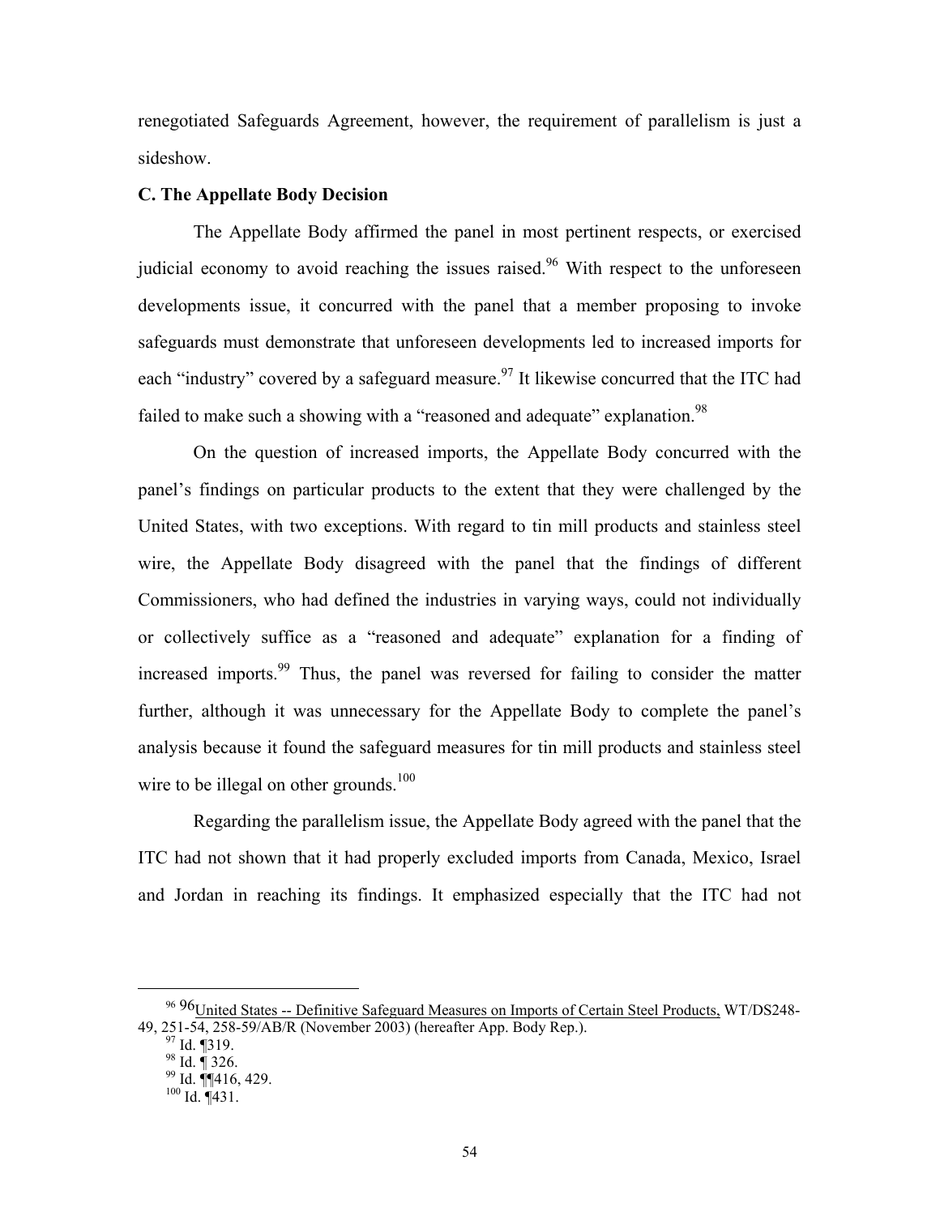renegotiated Safeguards Agreement, however, the requirement of parallelism is just a sideshow.

**C. The Appellate Body Decision**

The Appellate Body affirmed the panel in most pertinent respects, or exercised judicial economy to avoid reaching the issues raised.[96] With respect to the unforeseen developments issue, it concurred with the panel that a member proposing to invoke safeguards must demonstrate that unforeseen developments led to increased imports for each "industry" covered by a safeguard measure.[97] It likewise concurred that the ITC had failed to make such a showing with a "reasoned and adequate" explanation.[98]

On the question of increased imports, the Appellate Body concurred with the panel's findings on particular products to the extent that they were challenged by the United States, with two exceptions. With regard to tin mill products and stainless steel wire, the Appellate Body disagreed with the panel that the findings of different Commissioners, who had defined the industries in varying ways, could not individually or collectively suffice as a "reasoned and adequate" explanation for a finding of increased imports.[99] Thus, the panel was reversed for failing to consider the matter further, although it was unnecessary for the Appellate Body to complete the panel's analysis because it found the safeguard measures for tin mill products and stainless steel wire to be illegal on other grounds.[100]

Regarding the parallelism issue, the Appellate Body agreed with the panel that the ITC had not shown that it had properly excluded imports from Canada, Mexico, Israel and Jordan in reaching its findings. It emphasized especially that the ITC had not

---

[96] 96<u>United States -- Definitive Safeguard Measures on Imports of Certain Steel Products,</u> WT/DS248-49, 251-54, 258-59/AB/R (November 2003) (hereafter App. Body Rep.).

[97] Id. ¶319.

[98] Id. ¶ 326.

[99] Id. ¶¶416, 429.

[100] Id. ¶431.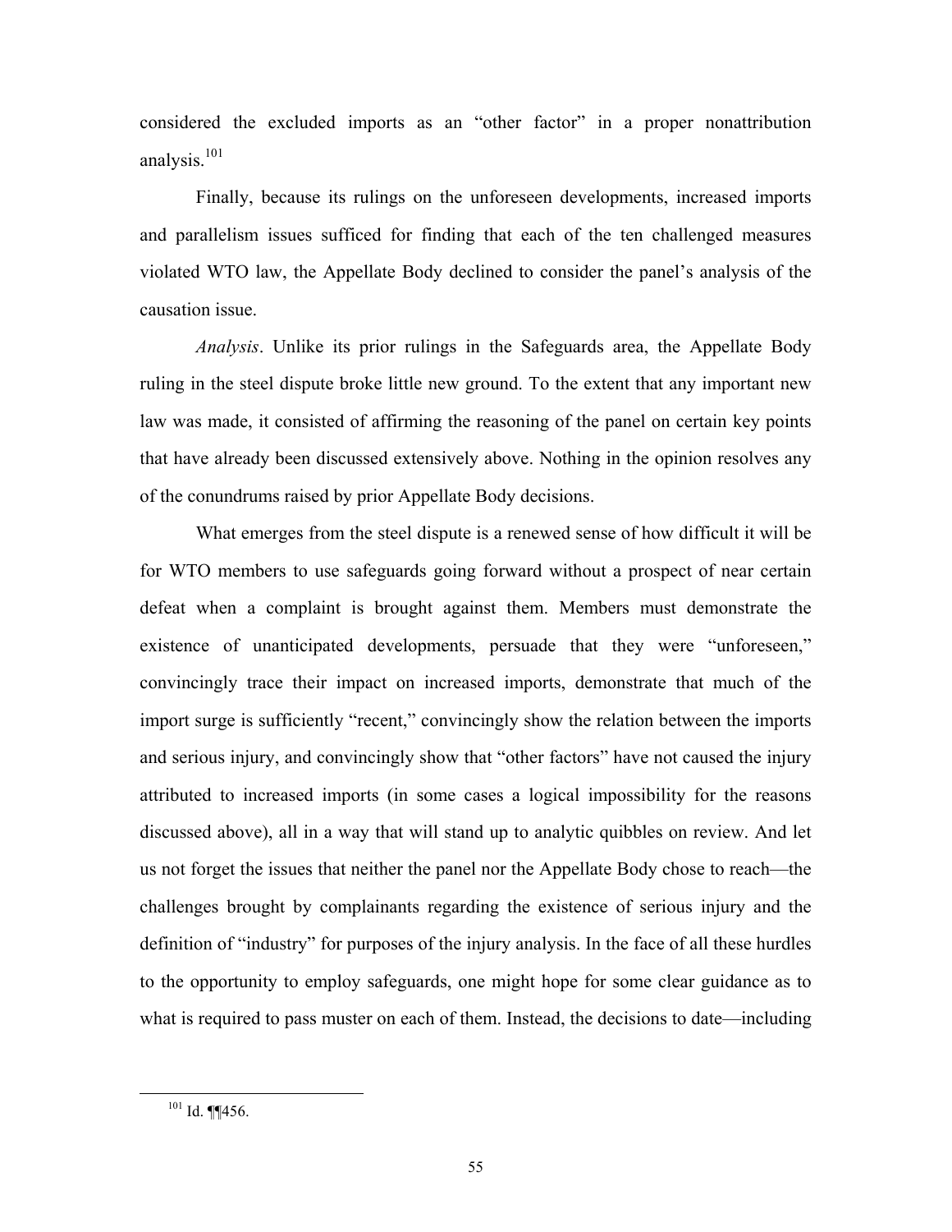considered the excluded imports as an "other factor" in a proper nonattribution analysis.[101]

Finally, because its rulings on the unforeseen developments, increased imports and parallelism issues sufficed for finding that each of the ten challenged measures violated WTO law, the Appellate Body declined to consider the panel's analysis of the causation issue.

*Analysis*. Unlike its prior rulings in the Safeguards area, the Appellate Body ruling in the steel dispute broke little new ground. To the extent that any important new law was made, it consisted of affirming the reasoning of the panel on certain key points that have already been discussed extensively above. Nothing in the opinion resolves any of the conundrums raised by prior Appellate Body decisions.

What emerges from the steel dispute is a renewed sense of how difficult it will be for WTO members to use safeguards going forward without a prospect of near certain defeat when a complaint is brought against them. Members must demonstrate the existence of unanticipated developments, persuade that they were "unforeseen," convincingly trace their impact on increased imports, demonstrate that much of the import surge is sufficiently "recent," convincingly show the relation between the imports and serious injury, and convincingly show that "other factors" have not caused the injury attributed to increased imports (in some cases a logical impossibility for the reasons discussed above), all in a way that will stand up to analytic quibbles on review. And let us not forget the issues that neither the panel nor the Appellate Body chose to reach—the challenges brought by complainants regarding the existence of serious injury and the definition of "industry" for purposes of the injury analysis. In the face of all these hurdles to the opportunity to employ safeguards, one might hope for some clear guidance as to what is required to pass muster on each of them. Instead, the decisions to date—including

[101] Id. ¶¶456.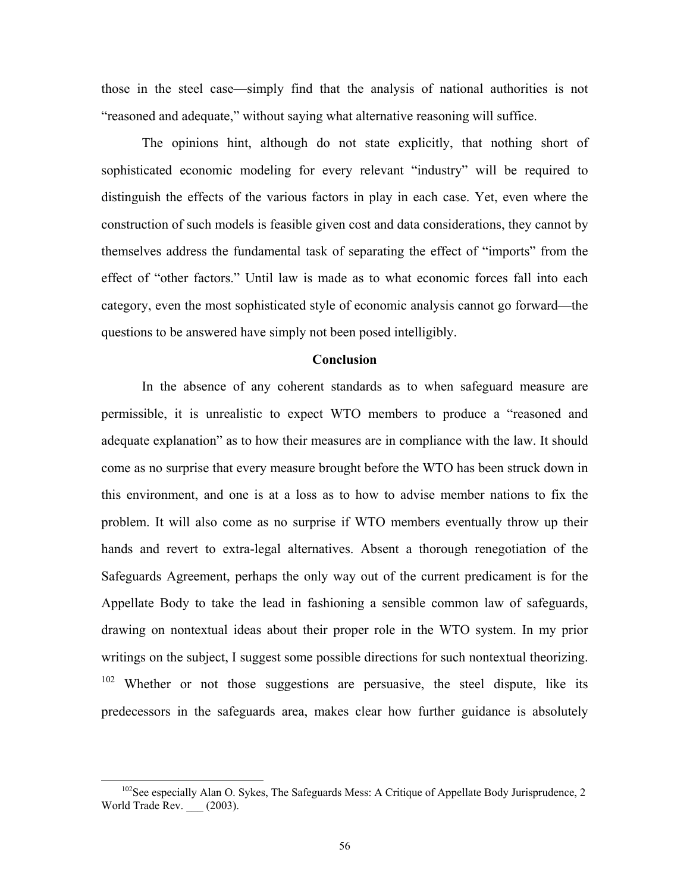those in the steel case—simply find that the analysis of national authorities is not "reasoned and adequate," without saying what alternative reasoning will suffice.

The opinions hint, although do not state explicitly, that nothing short of sophisticated economic modeling for every relevant "industry" will be required to distinguish the effects of the various factors in play in each case. Yet, even where the construction of such models is feasible given cost and data considerations, they cannot by themselves address the fundamental task of separating the effect of "imports" from the effect of "other factors." Until law is made as to what economic forces fall into each category, even the most sophisticated style of economic analysis cannot go forward—the questions to be answered have simply not been posed intelligibly.

## Conclusion

In the absence of any coherent standards as to when safeguard measure are permissible, it is unrealistic to expect WTO members to produce a "reasoned and adequate explanation" as to how their measures are in compliance with the law. It should come as no surprise that every measure brought before the WTO has been struck down in this environment, and one is at a loss as to how to advise member nations to fix the problem. It will also come as no surprise if WTO members eventually throw up their hands and revert to extra-legal alternatives. Absent a thorough renegotiation of the Safeguards Agreement, perhaps the only way out of the current predicament is for the Appellate Body to take the lead in fashioning a sensible common law of safeguards, drawing on nontextual ideas about their proper role in the WTO system. In my prior writings on the subject, I suggest some possible directions for such nontextual theorizing.[102] Whether or not those suggestions are persuasive, the steel dispute, like its predecessors in the safeguards area, makes clear how further guidance is absolutely

[102] See especially Alan O. Sykes, The Safeguards Mess: A Critique of Appellate Body Jurisprudence, 2 World Trade Rev. ___ (2003).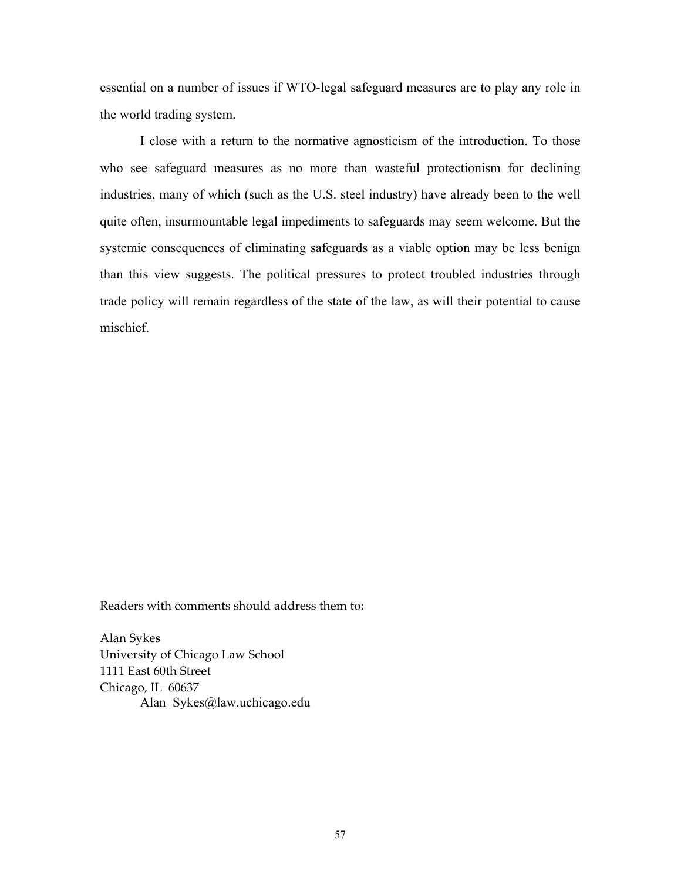essential on a number of issues if WTO-legal safeguard measures are to play any role in the world trading system.

I close with a return to the normative agnosticism of the introduction. To those who see safeguard measures as no more than wasteful protectionism for declining industries, many of which (such as the U.S. steel industry) have already been to the well quite often, insurmountable legal impediments to safeguards may seem welcome. But the systemic consequences of eliminating safeguards as a viable option may be less benign than this view suggests. The political pressures to protect troubled industries through trade policy will remain regardless of the state of the law, as will their potential to cause mischief.

Readers with comments should address them to:

Alan Sykes  
University of Chicago Law School  
1111 East 60th Street  
Chicago, IL 60637  
Alan_Sykes@law.uchicago.edu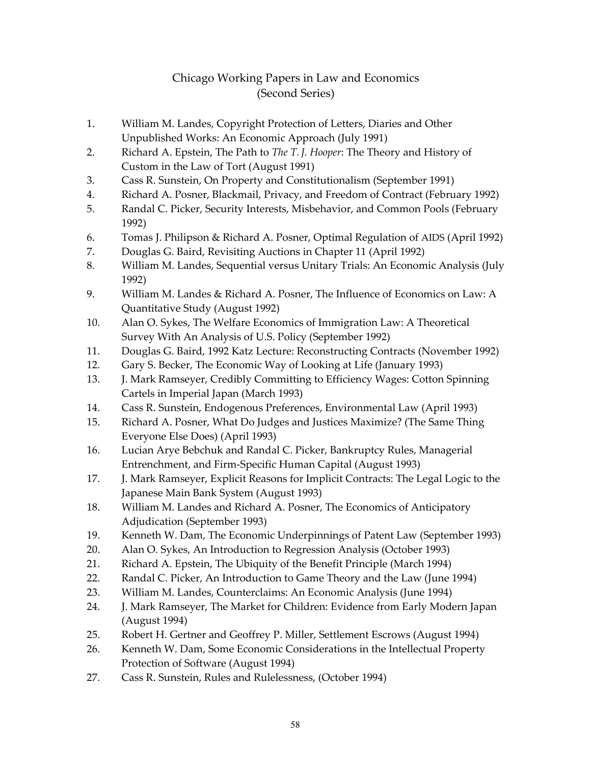# Chicago Working Papers in Law and Economics (Second Series)

1. William M. Landes, Copyright Protection of Letters, Diaries and Other Unpublished Works: An Economic Approach (July 1991)
2. Richard A. Epstein, The Path to *The T. J. Hooper*: The Theory and History of Custom in the Law of Tort (August 1991)
3. Cass R. Sunstein, On Property and Constitutionalism (September 1991)
4. Richard A. Posner, Blackmail, Privacy, and Freedom of Contract (February 1992)
5. Randal C. Picker, Security Interests, Misbehavior, and Common Pools (February 1992)
6. Tomas J. Philipson & Richard A. Posner, Optimal Regulation of AIDS (April 1992)
7. Douglas G. Baird, Revisiting Auctions in Chapter 11 (April 1992)
8. William M. Landes, Sequential versus Unitary Trials: An Economic Analysis (July 1992)
9. William M. Landes & Richard A. Posner, The Influence of Economics on Law: A Quantitative Study (August 1992)
10. Alan O. Sykes, The Welfare Economics of Immigration Law: A Theoretical Survey With An Analysis of U.S. Policy (September 1992)
11. Douglas G. Baird, 1992 Katz Lecture: Reconstructing Contracts (November 1992)
12. Gary S. Becker, The Economic Way of Looking at Life (January 1993)
13. J. Mark Ramseyer, Credibly Committing to Efficiency Wages: Cotton Spinning Cartels in Imperial Japan (March 1993)
14. Cass R. Sunstein, Endogenous Preferences, Environmental Law (April 1993)
15. Richard A. Posner, What Do Judges and Justices Maximize? (The Same Thing Everyone Else Does) (April 1993)
16. Lucian Arye Bebchuk and Randal C. Picker, Bankruptcy Rules, Managerial Entrenchment, and Firm-Specific Human Capital (August 1993)
17. J. Mark Ramseyer, Explicit Reasons for Implicit Contracts: The Legal Logic to the Japanese Main Bank System (August 1993)
18. William M. Landes and Richard A. Posner, The Economics of Anticipatory Adjudication (September 1993)
19. Kenneth W. Dam, The Economic Underpinnings of Patent Law (September 1993)
20. Alan O. Sykes, An Introduction to Regression Analysis (October 1993)
21. Richard A. Epstein, The Ubiquity of the Benefit Principle (March 1994)
22. Randal C. Picker, An Introduction to Game Theory and the Law (June 1994)
23. William M. Landes, Counterclaims: An Economic Analysis (June 1994)
24. J. Mark Ramseyer, The Market for Children: Evidence from Early Modern Japan (August 1994)
25. Robert H. Gertner and Geoffrey P. Miller, Settlement Escrows (August 1994)
26. Kenneth W. Dam, Some Economic Considerations in the Intellectual Property Protection of Software (August 1994)
27. Cass R. Sunstein, Rules and Rulelessness, (October 1994)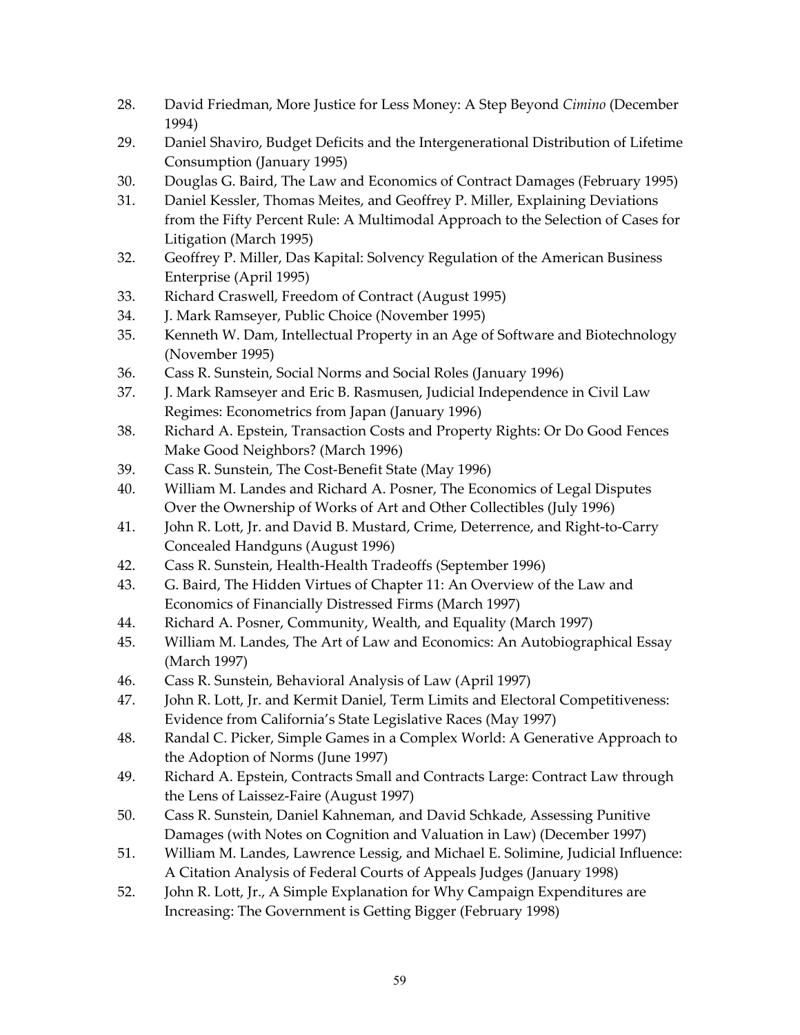28. David Friedman, More Justice for Less Money: A Step Beyond *Cimino* (December 1994)
29. Daniel Shaviro, Budget Deficits and the Intergenerational Distribution of Lifetime Consumption (January 1995)
30. Douglas G. Baird, The Law and Economics of Contract Damages (February 1995)
31. Daniel Kessler, Thomas Meites, and Geoffrey P. Miller, Explaining Deviations from the Fifty Percent Rule: A Multimodal Approach to the Selection of Cases for Litigation (March 1995)
32. Geoffrey P. Miller, Das Kapital: Solvency Regulation of the American Business Enterprise (April 1995)
33. Richard Craswell, Freedom of Contract (August 1995)
34. J. Mark Ramseyer, Public Choice (November 1995)
35. Kenneth W. Dam, Intellectual Property in an Age of Software and Biotechnology (November 1995)
36. Cass R. Sunstein, Social Norms and Social Roles (January 1996)
37. J. Mark Ramseyer and Eric B. Rasmusen, Judicial Independence in Civil Law Regimes: Econometrics from Japan (January 1996)
38. Richard A. Epstein, Transaction Costs and Property Rights: Or Do Good Fences Make Good Neighbors? (March 1996)
39. Cass R. Sunstein, The Cost-Benefit State (May 1996)
40. William M. Landes and Richard A. Posner, The Economics of Legal Disputes Over the Ownership of Works of Art and Other Collectibles (July 1996)
41. John R. Lott, Jr. and David B. Mustard, Crime, Deterrence, and Right-to-Carry Concealed Handguns (August 1996)
42. Cass R. Sunstein, Health-Health Tradeoffs (September 1996)
43. G. Baird, The Hidden Virtues of Chapter 11: An Overview of the Law and Economics of Financially Distressed Firms (March 1997)
44. Richard A. Posner, Community, Wealth, and Equality (March 1997)
45. William M. Landes, The Art of Law and Economics: An Autobiographical Essay (March 1997)
46. Cass R. Sunstein, Behavioral Analysis of Law (April 1997)
47. John R. Lott, Jr. and Kermit Daniel, Term Limits and Electoral Competitiveness: Evidence from California's State Legislative Races (May 1997)
48. Randal C. Picker, Simple Games in a Complex World: A Generative Approach to the Adoption of Norms (June 1997)
49. Richard A. Epstein, Contracts Small and Contracts Large: Contract Law through the Lens of Laissez-Faire (August 1997)
50. Cass R. Sunstein, Daniel Kahneman, and David Schkade, Assessing Punitive Damages (with Notes on Cognition and Valuation in Law) (December 1997)
51. William M. Landes, Lawrence Lessig, and Michael E. Solimine, Judicial Influence: A Citation Analysis of Federal Courts of Appeals Judges (January 1998)
52. John R. Lott, Jr., A Simple Explanation for Why Campaign Expenditures are Increasing: The Government is Getting Bigger (February 1998)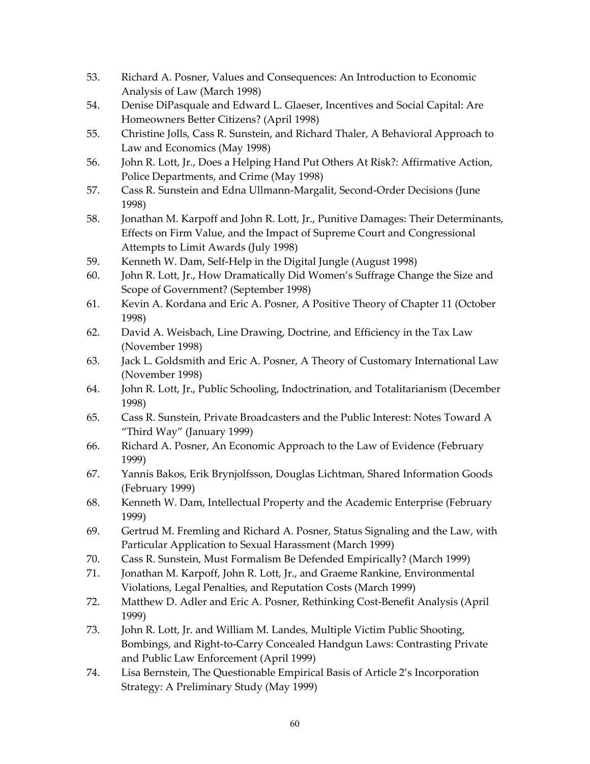53. Richard A. Posner, Values and Consequences: An Introduction to Economic Analysis of Law (March 1998)
54. Denise DiPasquale and Edward L. Glaeser, Incentives and Social Capital: Are Homeowners Better Citizens? (April 1998)
55. Christine Jolls, Cass R. Sunstein, and Richard Thaler, A Behavioral Approach to Law and Economics (May 1998)
56. John R. Lott, Jr., Does a Helping Hand Put Others At Risk?: Affirmative Action, Police Departments, and Crime (May 1998)
57. Cass R. Sunstein and Edna Ullmann-Margalit, Second-Order Decisions (June 1998)
58. Jonathan M. Karpoff and John R. Lott, Jr., Punitive Damages: Their Determinants, Effects on Firm Value, and the Impact of Supreme Court and Congressional Attempts to Limit Awards (July 1998)
59. Kenneth W. Dam, Self-Help in the Digital Jungle (August 1998)
60. John R. Lott, Jr., How Dramatically Did Women's Suffrage Change the Size and Scope of Government? (September 1998)
61. Kevin A. Kordana and Eric A. Posner, A Positive Theory of Chapter 11 (October 1998)
62. David A. Weisbach, Line Drawing, Doctrine, and Efficiency in the Tax Law (November 1998)
63. Jack L. Goldsmith and Eric A. Posner, A Theory of Customary International Law (November 1998)
64. John R. Lott, Jr., Public Schooling, Indoctrination, and Totalitarianism (December 1998)
65. Cass R. Sunstein, Private Broadcasters and the Public Interest: Notes Toward A "Third Way" (January 1999)
66. Richard A. Posner, An Economic Approach to the Law of Evidence (February 1999)
67. Yannis Bakos, Erik Brynjolfsson, Douglas Lichtman, Shared Information Goods (February 1999)
68. Kenneth W. Dam, Intellectual Property and the Academic Enterprise (February 1999)
69. Gertrud M. Fremling and Richard A. Posner, Status Signaling and the Law, with Particular Application to Sexual Harassment (March 1999)
70. Cass R. Sunstein, Must Formalism Be Defended Empirically? (March 1999)
71. Jonathan M. Karpoff, John R. Lott, Jr., and Graeme Rankine, Environmental Violations, Legal Penalties, and Reputation Costs (March 1999)
72. Matthew D. Adler and Eric A. Posner, Rethinking Cost-Benefit Analysis (April 1999)
73. John R. Lott, Jr. and William M. Landes, Multiple Victim Public Shooting, Bombings, and Right-to-Carry Concealed Handgun Laws: Contrasting Private and Public Law Enforcement (April 1999)
74. Lisa Bernstein, The Questionable Empirical Basis of Article 2's Incorporation Strategy: A Preliminary Study (May 1999)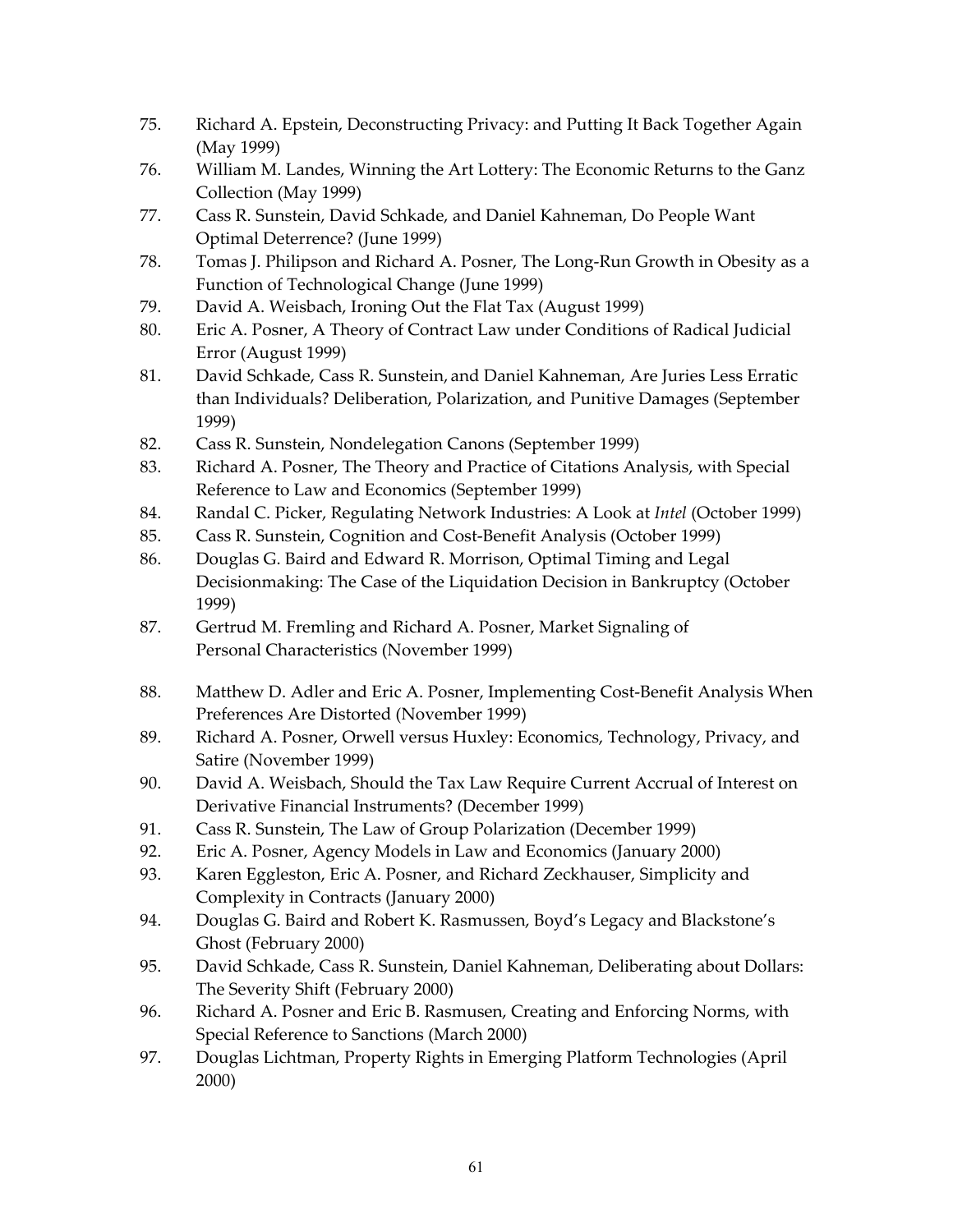75. Richard A. Epstein, Deconstructing Privacy: and Putting It Back Together Again (May 1999)
76. William M. Landes, Winning the Art Lottery: The Economic Returns to the Ganz Collection (May 1999)
77. Cass R. Sunstein, David Schkade, and Daniel Kahneman, Do People Want Optimal Deterrence? (June 1999)
78. Tomas J. Philipson and Richard A. Posner, The Long-Run Growth in Obesity as a Function of Technological Change (June 1999)
79. David A. Weisbach, Ironing Out the Flat Tax (August 1999)
80. Eric A. Posner, A Theory of Contract Law under Conditions of Radical Judicial Error (August 1999)
81. David Schkade, Cass R. Sunstein, and Daniel Kahneman, Are Juries Less Erratic than Individuals? Deliberation, Polarization, and Punitive Damages (September 1999)
82. Cass R. Sunstein, Nondelegation Canons (September 1999)
83. Richard A. Posner, The Theory and Practice of Citations Analysis, with Special Reference to Law and Economics (September 1999)
84. Randal C. Picker, Regulating Network Industries: A Look at *Intel* (October 1999)
85. Cass R. Sunstein, Cognition and Cost-Benefit Analysis (October 1999)
86. Douglas G. Baird and Edward R. Morrison, Optimal Timing and Legal Decisionmaking: The Case of the Liquidation Decision in Bankruptcy (October 1999)
87. Gertrud M. Fremling and Richard A. Posner, Market Signaling of Personal Characteristics (November 1999)
88. Matthew D. Adler and Eric A. Posner, Implementing Cost-Benefit Analysis When Preferences Are Distorted (November 1999)
89. Richard A. Posner, Orwell versus Huxley: Economics, Technology, Privacy, and Satire (November 1999)
90. David A. Weisbach, Should the Tax Law Require Current Accrual of Interest on Derivative Financial Instruments? (December 1999)
91. Cass R. Sunstein, The Law of Group Polarization (December 1999)
92. Eric A. Posner, Agency Models in Law and Economics (January 2000)
93. Karen Eggleston, Eric A. Posner, and Richard Zeckhauser, Simplicity and Complexity in Contracts (January 2000)
94. Douglas G. Baird and Robert K. Rasmussen, Boyd's Legacy and Blackstone's Ghost (February 2000)
95. David Schkade, Cass R. Sunstein, Daniel Kahneman, Deliberating about Dollars: The Severity Shift (February 2000)
96. Richard A. Posner and Eric B. Rasmusen, Creating and Enforcing Norms, with Special Reference to Sanctions (March 2000)
97. Douglas Lichtman, Property Rights in Emerging Platform Technologies (April 2000)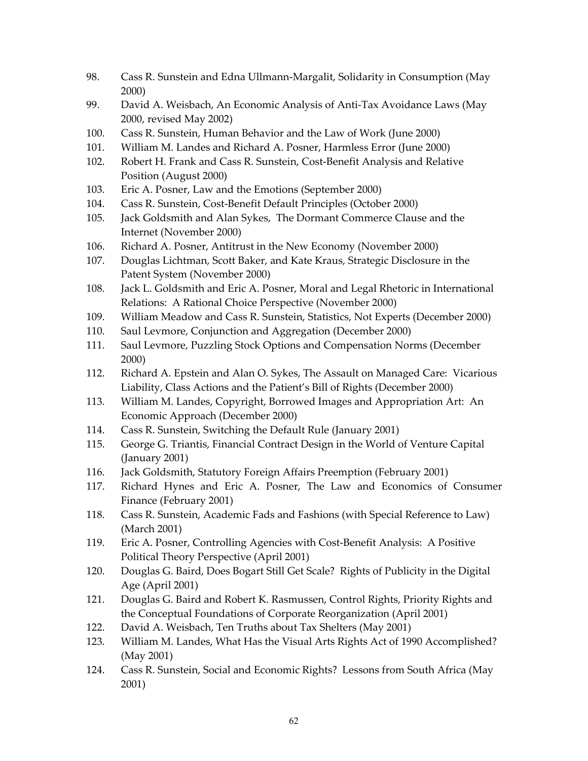98. Cass R. Sunstein and Edna Ullmann-Margalit, Solidarity in Consumption (May 2000)
99. David A. Weisbach, An Economic Analysis of Anti-Tax Avoidance Laws (May 2000, revised May 2002)
100. Cass R. Sunstein, Human Behavior and the Law of Work (June 2000)
101. William M. Landes and Richard A. Posner, Harmless Error (June 2000)
102. Robert H. Frank and Cass R. Sunstein, Cost-Benefit Analysis and Relative Position (August 2000)
103. Eric A. Posner, Law and the Emotions (September 2000)
104. Cass R. Sunstein, Cost-Benefit Default Principles (October 2000)
105. Jack Goldsmith and Alan Sykes, The Dormant Commerce Clause and the Internet (November 2000)
106. Richard A. Posner, Antitrust in the New Economy (November 2000)
107. Douglas Lichtman, Scott Baker, and Kate Kraus, Strategic Disclosure in the Patent System (November 2000)
108. Jack L. Goldsmith and Eric A. Posner, Moral and Legal Rhetoric in International Relations: A Rational Choice Perspective (November 2000)
109. William Meadow and Cass R. Sunstein, Statistics, Not Experts (December 2000)
110. Saul Levmore, Conjunction and Aggregation (December 2000)
111. Saul Levmore, Puzzling Stock Options and Compensation Norms (December 2000)
112. Richard A. Epstein and Alan O. Sykes, The Assault on Managed Care: Vicarious Liability, Class Actions and the Patient's Bill of Rights (December 2000)
113. William M. Landes, Copyright, Borrowed Images and Appropriation Art: An Economic Approach (December 2000)
114. Cass R. Sunstein, Switching the Default Rule (January 2001)
115. George G. Triantis, Financial Contract Design in the World of Venture Capital (January 2001)
116. Jack Goldsmith, Statutory Foreign Affairs Preemption (February 2001)
117. Richard Hynes and Eric A. Posner, The Law and Economics of Consumer Finance (February 2001)
118. Cass R. Sunstein, Academic Fads and Fashions (with Special Reference to Law) (March 2001)
119. Eric A. Posner, Controlling Agencies with Cost-Benefit Analysis: A Positive Political Theory Perspective (April 2001)
120. Douglas G. Baird, Does Bogart Still Get Scale? Rights of Publicity in the Digital Age (April 2001)
121. Douglas G. Baird and Robert K. Rasmussen, Control Rights, Priority Rights and the Conceptual Foundations of Corporate Reorganization (April 2001)
122. David A. Weisbach, Ten Truths about Tax Shelters (May 2001)
123. William M. Landes, What Has the Visual Arts Rights Act of 1990 Accomplished? (May 2001)
124. Cass R. Sunstein, Social and Economic Rights? Lessons from South Africa (May 2001)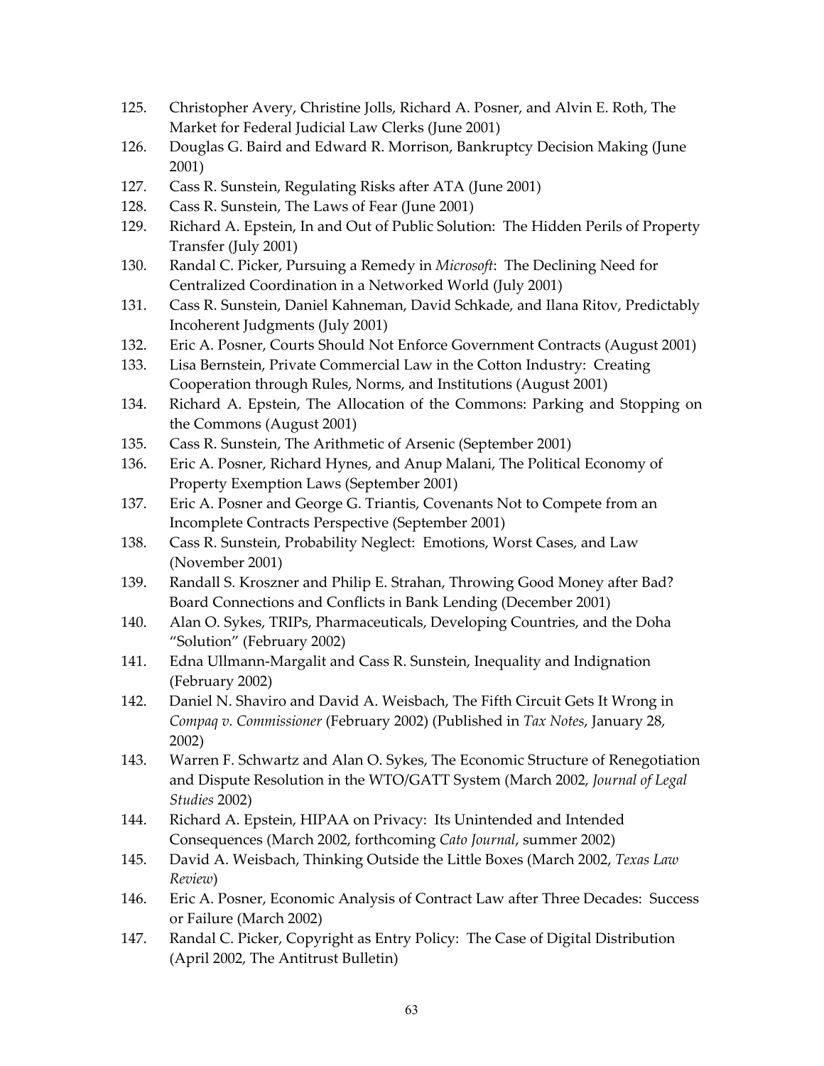125. Christopher Avery, Christine Jolls, Richard A. Posner, and Alvin E. Roth, The Market for Federal Judicial Law Clerks (June 2001)
126. Douglas G. Baird and Edward R. Morrison, Bankruptcy Decision Making (June 2001)
127. Cass R. Sunstein, Regulating Risks after ATA (June 2001)
128. Cass R. Sunstein, The Laws of Fear (June 2001)
129. Richard A. Epstein, In and Out of Public Solution: The Hidden Perils of Property Transfer (July 2001)
130. Randal C. Picker, Pursuing a Remedy in *Microsoft*: The Declining Need for Centralized Coordination in a Networked World (July 2001)
131. Cass R. Sunstein, Daniel Kahneman, David Schkade, and Ilana Ritov, Predictably Incoherent Judgments (July 2001)
132. Eric A. Posner, Courts Should Not Enforce Government Contracts (August 2001)
133. Lisa Bernstein, Private Commercial Law in the Cotton Industry: Creating Cooperation through Rules, Norms, and Institutions (August 2001)
134. Richard A. Epstein, The Allocation of the Commons: Parking and Stopping on the Commons (August 2001)
135. Cass R. Sunstein, The Arithmetic of Arsenic (September 2001)
136. Eric A. Posner, Richard Hynes, and Anup Malani, The Political Economy of Property Exemption Laws (September 2001)
137. Eric A. Posner and George G. Triantis, Covenants Not to Compete from an Incomplete Contracts Perspective (September 2001)
138. Cass R. Sunstein, Probability Neglect: Emotions, Worst Cases, and Law (November 2001)
139. Randall S. Kroszner and Philip E. Strahan, Throwing Good Money after Bad? Board Connections and Conflicts in Bank Lending (December 2001)
140. Alan O. Sykes, TRIPs, Pharmaceuticals, Developing Countries, and the Doha "Solution" (February 2002)
141. Edna Ullmann-Margalit and Cass R. Sunstein, Inequality and Indignation (February 2002)
142. Daniel N. Shaviro and David A. Weisbach, The Fifth Circuit Gets It Wrong in *Compaq v. Commissioner* (February 2002) (Published in *Tax Notes*, January 28, 2002)
143. Warren F. Schwartz and Alan O. Sykes, The Economic Structure of Renegotiation and Dispute Resolution in the WTO/GATT System (March 2002, *Journal of Legal Studies* 2002)
144. Richard A. Epstein, HIPAA on Privacy: Its Unintended and Intended Consequences (March 2002, forthcoming *Cato Journal*, summer 2002)
145. David A. Weisbach, Thinking Outside the Little Boxes (March 2002, *Texas Law Review*)
146. Eric A. Posner, Economic Analysis of Contract Law after Three Decades: Success or Failure (March 2002)
147. Randal C. Picker, Copyright as Entry Policy: The Case of Digital Distribution (April 2002, The Antitrust Bulletin)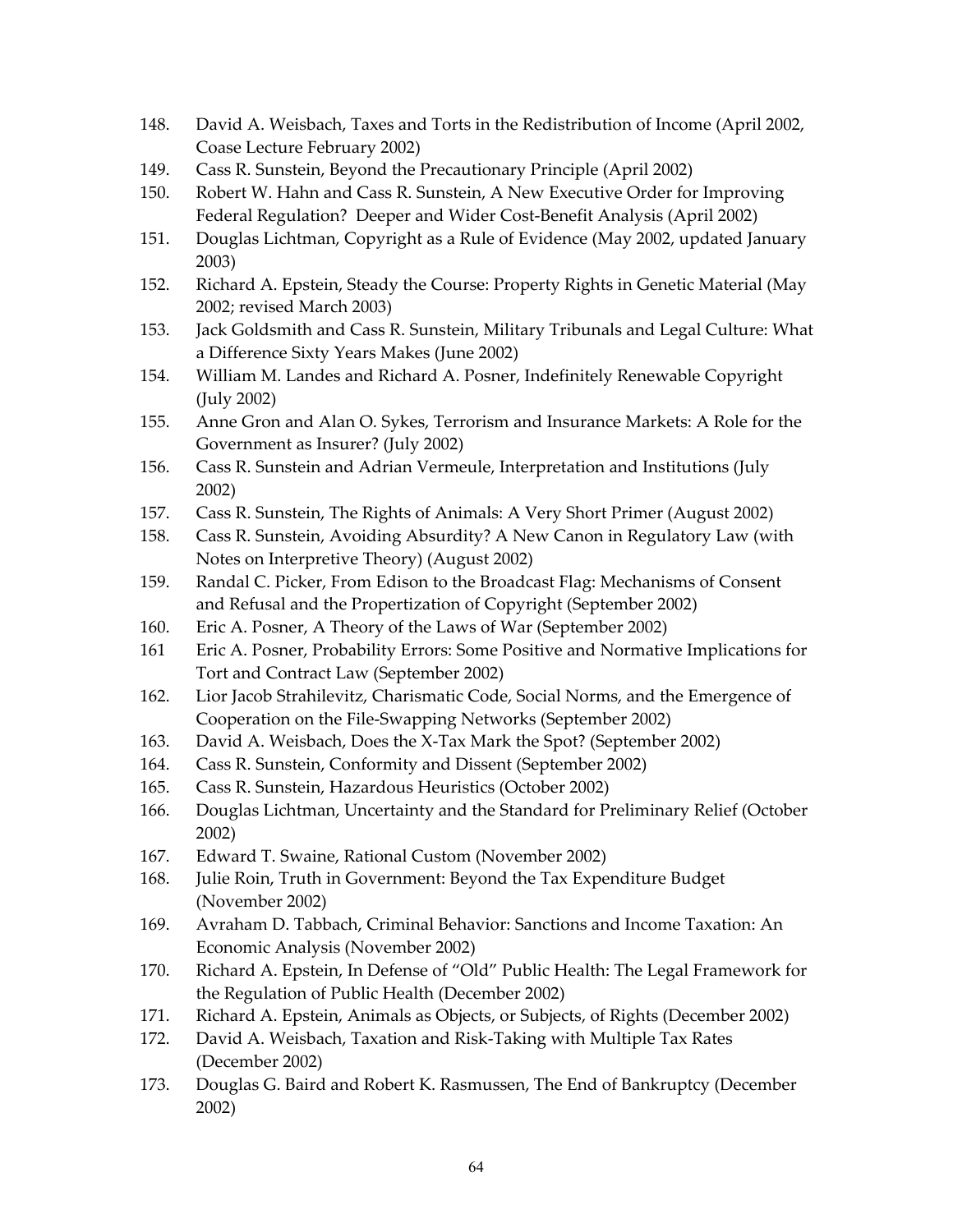148. David A. Weisbach, Taxes and Torts in the Redistribution of Income (April 2002, Coase Lecture February 2002)
149. Cass R. Sunstein, Beyond the Precautionary Principle (April 2002)
150. Robert W. Hahn and Cass R. Sunstein, A New Executive Order for Improving Federal Regulation? Deeper and Wider Cost-Benefit Analysis (April 2002)
151. Douglas Lichtman, Copyright as a Rule of Evidence (May 2002, updated January 2003)
152. Richard A. Epstein, Steady the Course: Property Rights in Genetic Material (May 2002; revised March 2003)
153. Jack Goldsmith and Cass R. Sunstein, Military Tribunals and Legal Culture: What a Difference Sixty Years Makes (June 2002)
154. William M. Landes and Richard A. Posner, Indefinitely Renewable Copyright (July 2002)
155. Anne Gron and Alan O. Sykes, Terrorism and Insurance Markets: A Role for the Government as Insurer? (July 2002)
156. Cass R. Sunstein and Adrian Vermeule, Interpretation and Institutions (July 2002)
157. Cass R. Sunstein, The Rights of Animals: A Very Short Primer (August 2002)
158. Cass R. Sunstein, Avoiding Absurdity? A New Canon in Regulatory Law (with Notes on Interpretive Theory) (August 2002)
159. Randal C. Picker, From Edison to the Broadcast Flag: Mechanisms of Consent and Refusal and the Propertization of Copyright (September 2002)
160. Eric A. Posner, A Theory of the Laws of War (September 2002)
161 Eric A. Posner, Probability Errors: Some Positive and Normative Implications for Tort and Contract Law (September 2002)
162. Lior Jacob Strahilevitz, Charismatic Code, Social Norms, and the Emergence of Cooperation on the File-Swapping Networks (September 2002)
163. David A. Weisbach, Does the X-Tax Mark the Spot? (September 2002)
164. Cass R. Sunstein, Conformity and Dissent (September 2002)
165. Cass R. Sunstein, Hazardous Heuristics (October 2002)
166. Douglas Lichtman, Uncertainty and the Standard for Preliminary Relief (October 2002)
167. Edward T. Swaine, Rational Custom (November 2002)
168. Julie Roin, Truth in Government: Beyond the Tax Expenditure Budget (November 2002)
169. Avraham D. Tabbach, Criminal Behavior: Sanctions and Income Taxation: An Economic Analysis (November 2002)
170. Richard A. Epstein, In Defense of "Old" Public Health: The Legal Framework for the Regulation of Public Health (December 2002)
171. Richard A. Epstein, Animals as Objects, or Subjects, of Rights (December 2002)
172. David A. Weisbach, Taxation and Risk-Taking with Multiple Tax Rates (December 2002)
173. Douglas G. Baird and Robert K. Rasmussen, The End of Bankruptcy (December 2002)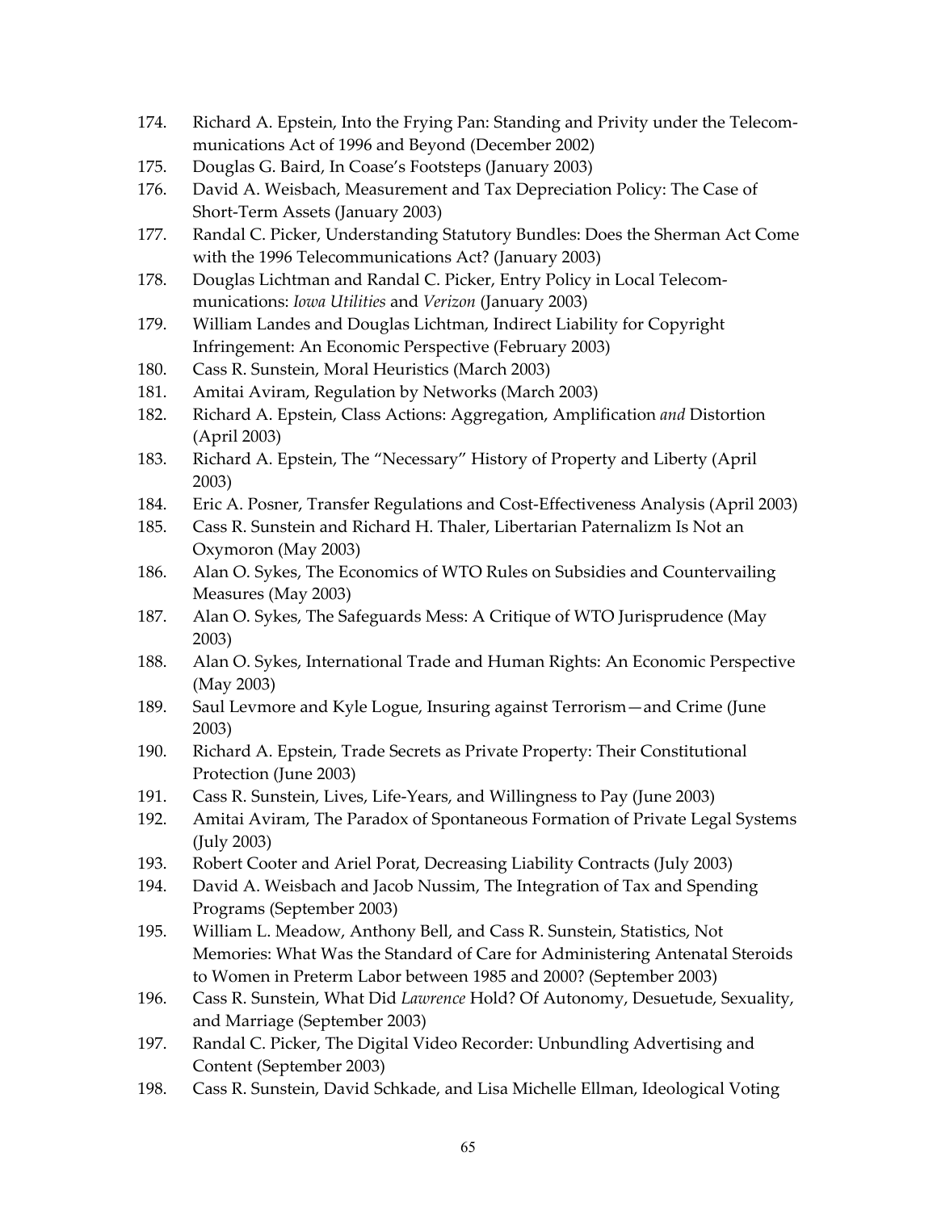174. Richard A. Epstein, Into the Frying Pan: Standing and Privity under the Telecommunications Act of 1996 and Beyond (December 2002)
175. Douglas G. Baird, In Coase's Footsteps (January 2003)
176. David A. Weisbach, Measurement and Tax Depreciation Policy: The Case of Short-Term Assets (January 2003)
177. Randal C. Picker, Understanding Statutory Bundles: Does the Sherman Act Come with the 1996 Telecommunications Act? (January 2003)
178. Douglas Lichtman and Randal C. Picker, Entry Policy in Local Telecommunications: *Iowa Utilities* and *Verizon* (January 2003)
179. William Landes and Douglas Lichtman, Indirect Liability for Copyright Infringement: An Economic Perspective (February 2003)
180. Cass R. Sunstein, Moral Heuristics (March 2003)
181. Amitai Aviram, Regulation by Networks (March 2003)
182. Richard A. Epstein, Class Actions: Aggregation, Amplification *and* Distortion (April 2003)
183. Richard A. Epstein, The "Necessary" History of Property and Liberty (April 2003)
184. Eric A. Posner, Transfer Regulations and Cost-Effectiveness Analysis (April 2003)
185. Cass R. Sunstein and Richard H. Thaler, Libertarian Paternalizm Is Not an Oxymoron (May 2003)
186. Alan O. Sykes, The Economics of WTO Rules on Subsidies and Countervailing Measures (May 2003)
187. Alan O. Sykes, The Safeguards Mess: A Critique of WTO Jurisprudence (May 2003)
188. Alan O. Sykes, International Trade and Human Rights: An Economic Perspective (May 2003)
189. Saul Levmore and Kyle Logue, Insuring against Terrorism—and Crime (June 2003)
190. Richard A. Epstein, Trade Secrets as Private Property: Their Constitutional Protection (June 2003)
191. Cass R. Sunstein, Lives, Life-Years, and Willingness to Pay (June 2003)
192. Amitai Aviram, The Paradox of Spontaneous Formation of Private Legal Systems (July 2003)
193. Robert Cooter and Ariel Porat, Decreasing Liability Contracts (July 2003)
194. David A. Weisbach and Jacob Nussim, The Integration of Tax and Spending Programs (September 2003)
195. William L. Meadow, Anthony Bell, and Cass R. Sunstein, Statistics, Not Memories: What Was the Standard of Care for Administering Antenatal Steroids to Women in Preterm Labor between 1985 and 2000? (September 2003)
196. Cass R. Sunstein, What Did *Lawrence* Hold? Of Autonomy, Desuetude, Sexuality, and Marriage (September 2003)
197. Randal C. Picker, The Digital Video Recorder: Unbundling Advertising and Content (September 2003)
198. Cass R. Sunstein, David Schkade, and Lisa Michelle Ellman, Ideological Voting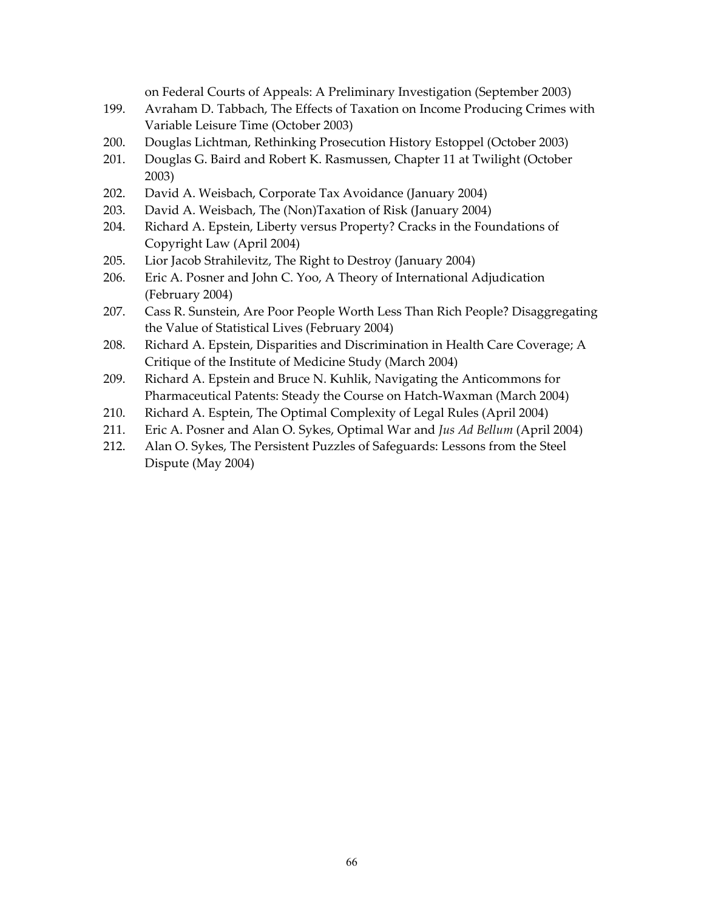on Federal Courts of Appeals: A Preliminary Investigation (September 2003)

199. Avraham D. Tabbach, The Effects of Taxation on Income Producing Crimes with Variable Leisure Time (October 2003)
200. Douglas Lichtman, Rethinking Prosecution History Estoppel (October 2003)
201. Douglas G. Baird and Robert K. Rasmussen, Chapter 11 at Twilight (October 2003)
202. David A. Weisbach, Corporate Tax Avoidance (January 2004)
203. David A. Weisbach, The (Non)Taxation of Risk (January 2004)
204. Richard A. Epstein, Liberty versus Property? Cracks in the Foundations of Copyright Law (April 2004)
205. Lior Jacob Strahilevitz, The Right to Destroy (January 2004)
206. Eric A. Posner and John C. Yoo, A Theory of International Adjudication (February 2004)
207. Cass R. Sunstein, Are Poor People Worth Less Than Rich People? Disaggregating the Value of Statistical Lives (February 2004)
208. Richard A. Epstein, Disparities and Discrimination in Health Care Coverage; A Critique of the Institute of Medicine Study (March 2004)
209. Richard A. Epstein and Bruce N. Kuhlik, Navigating the Anticommons for Pharmaceutical Patents: Steady the Course on Hatch-Waxman (March 2004)
210. Richard A. Esptein, The Optimal Complexity of Legal Rules (April 2004)
211. Eric A. Posner and Alan O. Sykes, Optimal War and *Jus Ad Bellum* (April 2004)
212. Alan O. Sykes, The Persistent Puzzles of Safeguards: Lessons from the Steel Dispute (May 2004)